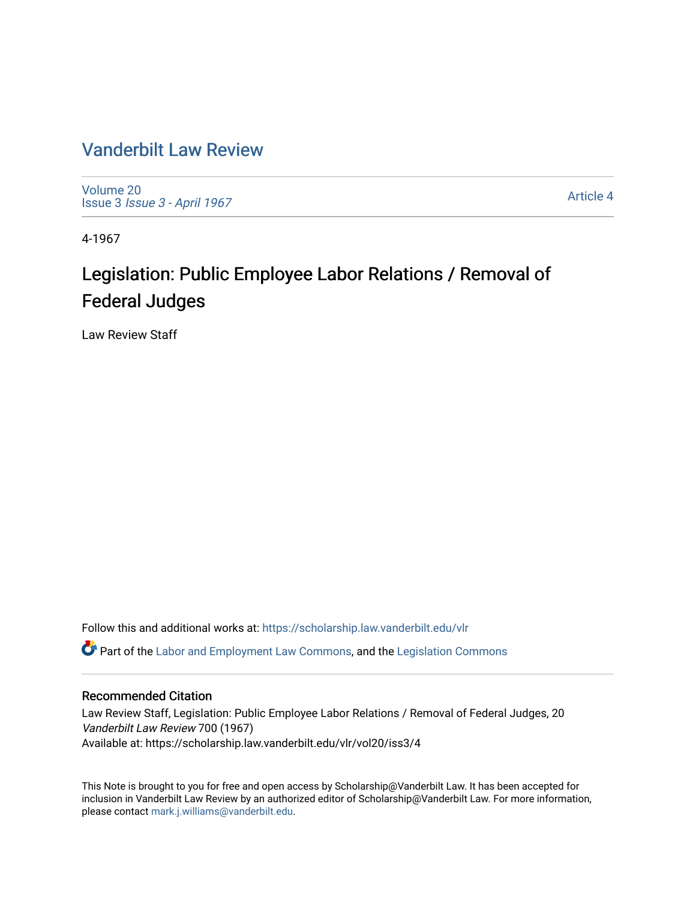# Vanderbilt Law Review

Volume 20
Issue 3 *Issue 3 - April 1967*

Article 4

4-1967

## Legislation: Public Employee Labor Relations / Removal of Federal Judges

Law Review Staff

Follow this and additional works at: https://scholarship.law.vanderbilt.edu/vlr

Part of the Labor and Employment Law Commons, and the Legislation Commons

### Recommended Citation

Law Review Staff, Legislation: Public Employee Labor Relations / Removal of Federal Judges, 20 *Vanderbilt Law Review* 700 (1967)
Available at: https://scholarship.law.vanderbilt.edu/vlr/vol20/iss3/4

This Note is brought to you for free and open access by Scholarship@Vanderbilt Law. It has been accepted for inclusion in Vanderbilt Law Review by an authorized editor of Scholarship@Vanderbilt Law. For more information, please contact mark.j.williams@vanderbilt.edu.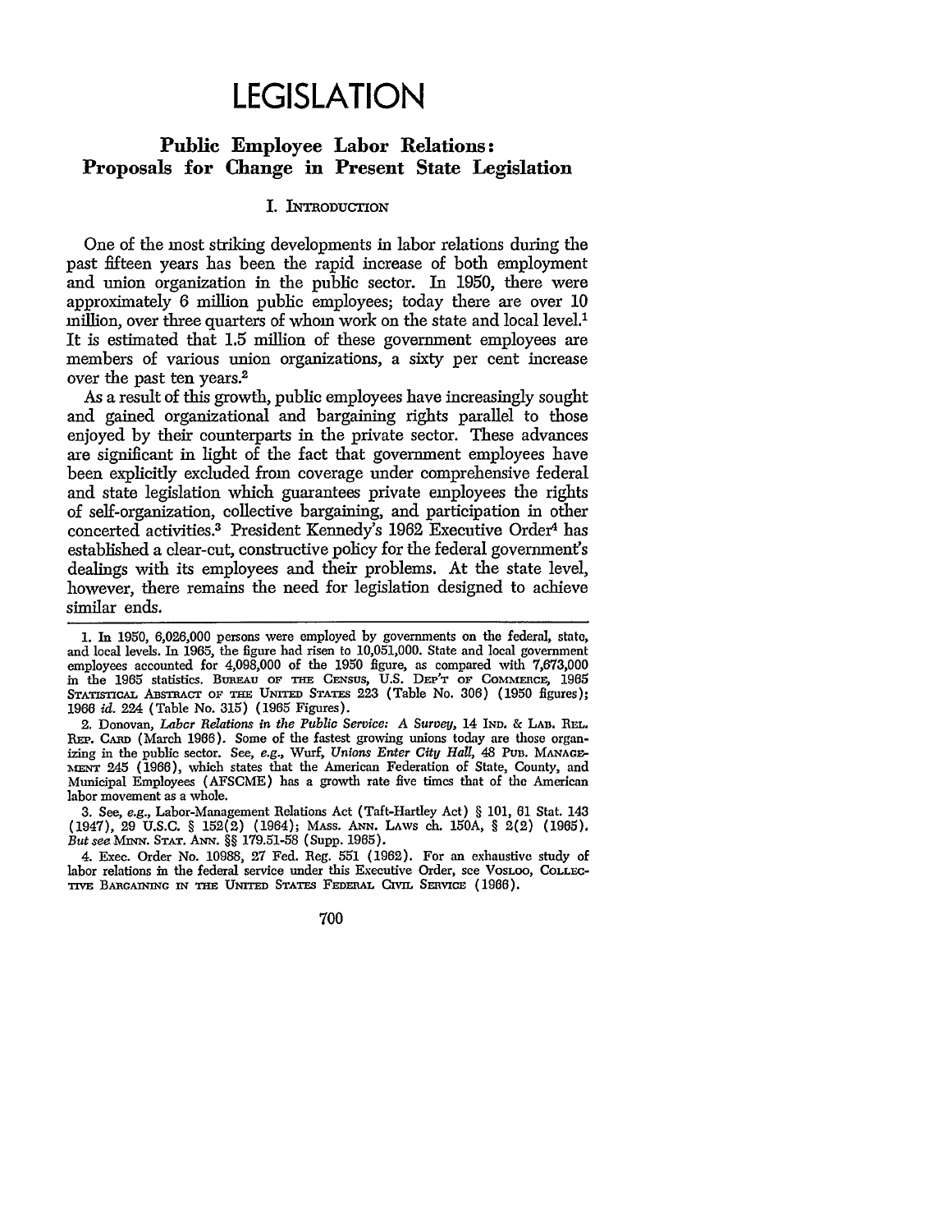# LEGISLATION

## Public Employee Labor Relations: Proposals for Change in Present State Legislation

### I. INTRODUCTION

One of the most striking developments in labor relations during the past fifteen years has been the rapid increase of both employment and union organization in the public sector. In 1950, there were approximately 6 million public employees; today there are over 10 million, over three quarters of whom work on the state and local level.[1] It is estimated that 1.5 million of these government employees are members of various union organizations, a sixty per cent increase over the past ten years.[2]

As a result of this growth, public employees have increasingly sought and gained organizational and bargaining rights parallel to those enjoyed by their counterparts in the private sector. These advances are significant in light of the fact that government employees have been explicitly excluded from coverage under comprehensive federal and state legislation which guarantees private employees the rights of self-organization, collective bargaining, and participation in other concerted activities.[3] President Kennedy's 1962 Executive Order[4] has established a clear-cut, constructive policy for the federal government's dealings with its employees and their problems. At the state level, however, there remains the need for legislation designed to achieve similar ends.

---

1. In 1950, 6,026,000 persons were employed by governments on the federal, state, and local levels. In 1965, the figure had risen to 10,051,000. State and local government employees accounted for 4,098,000 of the 1950 figure, as compared with 7,673,000 in the 1965 statistics. BUREAU OF THE CENSUS, U.S. DEP'T OF COMMERCE, 1965 STATISTICAL ABSTRACT OF THE UNITED STATES 223 (Table No. 306) (1950 figures); 1966 *id.* 224 (Table No. 315) (1965 Figures).

2. Donovan, *Labor Relations in the Public Service: A Survey*, 14 IND. & LAB. REL. REP. CARD (March 1966). Some of the fastest growing unions today are those organizing in the public sector. See, *e.g.*, Wurf, *Unions Enter City Hall*, 48 PUB. MANAGEMENT 245 (1966), which states that the American Federation of State, County, and Municipal Employees (AFSCME) has a growth rate five times that of the American labor movement as a whole.

3. See, *e.g.*, Labor-Management Relations Act (Taft-Hartley Act) § 101, 61 Stat. 143 (1947), 29 U.S.C. § 152(2) (1964); MASS. ANN. LAWS ch. 150A, § 2(2) (1965). *But see* MINN. STAT. ANN. §§ 179.51-58 (Supp. 1965).

4. Exec. Order No. 10988, 27 Fed. Reg. 551 (1962). For an exhaustive study of labor relations in the federal service under this Executive Order, see VOSLOO, COLLECTIVE BARGAINING IN THE UNITED STATES FEDERAL CIVIL SERVICE (1966).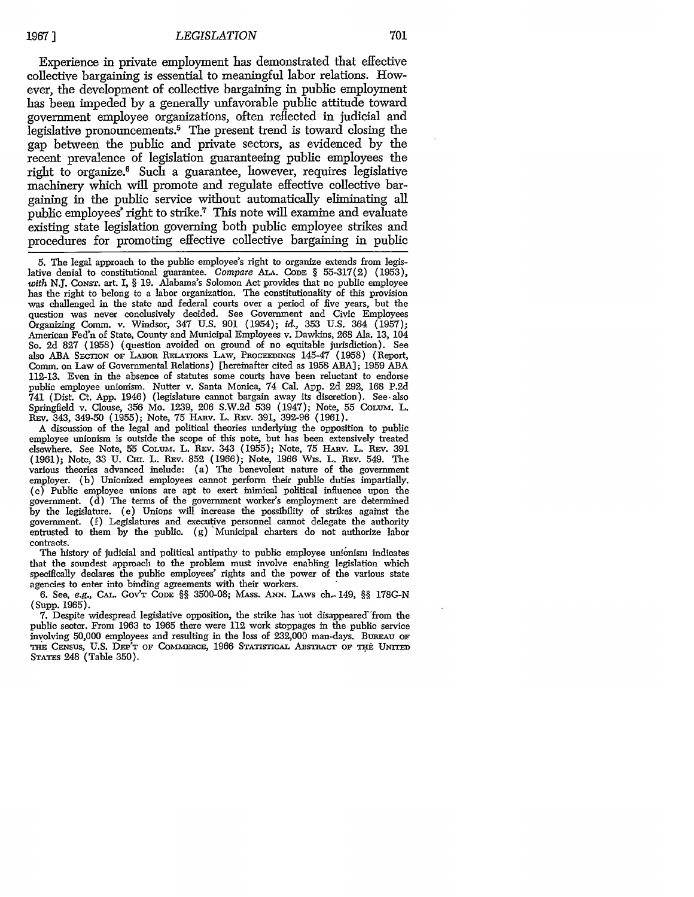Experience in private employment has demonstrated that effective collective bargaining is essential to meaningful labor relations. However, the development of collective bargaining in public employment has been impeded by a generally unfavorable public attitude toward government employee organizations, often reflected in judicial and legislative pronouncements.[5] The present trend is toward closing the gap between the public and private sectors, as evidenced by the recent prevalence of legislation guaranteeing public employees the right to organize.[6] Such a guarantee, however, requires legislative machinery which will promote and regulate effective collective bargaining in the public service without automatically eliminating all public employees' right to strike.[7] This note will examine and evaluate existing state legislation governing both public employee strikes and procedures for promoting effective collective bargaining in public

---

5. The legal approach to the public employee's right to organize extends from legislative denial to constitutional guarantee. *Compare* ALA. CODE § 55-317(2) (1953), *with* N.J. CONST. art. I, § 19. Alabama's Solomon Act provides that no public employee has the right to belong to a labor organization. The constitutionality of this provision was challenged in the state and federal courts over a period of five years, but the question was never conclusively decided. See Government and Civic Employees Organizing Comm. v. Windsor, 347 U.S. 901 (1954); *id.*, 353 U.S. 364 (1957); American Fed'n of State, County and Municipal Employees v. Dawkins, 268 Ala. 13, 104 So. 2d 827 (1958) (question avoided on ground of no equitable jurisdiction). See also ABA SECTION OF LABOR RELATIONS LAW, PROCEEDINGS 145-47 (1958) (Report, Comm. on Law of Governmental Relations) [hereinafter cited as 1958 ABA]; 1959 ABA 112-13. Even in the absence of statutes some courts have been reluctant to endorse public employee unionism. Nutter v. Santa Monica, 74 Cal. App. 2d 292, 168 P.2d 741 (Dist. Ct. App. 1946) (legislature cannot bargain away its discretion). See also Springfield v. Clouse, 356 Mo. 1239, 206 S.W.2d 539 (1947); Note, 55 COLUM. L. REV. 343, 349-50 (1955); Note, 75 HARV. L. REV. 391, 392-96 (1961).

A discussion of the legal and political theories underlying the opposition to public employee unionism is outside the scope of this note, but has been extensively treated elsewhere. See Note, 55 COLUM. L. REV. 343 (1955); Note, 75 HARV. L. REV. 391 (1961); Note, 33 U. CHI. L. REV. 852 (1966); Note, 1966 WIS. L. REV. 549. The various theories advanced include: (a) The benevolent nature of the government employer. (b) Unionized employees cannot perform their public duties impartially. (c) Public employee unions are apt to exert inimical political influence upon the government. (d) The terms of the government worker's employment are determined by the legislature. (e) Unions will increase the possibility of strikes against the government. (f) Legislatures and executive personnel cannot delegate the authority entrusted to them by the public. (g) Municipal charters do not authorize labor contracts.

The history of judicial and political antipathy to public employee unionism indicates that the soundest approach to the problem must involve enabling legislation which specifically declares the public employees' rights and the power of the various state agencies to enter into binding agreements with their workers.

6. See, *e.g.*, CAL. GOV'T CODE §§ 3500-08; MASS. ANN. LAWS ch. 149, §§ 178G-N (Supp. 1965).

7. Despite widespread legislative opposition, the strike has not disappeared from the public sector. From 1963 to 1965 there were 112 work stoppages in the public service involving 50,000 employees and resulting in the loss of 232,000 man-days. BUREAU OF THE CENSUS, U.S. DEP'T OF COMMERCE, 1966 STATISTICAL ABSTRACT OF THE UNITED STATES 248 (Table 350).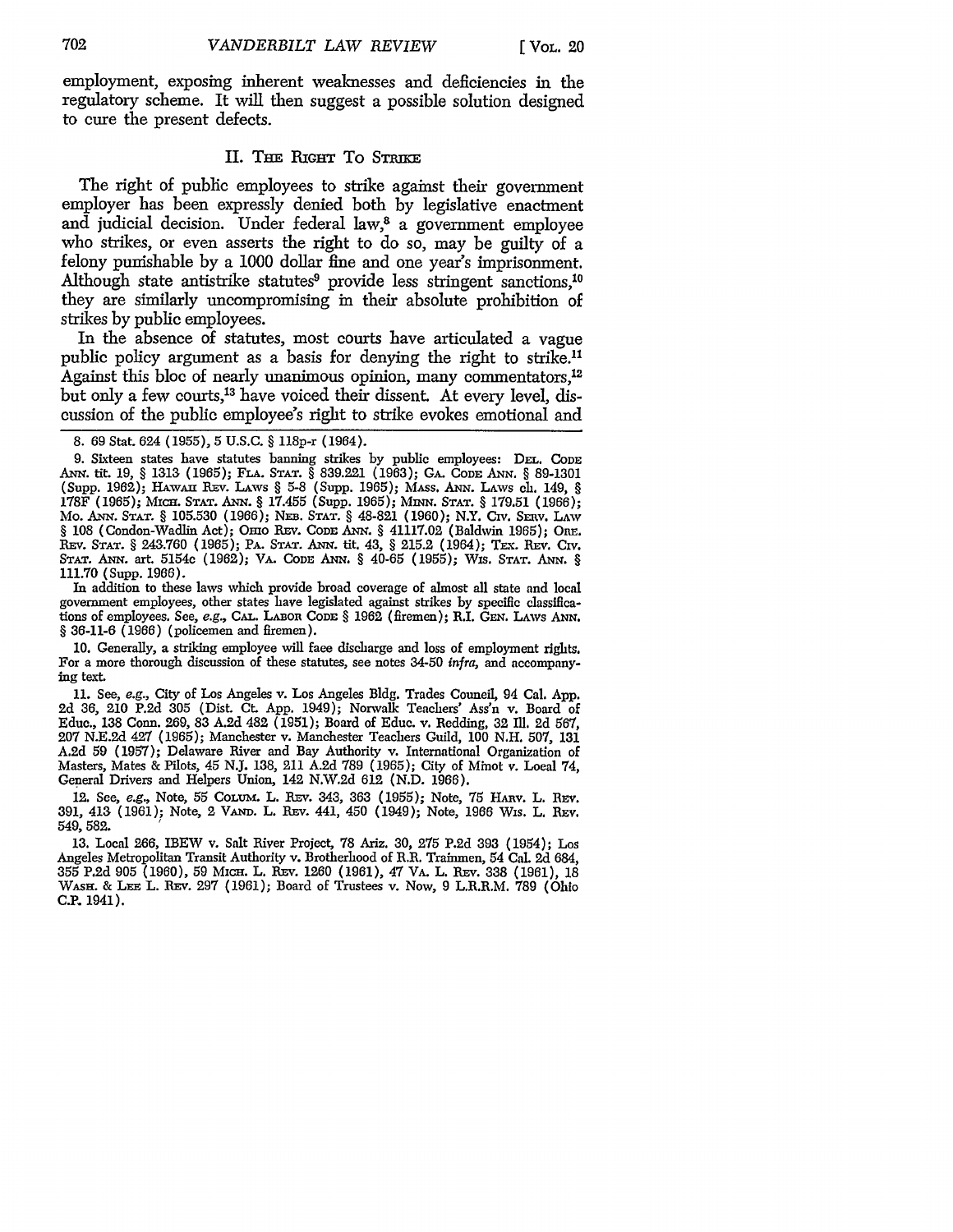employment, exposing inherent weaknesses and deficiencies in the regulatory scheme. It will then suggest a possible solution designed to cure the present defects.

## II. The Right To Strike

The right of public employees to strike against their government employer has been expressly denied both by legislative enactment and judicial decision. Under federal law,[8] a government employee who strikes, or even asserts the right to do so, may be guilty of a felony punishable by a 1000 dollar fine and one year's imprisonment. Although state antistrike statutes[9] provide less stringent sanctions,[10] they are similarly uncompromising in their absolute prohibition of strikes by public employees.

In the absence of statutes, most courts have articulated a vague public policy argument as a basis for denying the right to strike.[11] Against this bloc of nearly unanimous opinion, many commentators,[12] but only a few courts,[13] have voiced their dissent. At every level, discussion of the public employee's right to strike evokes emotional and

---

8. 69 Stat. 624 (1955), 5 U.S.C. § 118p-r (1964).

9. Sixteen states have statutes banning strikes by public employees: Del. Code Ann. tit. 19, § 1313 (1965); Fla. Stat. § 839.221 (1963); Ga. Code Ann. § 89-1301 (Supp. 1962); Hawaii Rev. Laws § 5-8 (Supp. 1965); Mass. Ann. Laws ch. 149, § 178F (1965); Mich. Stat. Ann. § 17.455 (Supp. 1965); Minn. Stat. § 179.51 (1966); Mo. Ann. Stat. § 105.530 (1966); Neb. Stat. § 48-821 (1960); N.Y. Civ. Serv. Law § 108 (Condon-Wadlin Act); Ohio Rev. Code Ann. § 41117.02 (Baldwin 1965); Ore. Rev. Stat. § 243.760 (1965); Pa. Stat. Ann. tit. 43, § 215.2 (1964); Tex. Rev. Civ. Stat. Ann. art. 5154c (1962); Va. Code Ann. § 40-65 (1955); Wis. Stat. Ann. § 111.70 (Supp. 1966).

In addition to these laws which provide broad coverage of almost all state and local government employees, other states have legislated against strikes by specific classifications of employees. See, *e.g.*, Cal. Labor Code § 1962 (firemen); R.I. Gen. Laws Ann. § 36-11-6 (1966) (policemen and firemen).

10. Generally, a striking employee will face discharge and loss of employment rights. For a more thorough discussion of these statutes, see notes 34-50 *infra*, and accompanying text.

11. See, *e.g.*, City of Los Angeles v. Los Angeles Bldg. Trades Council, 94 Cal. App. 2d 36, 210 P.2d 305 (Dist. Ct. App. 1949); Norwalk Teachers' Ass'n v. Board of Educ., 138 Conn. 269, 83 A.2d 482 (1951); Board of Educ. v. Redding, 32 Ill. 2d 567, 207 N.E.2d 427 (1965); Manchester v. Manchester Teachers Guild, 100 N.H. 507, 131 A.2d 59 (1957); Delaware River and Bay Authority v. International Organization of Masters, Mates & Pilots, 45 N.J. 138, 211 A.2d 789 (1965); City of Minot v. Local 74, General Drivers and Helpers Union, 142 N.W.2d 612 (N.D. 1966).

12. See, *e.g.*, Note, 55 Colum. L. Rev. 343, 363 (1955); Note, 75 Harv. L. Rev. 391, 413 (1961); Note, 2 Vand. L. Rev. 441, 450 (1949); Note, 1966 Wis. L. Rev. 549, 582.

13. Local 266, IBEW v. Salt River Project, 78 Ariz. 30, 275 P.2d 393 (1954); Los Angeles Metropolitan Transit Authority v. Brotherhood of R.R. Trainmen, 54 Cal. 2d 684, 355 P.2d 905 (1960), 59 Mich. L. Rev. 1260 (1961), 47 Va. L. Rev. 338 (1961), 18 Wash. & Lee L. Rev. 297 (1961); Board of Trustees v. Now, 9 L.R.R.M. 789 (Ohio C.P. 1941).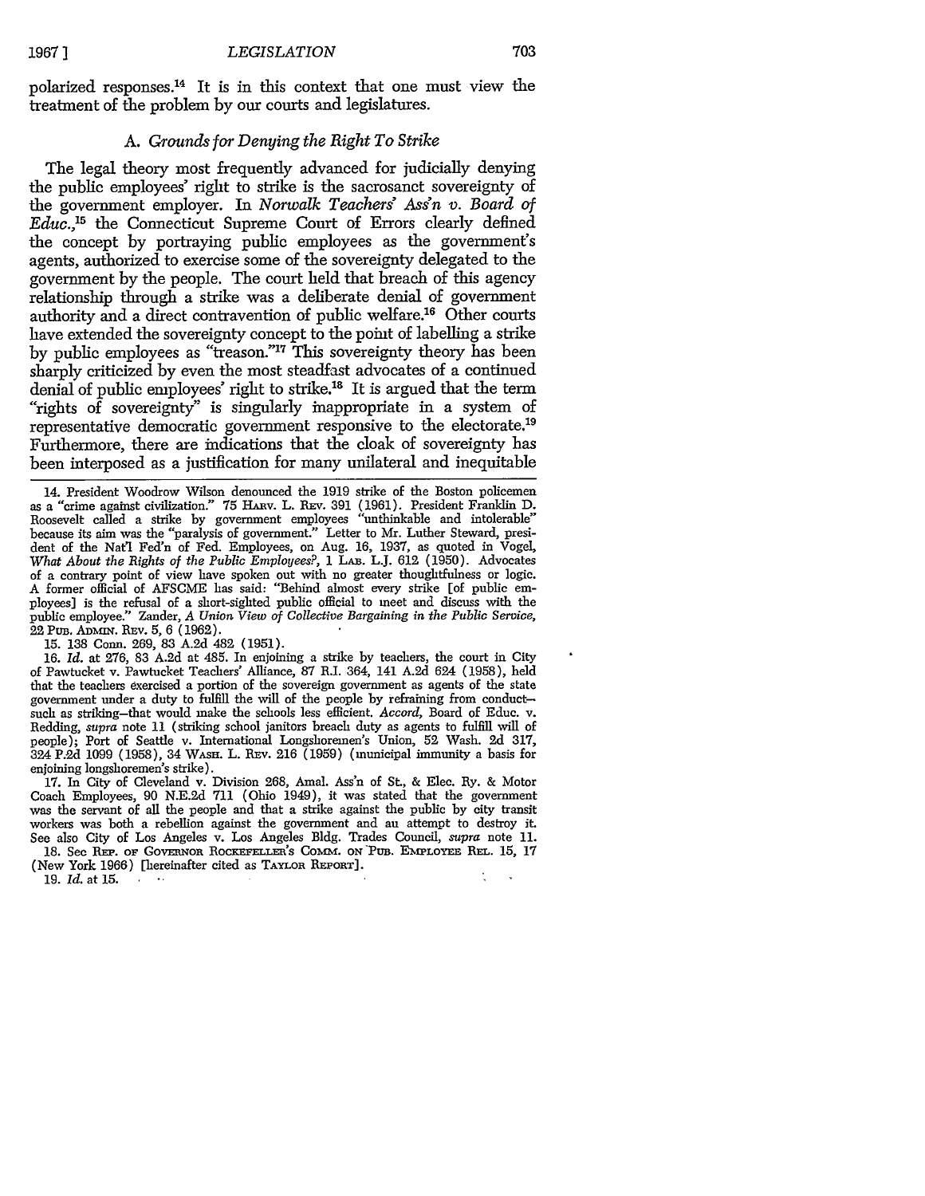polarized responses.[14] It is in this context that one must view the treatment of the problem by our courts and legislatures.

### A. *Grounds for Denying the Right To Strike*

The legal theory most frequently advanced for judicially denying the public employees' right to strike is the sacrosanct sovereignty of the government employer. In *Norwalk Teachers' Ass'n v. Board of Educ.*,[15] the Connecticut Supreme Court of Errors clearly defined the concept by portraying public employees as the government's agents, authorized to exercise some of the sovereignty delegated to the government by the people. The court held that breach of this agency relationship through a strike was a deliberate denial of government authority and a direct contravention of public welfare.[16] Other courts have extended the sovereignty concept to the point of labelling a strike by public employees as "treason."[17] This sovereignty theory has been sharply criticized by even the most steadfast advocates of a continued denial of public employees' right to strike.[18] It is argued that the term "rights of sovereignty" is singularly inappropriate in a system of representative democratic government responsive to the electorate.[19] Furthermore, there are indications that the cloak of sovereignty has been interposed as a justification for many unilateral and inequitable

---

14. President Woodrow Wilson denounced the 1919 strike of the Boston policemen as a "crime against civilization." 75 HARV. L. REV. 391 (1961). President Franklin D. Roosevelt called a strike by government employees "unthinkable and intolerable" because its aim was the "paralysis of government." Letter to Mr. Luther Steward, president of the Nat'l Fed'n of Fed. Employees, on Aug. 16, 1937, as quoted in Vogel, *What About the Rights of the Public Employees?*, 1 LAB. L.J. 612 (1950). Advocates of a contrary point of view have spoken out with no greater thoughtfulness or logic. A former official of AFSCME has said: "Behind almost every strike [of public employees] is the refusal of a short-sighted public official to meet and discuss with the public employee." Zander, *A Union View of Collective Bargaining in the Public Service*, 22 PUB. ADMIN. REV. 5, 6 (1962).

15. 138 Conn. 269, 83 A.2d 482 (1951).

16. *Id.* at 276, 83 A.2d at 485. In enjoining a strike by teachers, the court in City of Pawtucket v. Pawtucket Teachers' Alliance, 87 R.I. 364, 141 A.2d 624 (1958), held that the teachers exercised a portion of the sovereign government as agents of the state government under a duty to fulfill the will of the people by refraining from conduct—such as striking—that would make the schools less efficient. *Accord*, Board of Educ. v. Redding, *supra* note 11 (striking school janitors breach duty as agents to fulfill will of people); Port of Seattle v. International Longshoremen's Union, 52 Wash. 2d 317, 324 P.2d 1099 (1958), 34 WASH. L. REV. 216 (1959) (municipal immunity a basis for enjoining longshoremen's strike).

17. In City of Cleveland v. Division 268, Amal. Ass'n of St., & Elec. Ry. & Motor Coach Employees, 90 N.E.2d 711 (Ohio 1949), it was stated that the government was the servant of all the people and that a strike against the public by city transit workers was both a rebellion against the government and an attempt to destroy it. See also City of Los Angeles v. Los Angeles Bldg. Trades Council, *supra* note 11.

18. See REP. OF GOVERNOR ROCKEFELLER'S COMM. ON PUB. EMPLOYEE REL. 15, 17 (New York 1966) [hereinafter cited as TAYLOR REPORT].

19. *Id.* at 15.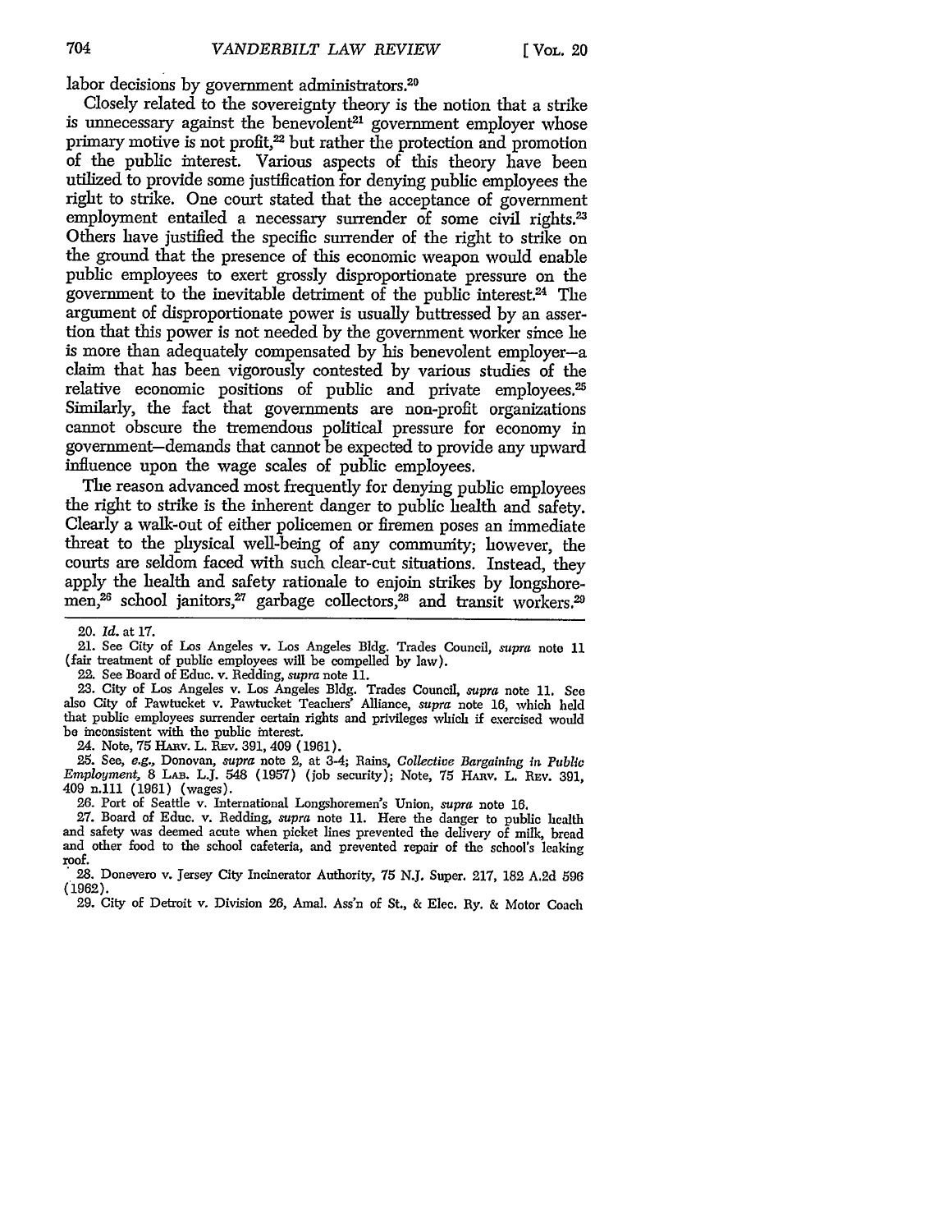labor decisions by government administrators.[20]

Closely related to the sovereignty theory is the notion that a strike is unnecessary against the benevolent[21] government employer whose primary motive is not profit,[22] but rather the protection and promotion of the public interest. Various aspects of this theory have been utilized to provide some justification for denying public employees the right to strike. One court stated that the acceptance of government employment entailed a necessary surrender of some civil rights.[23] Others have justified the specific surrender of the right to strike on the ground that the presence of this economic weapon would enable public employees to exert grossly disproportionate pressure on the government to the inevitable detriment of the public interest.[24] The argument of disproportionate power is usually buttressed by an assertion that this power is not needed by the government worker since he is more than adequately compensated by his benevolent employer—a claim that has been vigorously contested by various studies of the relative economic positions of public and private employees.[25] Similarly, the fact that governments are non-profit organizations cannot obscure the tremendous political pressure for economy in government—demands that cannot be expected to provide any upward influence upon the wage scales of public employees.

The reason advanced most frequently for denying public employees the right to strike is the inherent danger to public health and safety. Clearly a walk-out of either policemen or firemen poses an immediate threat to the physical well-being of any community; however, the courts are seldom faced with such clear-cut situations. Instead, they apply the health and safety rationale to enjoin strikes by longshoremen,[26] school janitors,[27] garbage collectors,[28] and transit workers.[29]

---

20. *Id.* at 17.

21. See City of Los Angeles v. Los Angeles Bldg. Trades Council, *supra* note 11 (fair treatment of public employees will be compelled by law).

22. See Board of Educ. v. Redding, *supra* note 11.

23. City of Los Angeles v. Los Angeles Bldg. Trades Council, *supra* note 11. See also City of Pawtucket v. Pawtucket Teachers' Alliance, *supra* note 16, which held that public employees surrender certain rights and privileges which if exercised would be inconsistent with the public interest.

24. Note, 75 HARV. L. REV. 391, 409 (1961).

25. See, *e.g.*, Donovan, *supra* note 2, at 3-4; Rains, *Collective Bargaining in Public Employment*, 8 LAB. L.J. 548 (1957) (job security); Note, 75 HARV. L. REV. 391, 409 n.111 (1961) (wages).

26. Port of Seattle v. International Longshoremen's Union, *supra* note 16.

27. Board of Educ. v. Redding, *supra* note 11. Here the danger to public health and safety was deemed acute when picket lines prevented the delivery of milk, bread and other food to the school cafeteria, and prevented repair of the school's leaking roof.

28. Donevero v. Jersey City Incinerator Authority, 75 N.J. Super. 217, 182 A.2d 596 (1962).

29. City of Detroit v. Division 26, Amal. Ass'n of St., & Elec. Ry. & Motor Coach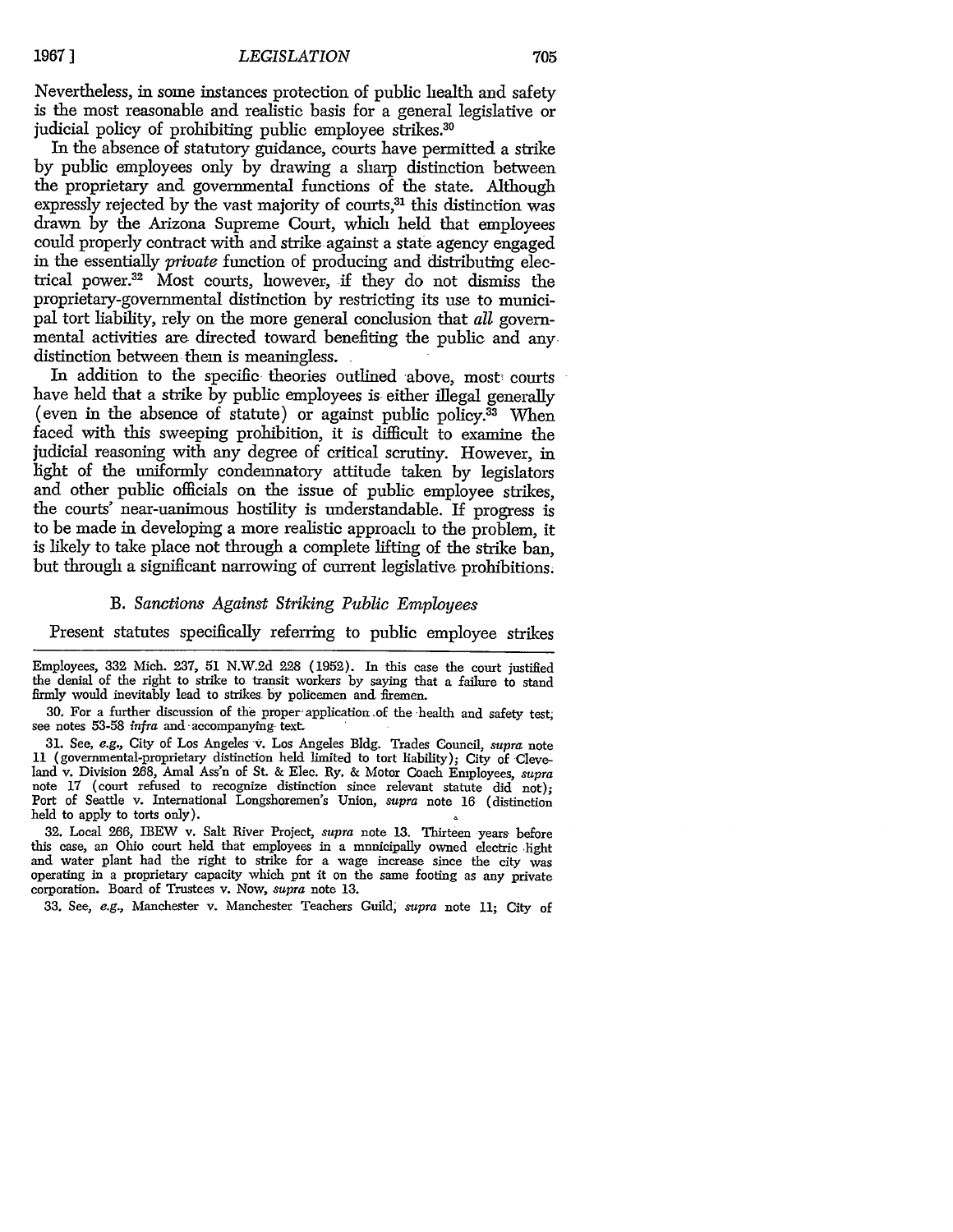Nevertheless, in some instances protection of public health and safety is the most reasonable and realistic basis for a general legislative or judicial policy of prohibiting public employee strikes.[30]

In the absence of statutory guidance, courts have permitted a strike by public employees only by drawing a sharp distinction between the proprietary and governmental functions of the state. Although expressly rejected by the vast majority of courts,[31] this distinction was drawn by the Arizona Supreme Court, which held that employees could properly contract with and strike against a state agency engaged in the essentially *private* function of producing and distributing electrical power.[32] Most courts, however, if they do not dismiss the proprietary-governmental distinction by restricting its use to municipal tort liability, rely on the more general conclusion that *all* governmental activities are directed toward benefiting the public and any distinction between them is meaningless.

In addition to the specific theories outlined above, most courts have held that a strike by public employees is either illegal generally (even in the absence of statute) or against public policy.[33] When faced with this sweeping prohibition, it is difficult to examine the judicial reasoning with any degree of critical scrutiny. However, in light of the uniformly condemnatory attitude taken by legislators and other public officials on the issue of public employee strikes, the courts' near-unanimous hostility is understandable. If progress is to be made in developing a more realistic approach to the problem, it is likely to take place not through a complete lifting of the strike ban, but through a significant narrowing of current legislative prohibitions.

### B. *Sanctions Against Striking Public Employees*

Present statutes specifically referring to public employee strikes

---

Employees, 332 Mich. 237, 51 N.W.2d 228 (1952). In this case the court justified the denial of the right to strike to transit workers by saying that a failure to stand firmly would inevitably lead to strikes by policemen and firemen.

30. For a further discussion of the proper application of the health and safety test, see notes 53-58 *infra* and accompanying text.

31. See, *e.g.*, City of Los Angeles v. Los Angeles Bldg. Trades Council, *supra* note 11 (governmental-proprietary distinction held limited to tort liability); City of Cleveland v. Division 268, Amal Ass'n of St. & Elec. Ry. & Motor Coach Employees, *supra* note 17 (court refused to recognize distinction since relevant statute did not); Port of Seattle v. International Longshoremen's Union, *supra* note 16 (distinction held to apply to torts only).

32. Local 266, IBEW v. Salt River Project, *supra* note 13. Thirteen years before this case, an Ohio court held that employees in a municipally owned electric light and water plant had the right to strike for a wage increase since the city was operating in a proprietary capacity which put it on the same footing as any private corporation. Board of Trustees v. Now, *supra* note 13.

33. See, *e.g.*, Manchester v. Manchester Teachers Guild, *supra* note 11; City of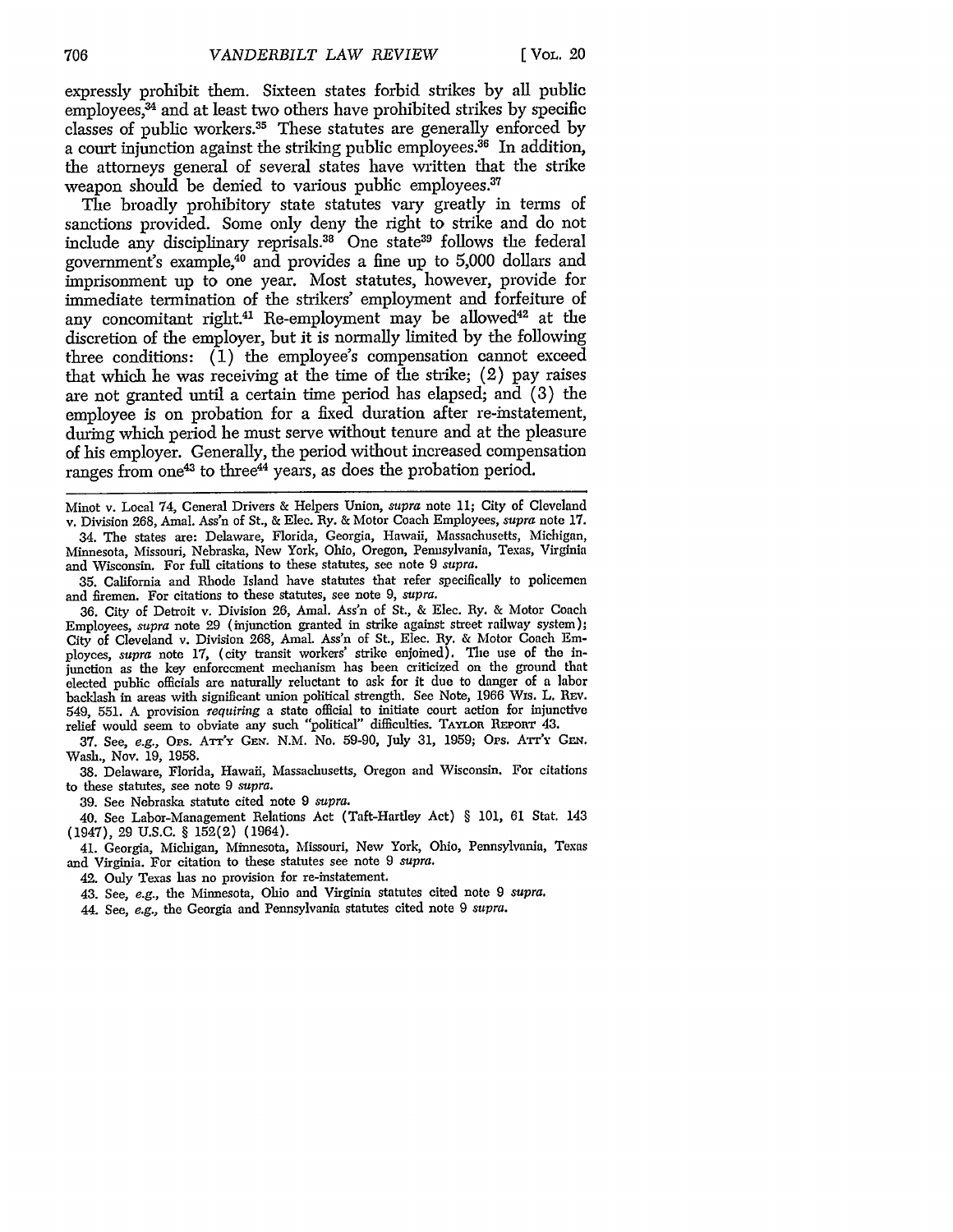expressly prohibit them. Sixteen states forbid strikes by all public employees,[34] and at least two others have prohibited strikes by specific classes of public workers.[35] These statutes are generally enforced by a court injunction against the striking public employees.[36] In addition, the attorneys general of several states have written that the strike weapon should be denied to various public employees.[37]

The broadly prohibitory state statutes vary greatly in terms of sanctions provided. Some only deny the right to strike and do not include any disciplinary reprisals.[38] One state[39] follows the federal government's example,[40] and provides a fine up to 5,000 dollars and imprisonment up to one year. Most statutes, however, provide for immediate termination of the strikers' employment and forfeiture of any concomitant right.[41] Re-employment may be allowed[42] at the discretion of the employer, but it is normally limited by the following three conditions: (1) the employee's compensation cannot exceed that which he was receiving at the time of the strike; (2) pay raises are not granted until a certain time period has elapsed; and (3) the employee is on probation for a fixed duration after re-instatement, during which period he must serve without tenure and at the pleasure of his employer. Generally, the period without increased compensation ranges from one[43] to three[44] years, as does the probation period.

---

Minot v. Local 74, General Drivers & Helpers Union, *supra* note 11; City of Cleveland v. Division 268, Amal. Ass'n of St., & Elec. Ry. & Motor Coach Employees, *supra* note 17.

34. The states are: Delaware, Florida, Georgia, Hawaii, Massachusetts, Michigan, Minnesota, Missouri, Nebraska, New York, Ohio, Oregon, Pennsylvania, Texas, Virginia and Wisconsin. For full citations to these statutes, see note 9 *supra*.

35. California and Rhode Island have statutes that refer specifically to policemen and firemen. For citations to these statutes, see note 9, *supra*.

36. City of Detroit v. Division 26, Amal. Ass'n of St., & Elec. Ry. & Motor Coach Employees, *supra* note 29 (injunction granted in strike against street railway system); City of Cleveland v. Division 268, Amal. Ass'n of St., Elec. Ry. & Motor Coach Employees, *supra* note 17, (city transit workers' strike enjoined). The use of the injunction as the key enforcement mechanism has been criticized on the ground that elected public officials are naturally reluctant to ask for it due to danger of a labor backlash in areas with significant union political strength. See Note, 1966 WIS. L. REV. 549, 551. A provision *requiring* a state official to initiate court action for injunctive relief would seem to obviate any such "political" difficulties. TAYLOR REPORT 43.

37. See, *e.g.*, OPS. ATT'Y GEN. N.M. No. 59-90, July 31, 1959; OPS. ATT'Y GEN. Wash., Nov. 19, 1958.

38. Delaware, Florida, Hawaii, Massachusetts, Oregon and Wisconsin. For citations to these statutes, see note 9 *supra*.

39. See Nebraska statute cited note 9 *supra*.

40. See Labor-Management Relations Act (Taft-Hartley Act) § 101, 61 Stat. 143 (1947), 29 U.S.C. § 152(2) (1964).

41. Georgia, Michigan, Minnesota, Missouri, New York, Ohio, Pennsylvania, Texas and Virginia. For citation to these statutes see note 9 *supra*.

42. Only Texas has no provision for re-instatement.

43. See, *e.g.*, the Minnesota, Ohio and Virginia statutes cited note 9 *supra*.

44. See, *e.g.*, the Georgia and Pennsylvania statutes cited note 9 *supra*.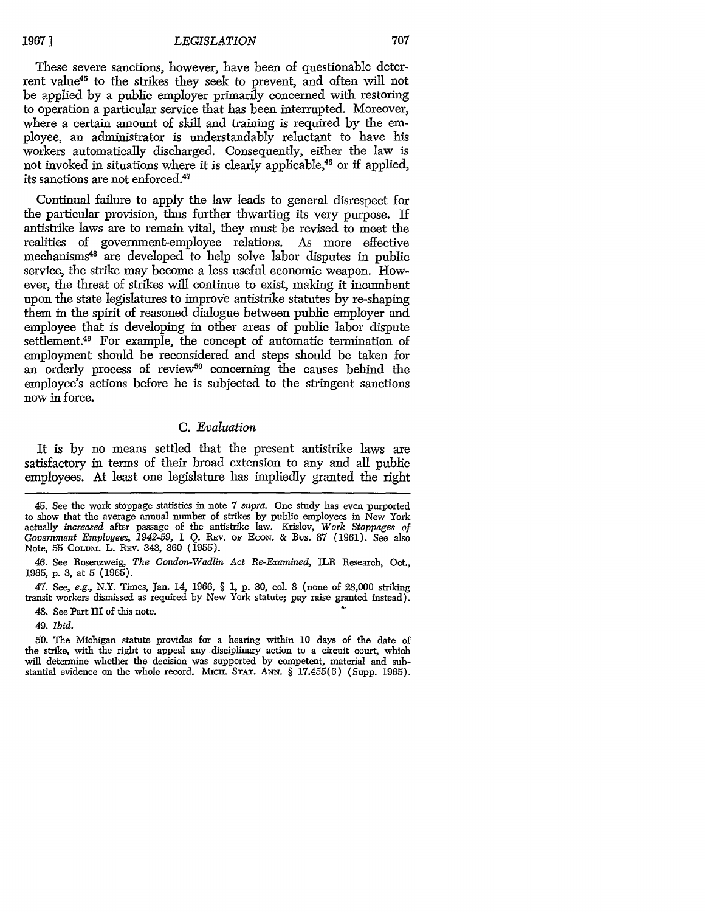These severe sanctions, however, have been of questionable deterrent value[45] to the strikes they seek to prevent, and often will not be applied by a public employer primarily concerned with restoring to operation a particular service that has been interrupted. Moreover, where a certain amount of skill and training is required by the employee, an administrator is understandably reluctant to have his workers automatically discharged. Consequently, either the law is not invoked in situations where it is clearly applicable,[46] or if applied, its sanctions are not enforced.[47]

Continual failure to apply the law leads to general disrespect for the particular provision, thus further thwarting its very purpose. If antistrike laws are to remain vital, they must be revised to meet the realities of government-employee relations. As more effective mechanisms[48] are developed to help solve labor disputes in public service, the strike may become a less useful economic weapon. However, the threat of strikes will continue to exist, making it incumbent upon the state legislatures to improve antistrike statutes by re-shaping them in the spirit of reasoned dialogue between public employer and employee that is developing in other areas of public labor dispute settlement.[49] For example, the concept of automatic termination of employment should be reconsidered and steps should be taken for an orderly process of review[50] concerning the causes behind the employee's actions before he is subjected to the stringent sanctions now in force.

### C. *Evaluation*

It is by no means settled that the present antistrike laws are satisfactory in terms of their broad extension to any and all public employees. At least one legislature has impliedly granted the right

---

45. See the work stoppage statistics in note 7 *supra*. One study has even purported to show that the average annual number of strikes by public employees in New York actually *increased* after passage of the antistrike law. Krislov, *Work Stoppages of Government Employees, 1942-59*, 1 Q. Rev. of Econ. & Bus. 87 (1961). See also Note, 55 Colum. L. Rev. 343, 360 (1955).

46. See Rosenzweig, *The Condon-Wadlin Act Re-Examined*, ILR Research, Oct., 1965, p. 3, at 5 (1965).

47. See, *e.g.*, N.Y. Times, Jan. 14, 1966, § 1, p. 30, col. 8 (none of 28,000 striking transit workers dismissed as required by New York statute; pay raise granted instead).

48. See Part III of this note.

49. *Ibid.*

50. The Michigan statute provides for a hearing within 10 days of the date of the strike, with the right to appeal any disciplinary action to a circuit court, which will determine whether the decision was supported by competent, material and substantial evidence on the whole record. Mich. Stat. Ann. § 17.455(6) (Supp. 1965).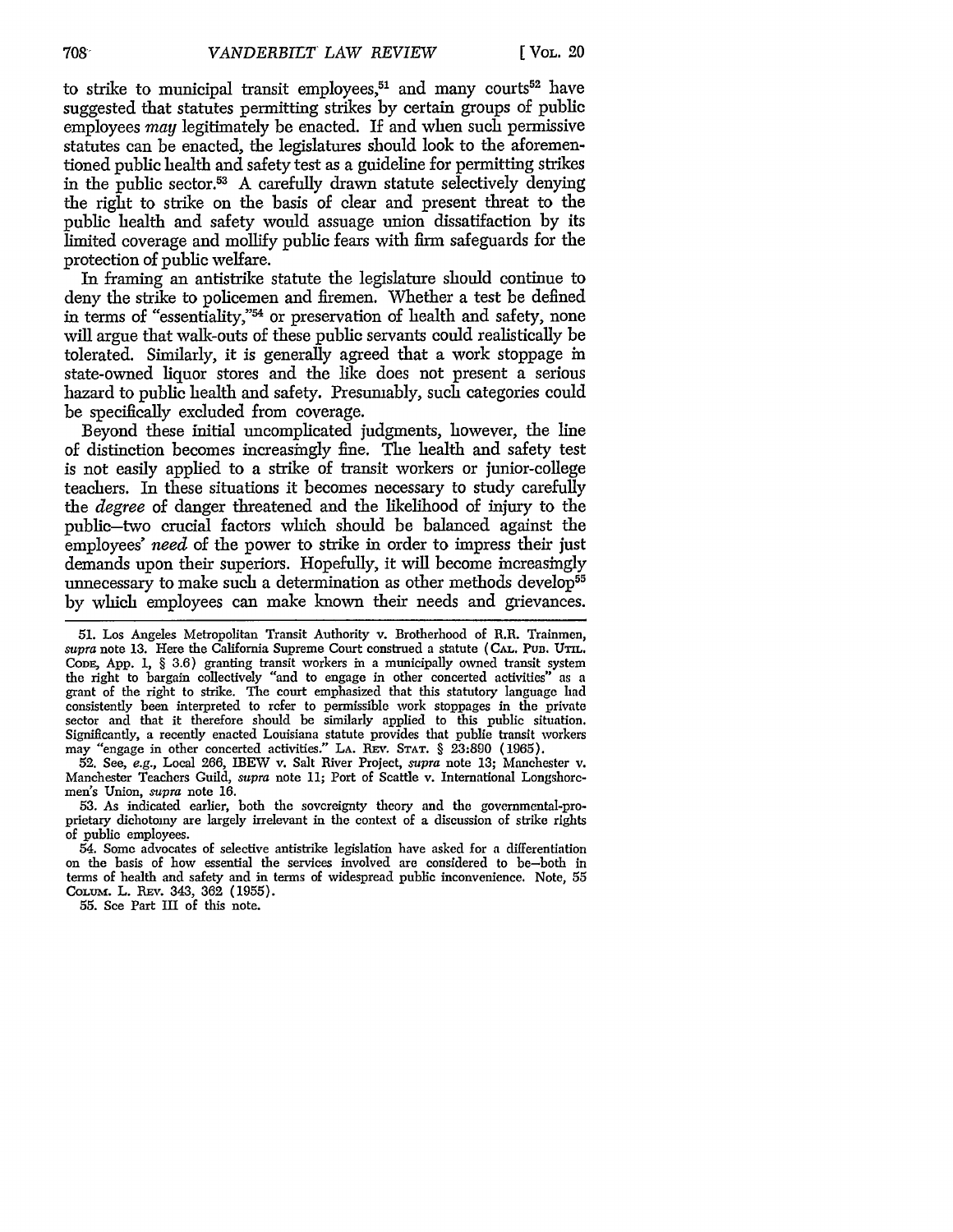to strike to municipal transit employees,[51] and many courts[52] have suggested that statutes permitting strikes by certain groups of public employees *may* legitimately be enacted. If and when such permissive statutes can be enacted, the legislatures should look to the aforementioned public health and safety test as a guideline for permitting strikes in the public sector.[53] A carefully drawn statute selectively denying the right to strike on the basis of clear and present threat to the public health and safety would assuage union dissatifaction by its limited coverage and mollify public fears with firm safeguards for the protection of public welfare.

In framing an antistrike statute the legislature should continue to deny the strike to policemen and firemen. Whether a test be defined in terms of "essentiality,"[54] or preservation of health and safety, none will argue that walk-outs of these public servants could realistically be tolerated. Similarly, it is generally agreed that a work stoppage in state-owned liquor stores and the like does not present a serious hazard to public health and safety. Presumably, such categories could be specifically excluded from coverage.

Beyond these initial uncomplicated judgments, however, the line of distinction becomes increasingly fine. The health and safety test is not easily applied to a strike of transit workers or junior-college teachers. In these situations it becomes necessary to study carefully the *degree* of danger threatened and the likelihood of injury to the public—two crucial factors which should be balanced against the employees' *need* of the power to strike in order to impress their just demands upon their superiors. Hopefully, it will become increasingly unnecessary to make such a determination as other methods develop[55] by which employees can make known their needs and grievances.

---

51. Los Angeles Metropolitan Transit Authority v. Brotherhood of R.R. Trainmen, *supra* note 13. Here the California Supreme Court construed a statute (CAL. PUB. UTIL. CODE, App. 1, § 3.6) granting transit workers in a municipally owned transit system the right to bargain collectively "and to engage in other concerted activities" as a grant of the right to strike. The court emphasized that this statutory language had consistently been interpreted to refer to permissible work stoppages in the private sector and that it therefore should be similarly applied to this public situation. Significantly, a recently enacted Louisiana statute provides that public transit workers may "engage in other concerted activities." LA. REV. STAT. § 23:890 (1965).

52. See, *e.g.*, Local 266, IBEW v. Salt River Project, *supra* note 13; Manchester v. Manchester Teachers Guild, *supra* note 11; Port of Seattle v. International Longshoremen's Union, *supra* note 16.

53. As indicated earlier, both the sovereignty theory and the governmental-proprietary dichotomy are largely irrelevant in the context of a discussion of strike rights of public employees.

54. Some advocates of selective antistrike legislation have asked for a differentiation on the basis of how essential the services involved are considered to be—both in terms of health and safety and in terms of widespread public inconvenience. Note, 55 COLUM. L. REV. 343, 362 (1955).

55. See Part III of this note.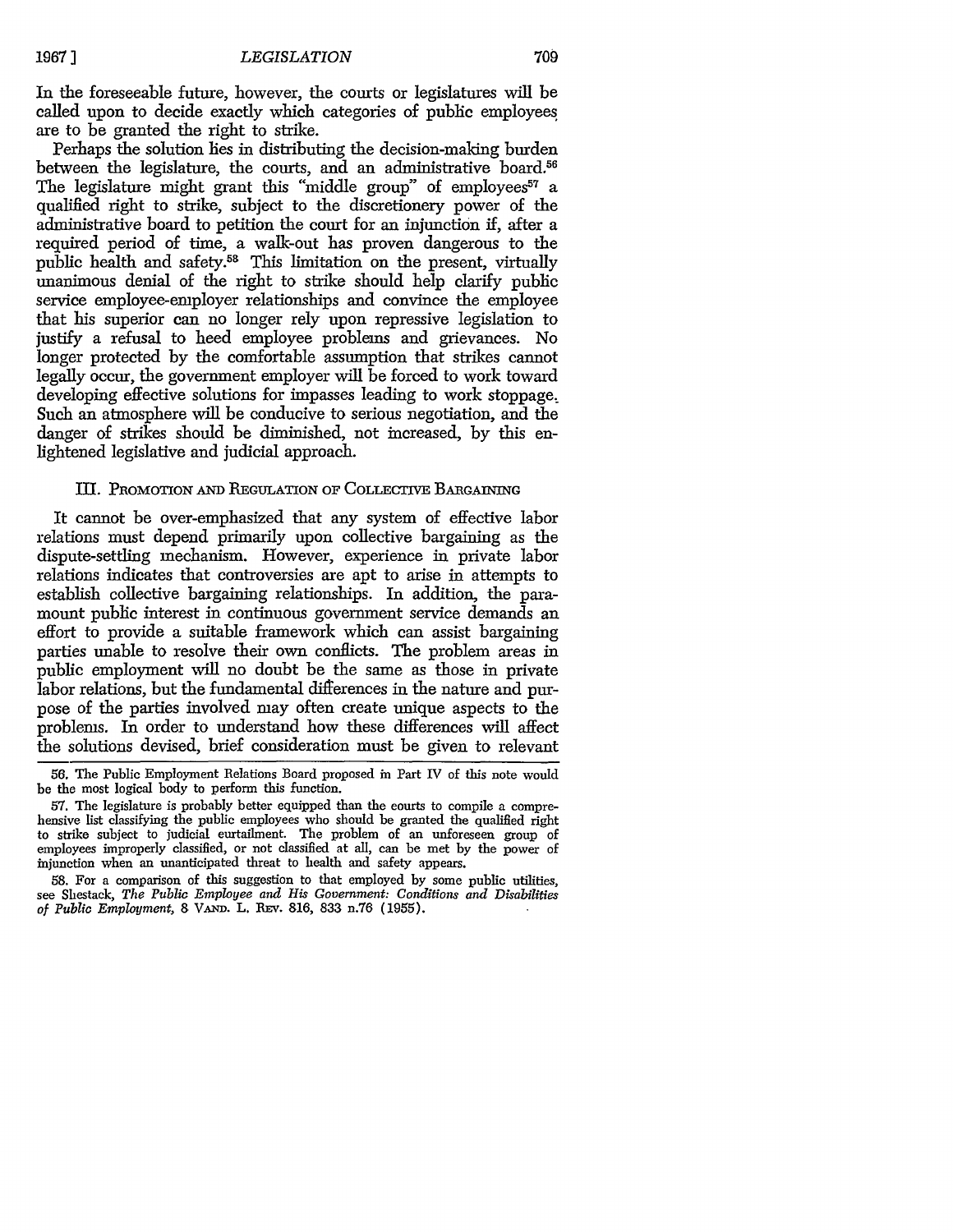In the foreseeable future, however, the courts or legislatures will be called upon to decide exactly which categories of public employees are to be granted the right to strike.

Perhaps the solution lies in distributing the decision-making burden between the legislature, the courts, and an administrative board.[56] The legislature might grant this "middle group" of employees[57] a qualified right to strike, subject to the discretionery power of the administrative board to petition the court for an injunction if, after a required period of time, a walk-out has proven dangerous to the public health and safety.[58] This limitation on the present, virtually unanimous denial of the right to strike should help clarify public service employee-employer relationships and convince the employee that his superior can no longer rely upon repressive legislation to justify a refusal to heed employee problems and grievances. No longer protected by the comfortable assumption that strikes cannot legally occur, the government employer will be forced to work toward developing effective solutions for impasses leading to work stoppage. Such an atmosphere will be conducive to serious negotiation, and the danger of strikes should be diminished, not increased, by this enlightened legislative and judicial approach.

## III. Promotion and Regulation of Collective Bargaining

It cannot be over-emphasized that any system of effective labor relations must depend primarily upon collective bargaining as the dispute-settling mechanism. However, experience in private labor relations indicates that controversies are apt to arise in attempts to establish collective bargaining relationships. In addition, the paramount public interest in continuous government service demands an effort to provide a suitable framework which can assist bargaining parties unable to resolve their own conflicts. The problem areas in public employment will no doubt be the same as those in private labor relations, but the fundamental differences in the nature and purpose of the parties involved may often create unique aspects to the problems. In order to understand how these differences will affect the solutions devised, brief consideration must be given to relevant

---

56. The Public Employment Relations Board proposed in Part IV of this note would be the most logical body to perform this function.

57. The legislature is probably better equipped than the courts to compile a comprehensive list classifying the public employees who should be granted the qualified right to strike subject to judicial curtailment. The problem of an unforeseen group of employees improperly classified, or not classified at all, can be met by the power of injunction when an unanticipated threat to health and safety appears.

58. For a comparison of this suggestion to that employed by some public utilities, see Shestack, *The Public Employee and His Government: Conditions and Disabilities of Public Employment*, 8 Vand. L. Rev. 816, 833 n.76 (1955).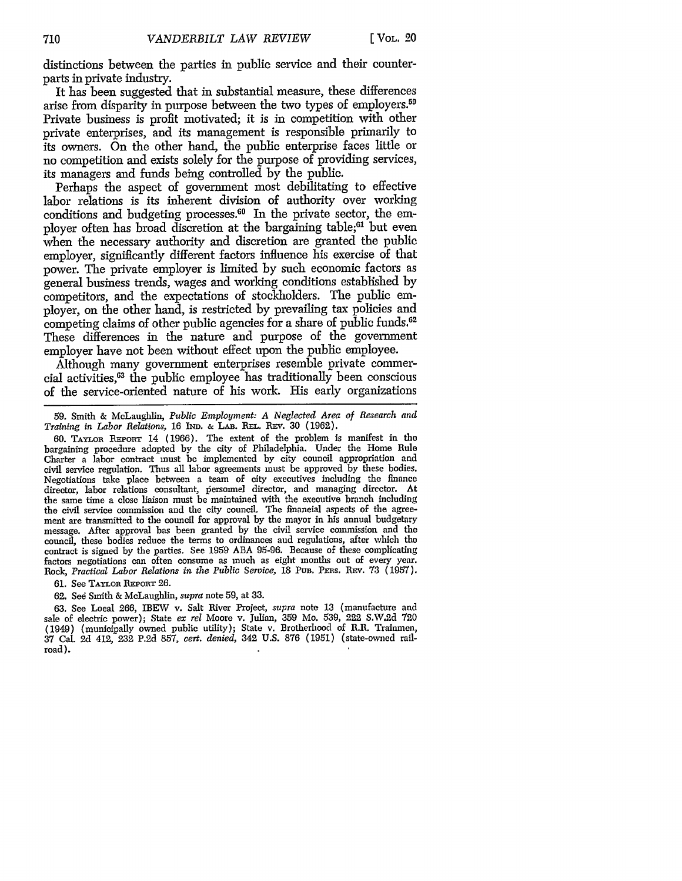distinctions between the parties in public service and their counterparts in private industry.

It has been suggested that in substantial measure, these differences arise from disparity in purpose between the two types of employers.[59] Private business is profit motivated; it is in competition with other private enterprises, and its management is responsible primarily to its owners. On the other hand, the public enterprise faces little or no competition and exists solely for the purpose of providing services, its managers and funds being controlled by the public.

Perhaps the aspect of government most debilitating to effective labor relations is its inherent division of authority over working conditions and budgeting processes.[60] In the private sector, the employer often has broad discretion at the bargaining table;[61] but even when the necessary authority and discretion are granted the public employer, significantly different factors influence his exercise of that power. The private employer is limited by such economic factors as general business trends, wages and working conditions established by competitors, and the expectations of stockholders. The public employer, on the other hand, is restricted by prevailing tax policies and competing claims of other public agencies for a share of public funds.[62] These differences in the nature and purpose of the government employer have not been without effect upon the public employee.

Although many government enterprises resemble private commercial activities,[63] the public employee has traditionally been conscious of the service-oriented nature of his work. His early organizations

---

59. Smith & McLaughlin, *Public Employment: A Neglected Area of Research and Training in Labor Relations*, 16 IND. & LAB. REL. REV. 30 (1962).

60. TAYLOR REPORT 14 (1966). The extent of the problem is manifest in the bargaining procedure adopted by the city of Philadelphia. Under the Home Rule Charter a labor contract must be implemented by city council appropriation and civil service regulation. Thus all labor agreements must be approved by these bodies. Negotiations take place between a team of city executives including the finance director, labor relations consultant, personnel director, and managing director. At the same time a close liaison must be maintained with the executive branch including the civil service commission and the city council. The financial aspects of the agreement are transmitted to the council for approval by the mayor in his annual budgetary message. After approval has been granted by the civil service commission and the council, these bodies reduce the terms to ordinances and regulations, after which the contract is signed by the parties. See 1959 ABA 95-96. Because of these complicating factors negotiations can often consume as much as eight months out of every year. Rock, *Practical Labor Relations in the Public Service*, 18 PUB. PERS. REV. 73 (1957).

61. See TAYLOR REPORT 26.

62. See Smith & McLaughlin, *supra* note 59, at 33.

63. See Local 266, IBEW v. Salt River Project, *supra* note 13 (manufacture and sale of electric power); State *ex rel* Moore v. Julian, 359 Mo. 539, 222 S.W.2d 720 (1949) (municipally owned public utility); State v. Brotherhood of R.R. Trainmen, 37 Cal. 2d 412, 232 P.2d 857, *cert. denied*, 342 U.S. 876 (1951) (state-owned railroad).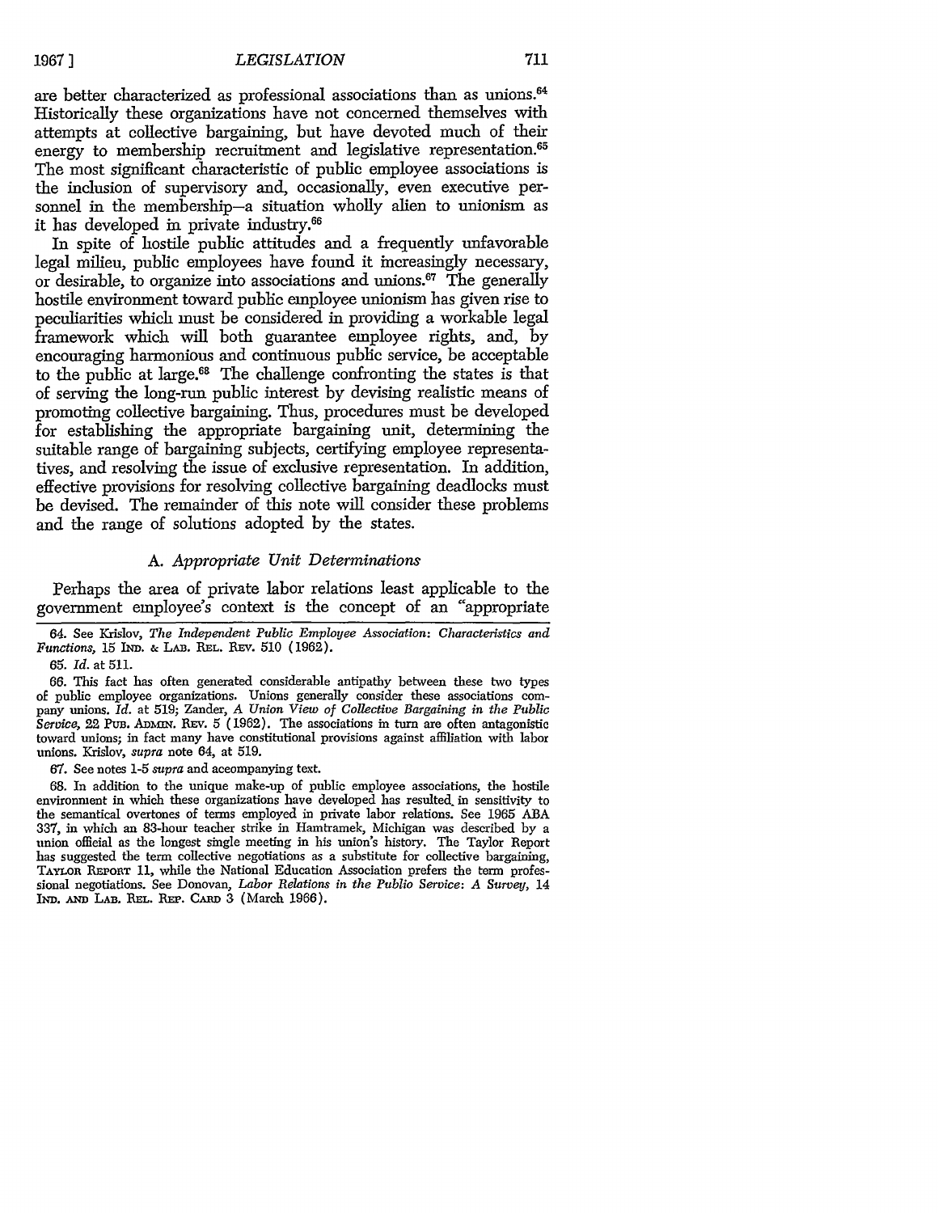are better characterized as professional associations than as unions.[64] Historically these organizations have not concerned themselves with attempts at collective bargaining, but have devoted much of their energy to membership recruitment and legislative representation.[65] The most significant characteristic of public employee associations is the inclusion of supervisory and, occasionally, even executive personnel in the membership—a situation wholly alien to unionism as it has developed in private industry.[66]

In spite of hostile public attitudes and a frequently unfavorable legal milieu, public employees have found it increasingly necessary, or desirable, to organize into associations and unions.[67] The generally hostile environment toward public employee unionism has given rise to peculiarities which must be considered in providing a workable legal framework which will both guarantee employee rights, and, by encouraging harmonious and continuous public service, be acceptable to the public at large.[68] The challenge confronting the states is that of serving the long-run public interest by devising realistic means of promoting collective bargaining. Thus, procedures must be developed for establishing the appropriate bargaining unit, determining the suitable range of bargaining subjects, certifying employee representatives, and resolving the issue of exclusive representation. In addition, effective provisions for resolving collective bargaining deadlocks must be devised. The remainder of this note will consider these problems and the range of solutions adopted by the states.

### *A. Appropriate Unit Determinations*

Perhaps the area of private labor relations least applicable to the government employee's context is the concept of an "appropriate

---

64. See Krislov, *The Independent Public Employee Association: Characteristics and Functions*, 15 IND. & LAB. REL. REV. 510 (1962).

65. *Id.* at 511.

66. This fact has often generated considerable antipathy between these two types of public employee organizations. Unions generally consider these associations company unions. *Id.* at 519; Zander, *A Union View of Collective Bargaining in the Public Service*, 22 PUB. ADMIN. REV. 5 (1962). The associations in turn are often antagonistic toward unions; in fact many have constitutional provisions against affiliation with labor unions. Krislov, *supra* note 64, at 519.

67. See notes 1-5 *supra* and accompanying text.

68. In addition to the unique make-up of public employee associations, the hostile environment in which these organizations have developed has resulted in sensitivity to the semantical overtones of terms employed in private labor relations. See 1965 ABA 337, in which an 83-hour teacher strike in Hamtramck, Michigan was described by a union official as the longest single meeting in his union's history. The Taylor Report has suggested the term collective negotiations as a substitute for collective bargaining, TAYLOR REPORT 11, while the National Education Association prefers the term professional negotiations. See Donovan, *Labor Relations in the Public Service: A Survey*, 14 IND. AND LAB. REL. REP. CARD 3 (March 1966).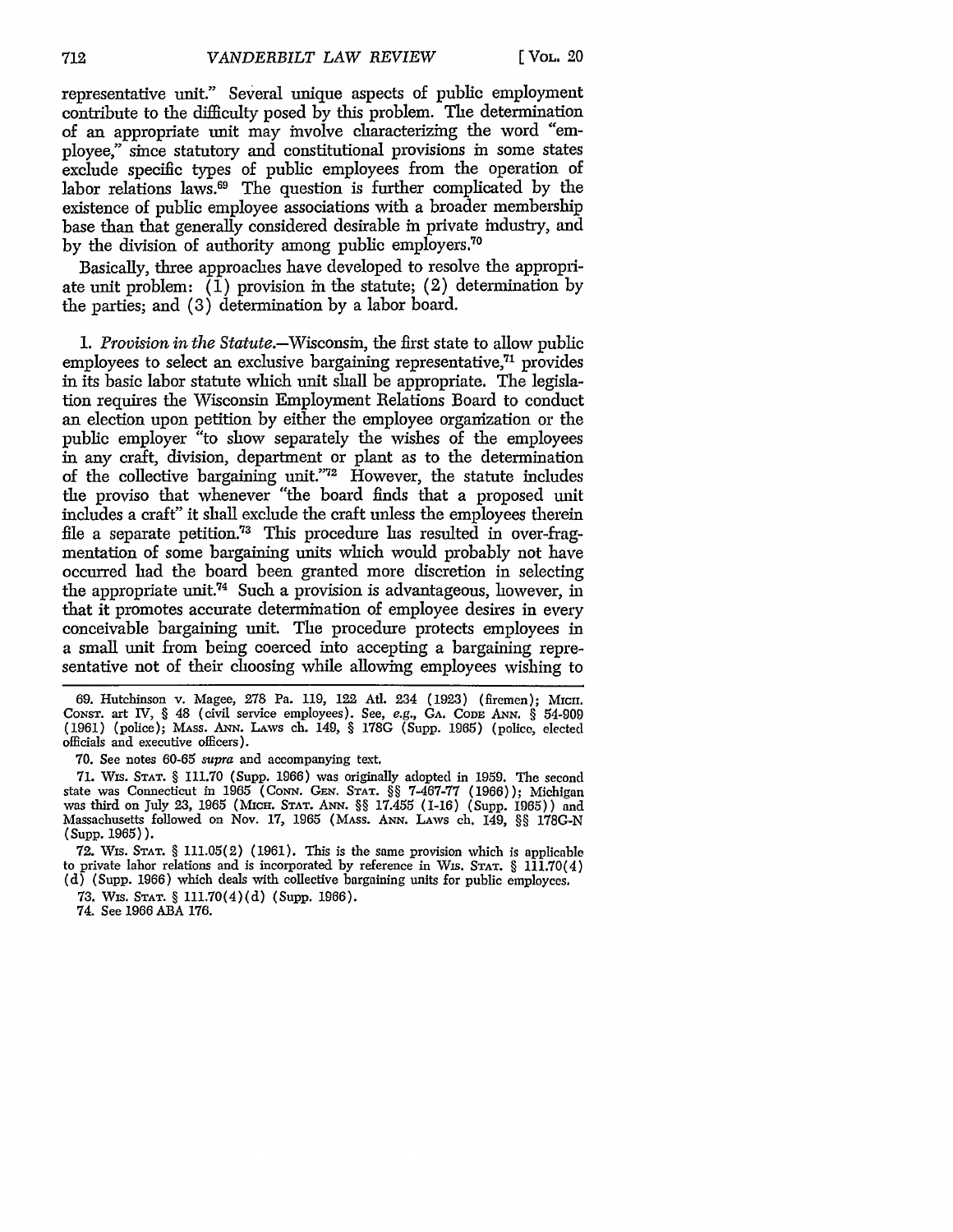representative unit." Several unique aspects of public employment contribute to the difficulty posed by this problem. The determination of an appropriate unit may involve characterizing the word "employee," since statutory and constitutional provisions in some states exclude specific types of public employees from the operation of labor relations laws.[69] The question is further complicated by the existence of public employee associations with a broader membership base than that generally considered desirable in private industry, and by the division of authority among public employers.[70]

Basically, three approaches have developed to resolve the appropriate unit problem: (1) provision in the statute; (2) determination by the parties; and (3) determination by a labor board.

1. *Provision in the Statute.*—Wisconsin, the first state to allow public employees to select an exclusive bargaining representative,[71] provides in its basic labor statute which unit shall be appropriate. The legislation requires the Wisconsin Employment Relations Board to conduct an election upon petition by either the employee organization or the public employer "to show separately the wishes of the employees in any craft, division, department or plant as to the determination of the collective bargaining unit."[72] However, the statute includes the proviso that whenever "the board finds that a proposed unit includes a craft" it shall exclude the craft unless the employees therein file a separate petition.[73] This procedure has resulted in over-fragmentation of some bargaining units which would probably not have occurred had the board been granted more discretion in selecting the appropriate unit.[74] Such a provision is advantageous, however, in that it promotes accurate determination of employee desires in every conceivable bargaining unit. The procedure protects employees in a small unit from being coerced into accepting a bargaining representative not of their choosing while allowing employees wishing to

---

69. Hutchinson v. Magee, 278 Pa. 119, 122 Atl. 234 (1923) (firemen); MICH. CONST. art IV, § 48 (civil service employees). See, *e.g.*, GA. CODE ANN. § 54-909 (1961) (police); MASS. ANN. LAWS ch. 149, § 178G (Supp. 1965) (police, elected officials and executive officers).

70. See notes 60-65 *supra* and accompanying text.

71. WIS. STAT. § 111.70 (Supp. 1966) was originally adopted in 1959. The second state was Connecticut in 1965 (CONN. GEN. STAT. §§ 7-467-77 (1966)); Michigan was third on July 23, 1965 (MICH. STAT. ANN. §§ 17.455 (1-16) (Supp. 1965)) and Massachusetts followed on Nov. 17, 1965 (MASS. ANN. LAWS ch. 149, §§ 178G-N (Supp. 1965)).

72. WIS. STAT. § 111.05(2) (1961). This is the same provision which is applicable to private labor relations and is incorporated by reference in WIS. STAT. § 111.70(4)(d) (Supp. 1966) which deals with collective bargaining units for public employees.

73. WIS. STAT. § 111.70(4)(d) (Supp. 1966).

74. See 1966 ABA 176.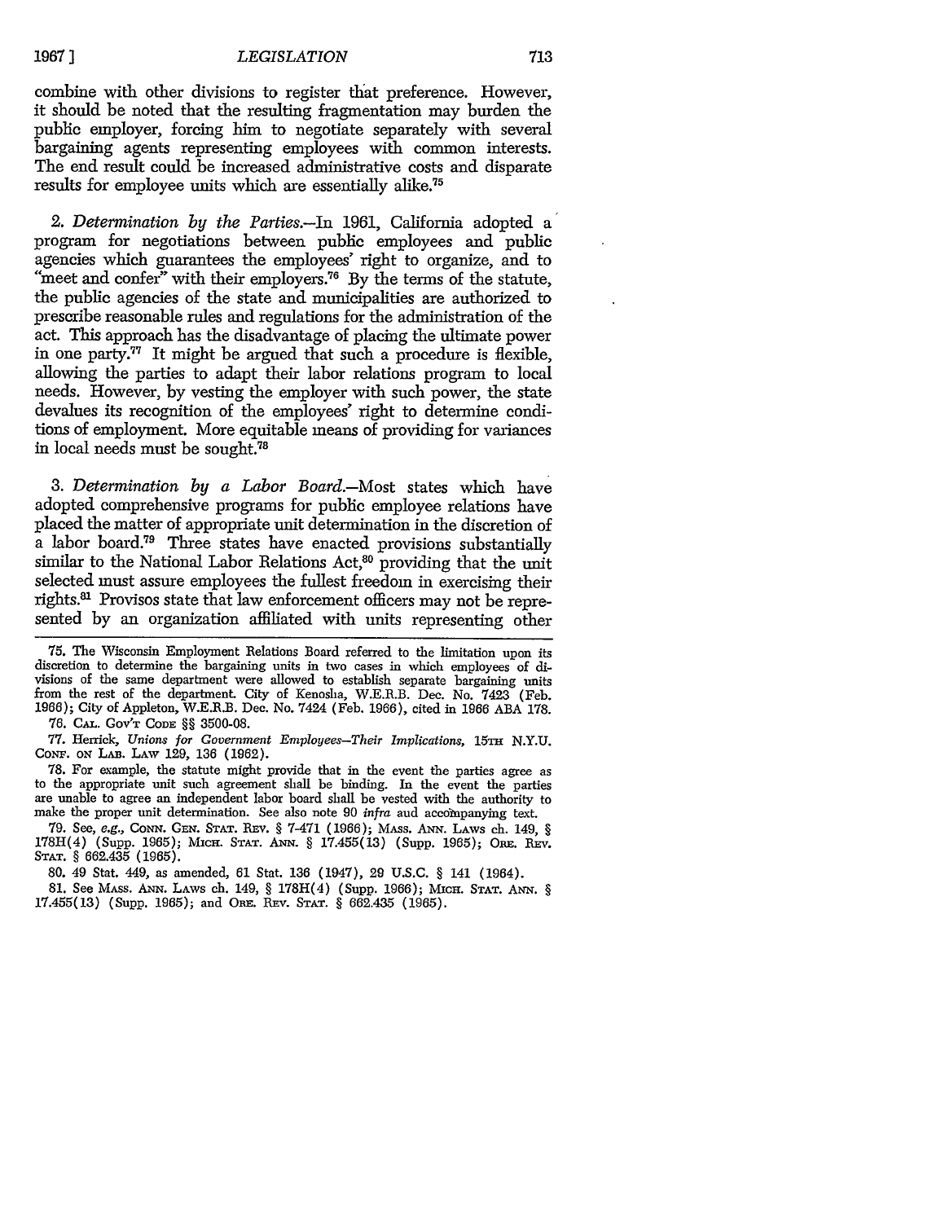combine with other divisions to register that preference. However, it should be noted that the resulting fragmentation may burden the public employer, forcing him to negotiate separately with several bargaining agents representing employees with common interests. The end result could be increased administrative costs and disparate results for employee units which are essentially alike.[75]

2. *Determination by the Parties.*—In 1961, California adopted a program for negotiations between public employees and public agencies which guarantees the employees' right to organize, and to "meet and confer" with their employers.[76] By the terms of the statute, the public agencies of the state and municipalities are authorized to prescribe reasonable rules and regulations for the administration of the act. This approach has the disadvantage of placing the ultimate power in one party.[77] It might be argued that such a procedure is flexible, allowing the parties to adapt their labor relations program to local needs. However, by vesting the employer with such power, the state devalues its recognition of the employees' right to determine conditions of employment. More equitable means of providing for variances in local needs must be sought.[78]

3. *Determination by a Labor Board.*—Most states which have adopted comprehensive programs for public employee relations have placed the matter of appropriate unit determination in the discretion of a labor board.[79] Three states have enacted provisions substantially similar to the National Labor Relations Act,[80] providing that the unit selected must assure employees the fullest freedom in exercising their rights.[81] Provisos state that law enforcement officers may not be represented by an organization affiliated with units representing other

---

75. The Wisconsin Employment Relations Board referred to the limitation upon its discretion to determine the bargaining units in two cases in which employees of divisions of the same department were allowed to establish separate bargaining units from the rest of the department. City of Kenosha, W.E.R.B. Dec. No. 7423 (Feb. 1966); City of Appleton, W.E.R.B. Dec. No. 7424 (Feb. 1966), cited in 1966 ABA 178.

76. CAL. GOV'T CODE §§ 3500-08.

77. Herrick, *Unions for Government Employees—Their Implications*, 15TH N.Y.U. CONF. ON LAB. LAW 129, 136 (1962).

78. For example, the statute might provide that in the event the parties agree as to the appropriate unit such agreement shall be binding. In the event the parties are unable to agree an independent labor board shall be vested with the authority to make the proper unit determination. See also note 90 *infra* and accompanying text.

79. See, *e.g.*, CONN. GEN. STAT. REV. § 7-471 (1966); MASS. ANN. LAWS ch. 149, § 178H(4) (Supp. 1965); MICH. STAT. ANN. § 17.455(13) (Supp. 1965); ORE. REV. STAT. § 662.435 (1965).

80. 49 Stat. 449, as amended, 61 Stat. 136 (1947), 29 U.S.C. § 141 (1964).

81. See MASS. ANN. LAWS ch. 149, § 178H(4) (Supp. 1966); MICH. STAT. ANN. § 17.455(13) (Supp. 1965); and ORE. REV. STAT. § 662.435 (1965).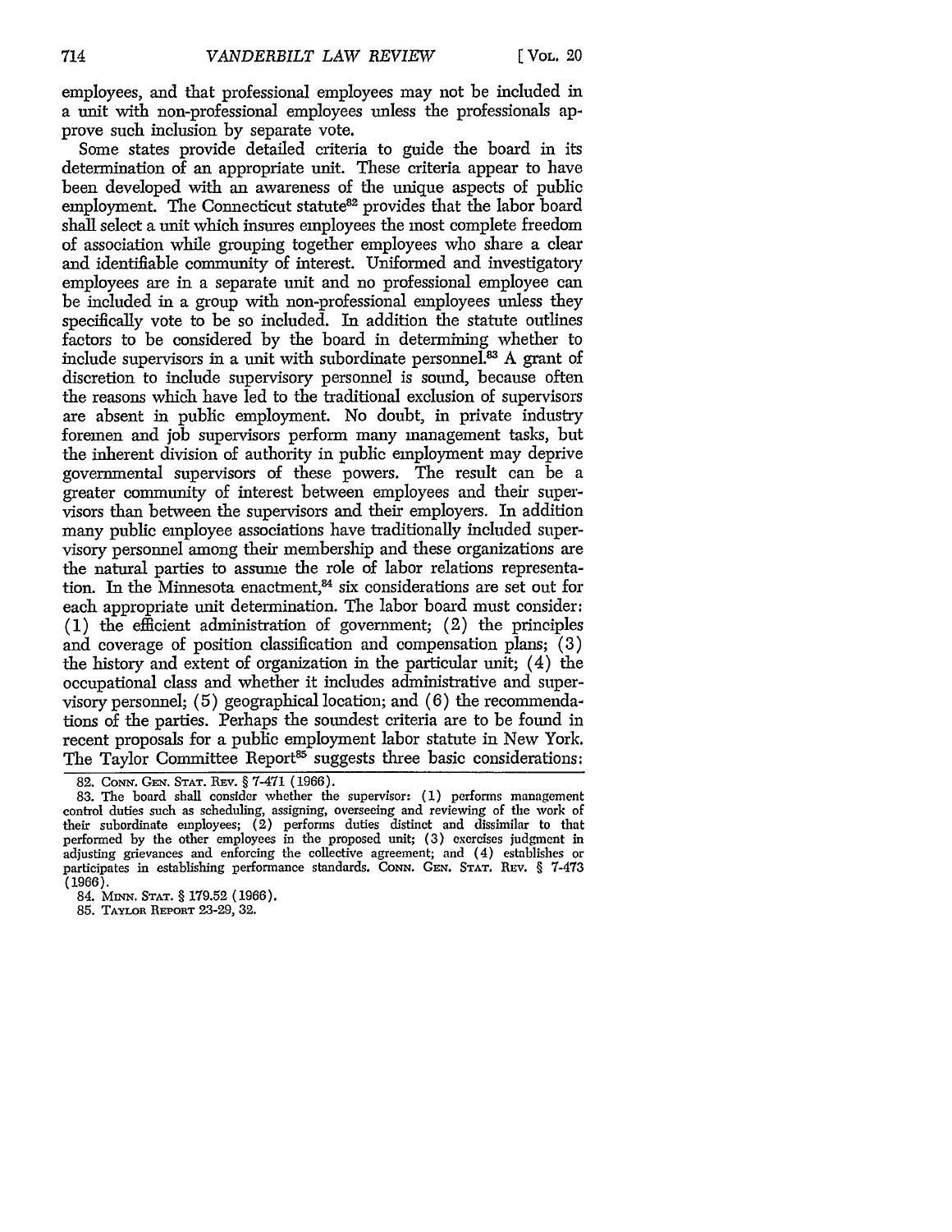employees, and that professional employees may not be included in a unit with non-professional employees unless the professionals approve such inclusion by separate vote.

Some states provide detailed criteria to guide the board in its determination of an appropriate unit. These criteria appear to have been developed with an awareness of the unique aspects of public employment. The Connecticut statute[82] provides that the labor board shall select a unit which insures employees the most complete freedom of association while grouping together employees who share a clear and identifiable community of interest. Uniformed and investigatory employees are in a separate unit and no professional employee can be included in a group with non-professional employees unless they specifically vote to be so included. In addition the statute outlines factors to be considered by the board in determining whether to include supervisors in a unit with subordinate personnel.[83] A grant of discretion to include supervisory personnel is sound, because often the reasons which have led to the traditional exclusion of supervisors are absent in public employment. No doubt, in private industry foremen and job supervisors perform many management tasks, but the inherent division of authority in public employment may deprive governmental supervisors of these powers. The result can be a greater community of interest between employees and their supervisors than between the supervisors and their employers. In addition many public employee associations have traditionally included supervisory personnel among their membership and these organizations are the natural parties to assume the role of labor relations representation. In the Minnesota enactment,[84] six considerations are set out for each appropriate unit determination. The labor board must consider: (1) the efficient administration of government; (2) the principles and coverage of position classification and compensation plans; (3) the history and extent of organization in the particular unit; (4) the occupational class and whether it includes administrative and supervisory personnel; (5) geographical location; and (6) the recommendations of the parties. Perhaps the soundest criteria are to be found in recent proposals for a public employment labor statute in New York. The Taylor Committee Report[85] suggests three basic considerations:

---

82. CONN. GEN. STAT. REV. § 7-471 (1966).

83. The board shall consider whether the supervisor: (1) performs management control duties such as scheduling, assigning, overseeing and reviewing of the work of their subordinate employees; (2) performs duties distinct and dissimilar to that performed by the other employees in the proposed unit; (3) exercises judgment in adjusting grievances and enforcing the collective agreement; and (4) establishes or participates in establishing performance standards. CONN. GEN. STAT. REV. § 7-473 (1966).

84. MINN. STAT. § 179.52 (1966).

85. TAYLOR REPORT 23-29, 32.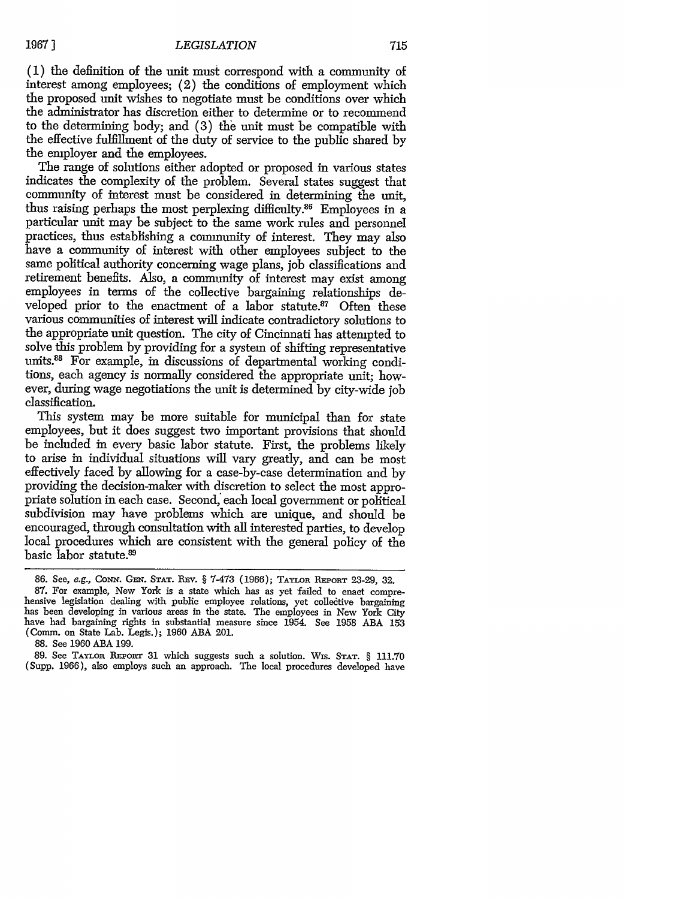(1) the definition of the unit must correspond with a community of interest among employees; (2) the conditions of employment which the proposed unit wishes to negotiate must be conditions over which the administrator has discretion either to determine or to recommend to the determining body; and (3) the unit must be compatible with the effective fulfillment of the duty of service to the public shared by the employer and the employees.

The range of solutions either adopted or proposed in various states indicates the complexity of the problem. Several states suggest that community of interest must be considered in determining the unit, thus raising perhaps the most perplexing difficulty.[86] Employees in a particular unit may be subject to the same work rules and personnel practices, thus establishing a community of interest. They may also have a community of interest with other employees subject to the same political authority concerning wage plans, job classifications and retirement benefits. Also, a community of interest may exist among employees in terms of the collective bargaining relationships developed prior to the enactment of a labor statute.[87] Often these various communities of interest will indicate contradictory solutions to the appropriate unit question. The city of Cincinnati has attempted to solve this problem by providing for a system of shifting representative units.[88] For example, in discussions of departmental working conditions, each agency is normally considered the appropriate unit; however, during wage negotiations the unit is determined by city-wide job classification.

This system may be more suitable for municipal than for state employees, but it does suggest two important provisions that should be included in every basic labor statute. First, the problems likely to arise in individual situations will vary greatly, and can be most effectively faced by allowing for a case-by-case determination and by providing the decision-maker with discretion to select the most appropriate solution in each case. Second, each local government or political subdivision may have problems which are unique, and should be encouraged, through consultation with all interested parties, to develop local procedures which are consistent with the general policy of the basic labor statute.[89]

---

86. See, *e.g.*, CONN. GEN. STAT. REV. § 7-473 (1966); TAYLOR REPORT 23-29, 32.

87. For example, New York is a state which has as yet failed to enact comprehensive legislation dealing with public employee relations, yet collective bargaining has been developing in various areas in the state. The employees in New York City have had bargaining rights in substantial measure since 1954. See 1958 ABA 153 (Comm. on State Lab. Legis.); 1960 ABA 201.

88. See 1960 ABA 199.

89. See TAYLOR REPORT 31 which suggests such a solution. WIS. STAT. § 111.70 (Supp. 1966), also employs such an approach. The local procedures developed have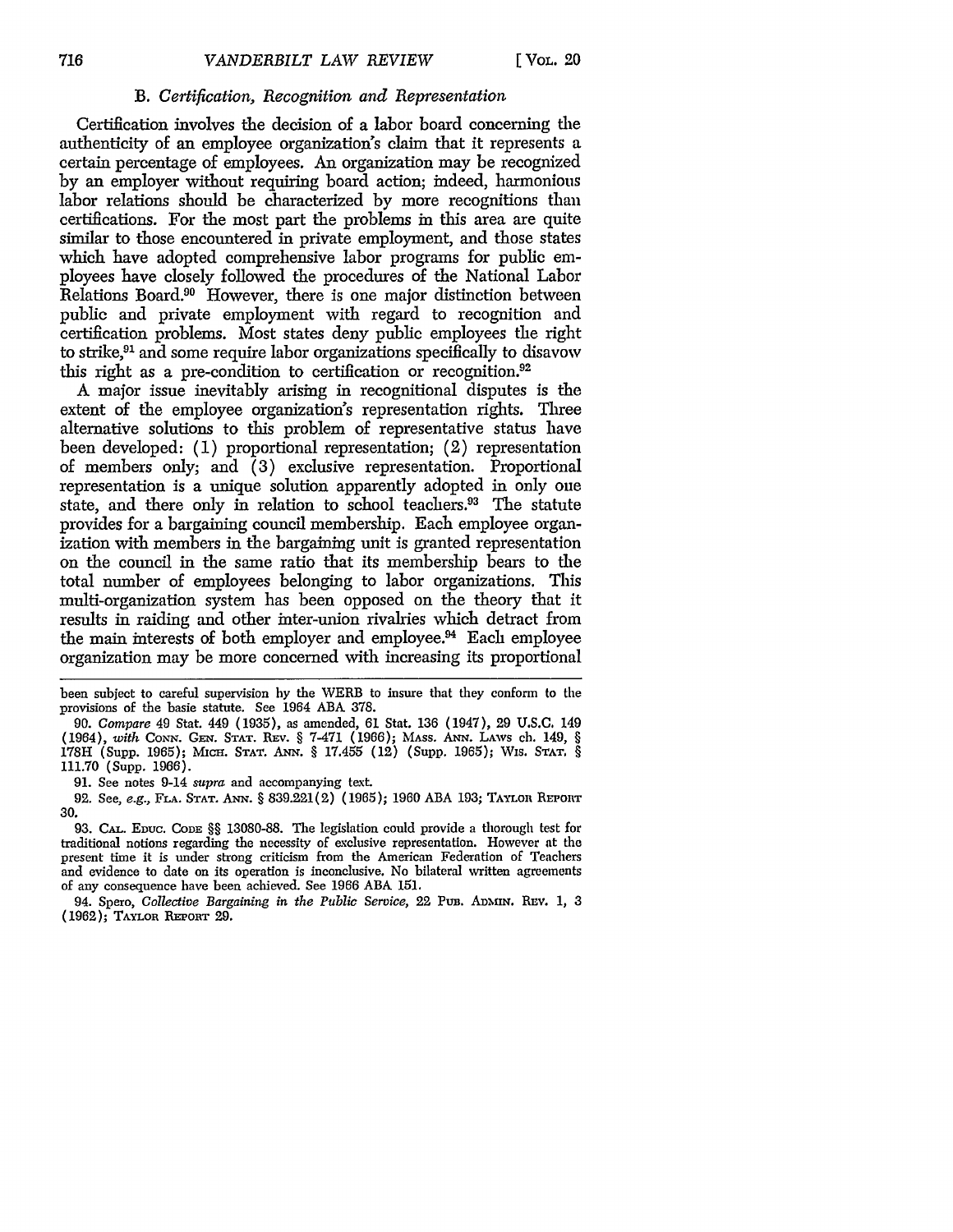### B. *Certification, Recognition and Representation*

Certification involves the decision of a labor board concerning the authenticity of an employee organization's claim that it represents a certain percentage of employees. An organization may be recognized by an employer without requiring board action; indeed, harmonious labor relations should be characterized by more recognitions than certifications. For the most part the problems in this area are quite similar to those encountered in private employment, and those states which have adopted comprehensive labor programs for public employees have closely followed the procedures of the National Labor Relations Board.[90] However, there is one major distinction between public and private employment with regard to recognition and certification problems. Most states deny public employees the right to strike,[91] and some require labor organizations specifically to disavow this right as a pre-condition to certification or recognition.[92]

A major issue inevitably arising in recognitional disputes is the extent of the employee organization's representation rights. Three alternative solutions to this problem of representative status have been developed: (1) proportional representation; (2) representation of members only; and (3) exclusive representation. Proportional representation is a unique solution apparently adopted in only one state, and there only in relation to school teachers.[93] The statute provides for a bargaining council membership. Each employee organization with members in the bargaining unit is granted representation on the council in the same ratio that its membership bears to the total number of employees belonging to labor organizations. This multi-organization system has been opposed on the theory that it results in raiding and other inter-union rivalries which detract from the main interests of both employer and employee.[94] Each employee organization may be more concerned with increasing its proportional

---

been subject to careful supervision by the WERB to insure that they conform to the provisions of the basic statute. See 1964 ABA 378.

90. *Compare* 49 Stat. 449 (1935), as amended, 61 Stat. 136 (1947), 29 U.S.C. 149 (1964), *with* CONN. GEN. STAT. REV. § 7-471 (1966); MASS. ANN. LAWS ch. 149, § 178H (Supp. 1965); MICH. STAT. ANN. § 17.455 (12) (Supp. 1965); WIS. STAT. § 111.70 (Supp. 1966).

91. See notes 9-14 *supra* and accompanying text.

92. See, *e.g.*, FLA. STAT. ANN. § 839.221(2) (1965); 1960 ABA 193; TAYLOR REPORT 30.

93. CAL. EDUC. CODE §§ 13080-88. The legislation could provide a thorough test for traditional notions regarding the necessity of exclusive representation. However at the present time it is under strong criticism from the American Federation of Teachers and evidence to date on its operation is inconclusive. No bilateral written agreements of any consequence have been achieved. See 1966 ABA 151.

94. Spero, *Collective Bargaining in the Public Service*, 22 PUB. ADMIN. REV. 1, 3 (1962); TAYLOR REPORT 29.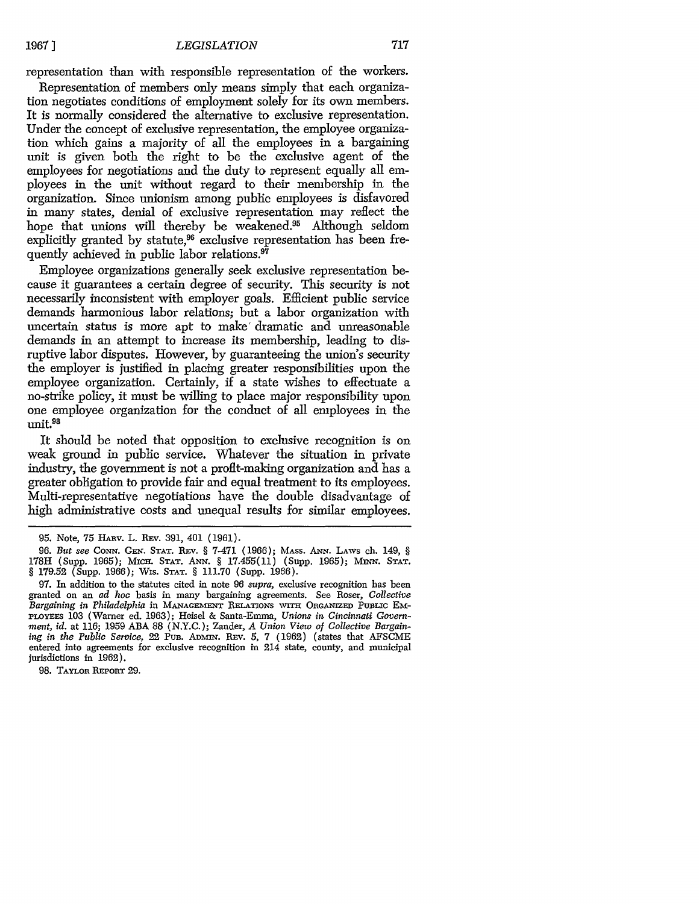representation than with responsible representation of the workers.

Representation of members only means simply that each organization negotiates conditions of employment solely for its own members. It is normally considered the alternative to exclusive representation. Under the concept of exclusive representation, the employee organization which gains a majority of all the employees in a bargaining unit is given both the right to be the exclusive agent of the employees for negotiations and the duty to represent equally all employees in the unit without regard to their membership in the organization. Since unionism among public employees is disfavored in many states, denial of exclusive representation may reflect the hope that unions will thereby be weakened.[95] Although seldom explicitly granted by statute,[96] exclusive representation has been frequently achieved in public labor relations.[97]

Employee organizations generally seek exclusive representation because it guarantees a certain degree of security. This security is not necessarily inconsistent with employer goals. Efficient public service demands harmonious labor relations; but a labor organization with uncertain status is more apt to make dramatic and unreasonable demands in an attempt to increase its membership, leading to disruptive labor disputes. However, by guaranteeing the union's security the employer is justified in placing greater responsibilities upon the employee organization. Certainly, if a state wishes to effectuate a no-strike policy, it must be willing to place major responsibility upon one employee organization for the conduct of all employees in the unit.[98]

It should be noted that opposition to exclusive recognition is on weak ground in public service. Whatever the situation in private industry, the government is not a profit-making organization and has a greater obligation to provide fair and equal treatment to its employees. Multi-representative negotiations have the double disadvantage of high administrative costs and unequal results for similar employees.

---

95. Note, 75 HARV. L. REV. 391, 401 (1961).

96. *But see* CONN. GEN. STAT. REV. § 7-471 (1966); MASS. ANN. LAWS ch. 149, § 178H (Supp. 1965); MICH. STAT. ANN. § 17.455(11) (Supp. 1965); MINN. STAT. § 179.52 (Supp. 1966); WIS. STAT. § 111.70 (Supp. 1966).

97. In addition to the statutes cited in note 96 *supra*, exclusive recognition has been granted on an *ad hoc* basis in many bargaining agreements. See Roser, *Collective Bargaining in Philadelphia* in MANAGEMENT RELATIONS WITH ORGANIZED PUBLIC EMPLOYEES 103 (Warner ed. 1963); Heisel & Santa-Emma, *Unions in Cincinnati Government*, *id.* at 116; 1959 ABA 88 (N.Y.C.); Zander, *A Union View of Collective Bargaining in the Public Service*, 22 PUB. ADMIN. REV. 5, 7 (1962) (states that AFSCME entered into agreements for exclusive recognition in 214 state, county, and municipal jurisdictions in 1962).

98. TAYLOR REPORT 29.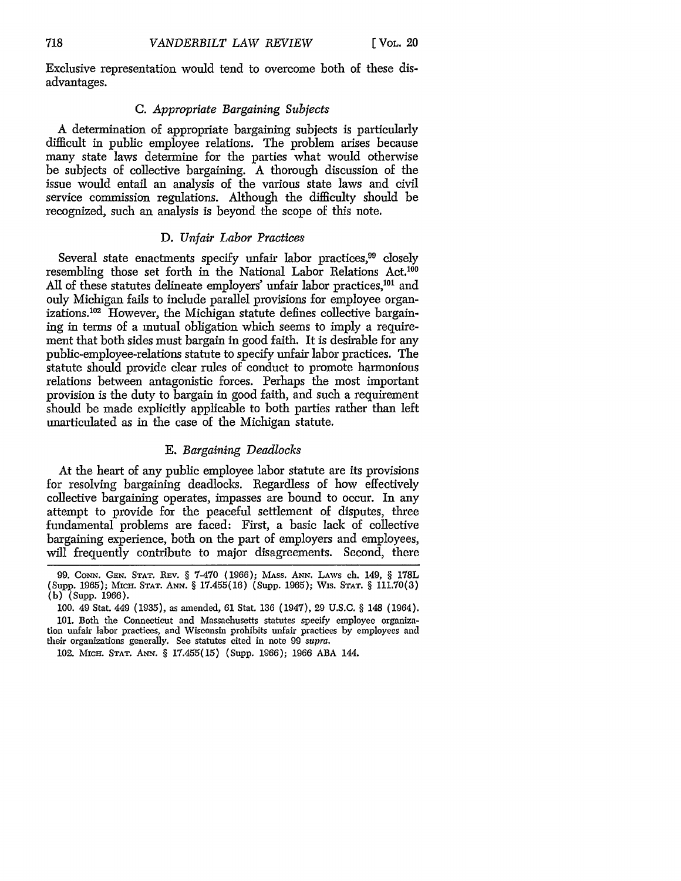Exclusive representation would tend to overcome both of these disadvantages.

### C. *Appropriate Bargaining Subjects*

A determination of appropriate bargaining subjects is particularly difficult in public employee relations. The problem arises because many state laws determine for the parties what would otherwise be subjects of collective bargaining. A thorough discussion of the issue would entail an analysis of the various state laws and civil service commission regulations. Although the difficulty should be recognized, such an analysis is beyond the scope of this note.

### D. *Unfair Labor Practices*

Several state enactments specify unfair labor practices,[99] closely resembling those set forth in the National Labor Relations Act.[100] All of these statutes delineate employers' unfair labor practices,[101] and only Michigan fails to include parallel provisions for employee organizations.[102] However, the Michigan statute defines collective bargaining in terms of a mutual obligation which seems to imply a requirement that both sides must bargain in good faith. It is desirable for any public-employee-relations statute to specify unfair labor practices. The statute should provide clear rules of conduct to promote harmonious relations between antagonistic forces. Perhaps the most important provision is the duty to bargain in good faith, and such a requirement should be made explicitly applicable to both parties rather than left unarticulated as in the case of the Michigan statute.

### E. *Bargaining Deadlocks*

At the heart of any public employee labor statute are its provisions for resolving bargaining deadlocks. Regardless of how effectively collective bargaining operates, impasses are bound to occur. In any attempt to provide for the peaceful settlement of disputes, three fundamental problems are faced: First, a basic lack of collective bargaining experience, both on the part of employers and employees, will frequently contribute to major disagreements. Second, there

---

99. CONN. GEN. STAT. REV. § 7-470 (1966); MASS. ANN. LAWS ch. 149, § 178L (Supp. 1965); MICH. STAT. ANN. § 17.455(16) (Supp. 1965); WIS. STAT. § 111.70(3)(b) (Supp. 1966).

100. 49 Stat. 449 (1935), as amended, 61 Stat. 136 (1947), 29 U.S.C. § 148 (1964).

101. Both the Connecticut and Massachusetts statutes specify employee organization unfair labor practices, and Wisconsin prohibits unfair practices by employees and their organizations generally. See statutes cited in note 99 *supra*.

102. MICH. STAT. ANN. § 17.455(15) (Supp. 1966); 1966 ABA 144.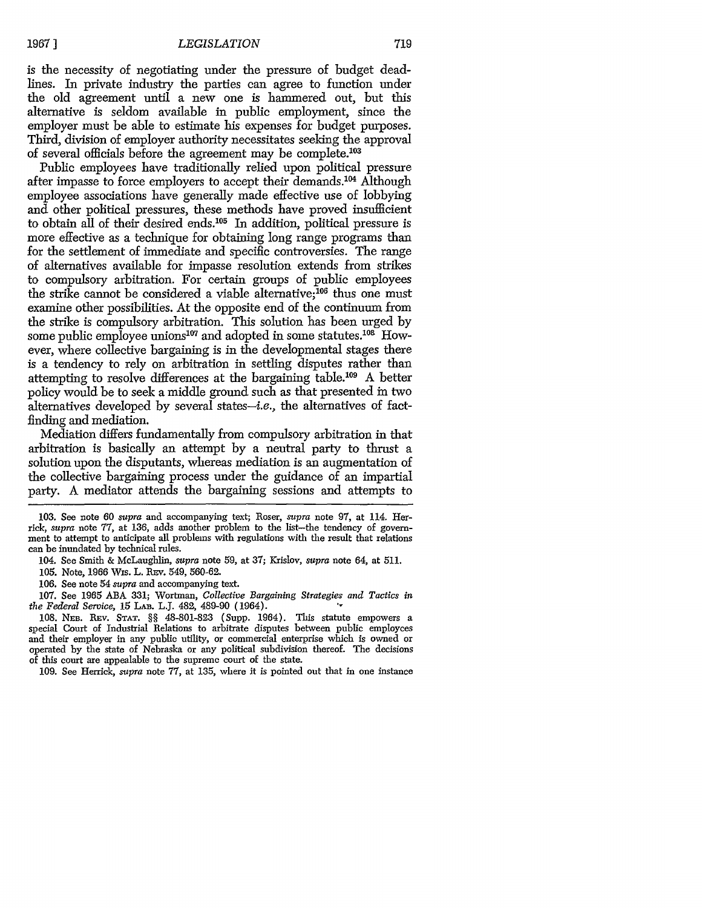is the necessity of negotiating under the pressure of budget deadlines. In private industry the parties can agree to function under the old agreement until a new one is hammered out, but this alternative is seldom available in public employment, since the employer must be able to estimate his expenses for budget purposes. Third, division of employer authority necessitates seeking the approval of several officials before the agreement may be complete.[103]

Public employees have traditionally relied upon political pressure after impasse to force employers to accept their demands.[104] Although employee associations have generally made effective use of lobbying and other political pressures, these methods have proved insufficient to obtain all of their desired ends.[105] In addition, political pressure is more effective as a technique for obtaining long range programs than for the settlement of immediate and specific controversies. The range of alternatives available for impasse resolution extends from strikes to compulsory arbitration. For certain groups of public employees the strike cannot be considered a viable alternative;[106] thus one must examine other possibilities. At the opposite end of the continuum from the strike is compulsory arbitration. This solution has been urged by some public employee unions[107] and adopted in some statutes.[108] However, where collective bargaining is in the developmental stages there is a tendency to rely on arbitration in settling disputes rather than attempting to resolve differences at the bargaining table.[109] A better policy would be to seek a middle ground such as that presented in two alternatives developed by several states—*i.e.*, the alternatives of fact-finding and mediation.

Mediation differs fundamentally from compulsory arbitration in that arbitration is basically an attempt by a neutral party to thrust a solution upon the disputants, whereas mediation is an augmentation of the collective bargaining process under the guidance of an impartial party. A mediator attends the bargaining sessions and attempts to

---

103. See note 60 *supra* and accompanying text; Roser, *supra* note 97, at 114. Herrick, *supra* note 77, at 136, adds another problem to the list—the tendency of government to attempt to anticipate all problems with regulations with the result that relations can be inundated by technical rules.

104. See Smith & McLaughlin, *supra* note 59, at 37; Krislov, *supra* note 64, at 511.

105. Note, 1966 WIS. L. REV. 549, 560-62.

106. See note 54 *supra* and accompanying text.

107. See 1965 ABA 331; Wortman, *Collective Bargaining Strategies and Tactics in the Federal Service*, 15 LAB. L.J. 482, 489-90 (1964).

108. NEB. REV. STAT. §§ 48-801-823 (Supp. 1964). This statute empowers a special Court of Industrial Relations to arbitrate disputes between public employees and their employer in any public utility, or commercial enterprise which is owned or operated by the state of Nebraska or any political subdivision thereof. The decisions of this court are appealable to the supreme court of the state.

109. See Herrick, *supra* note 77, at 135, where it is pointed out that in one instance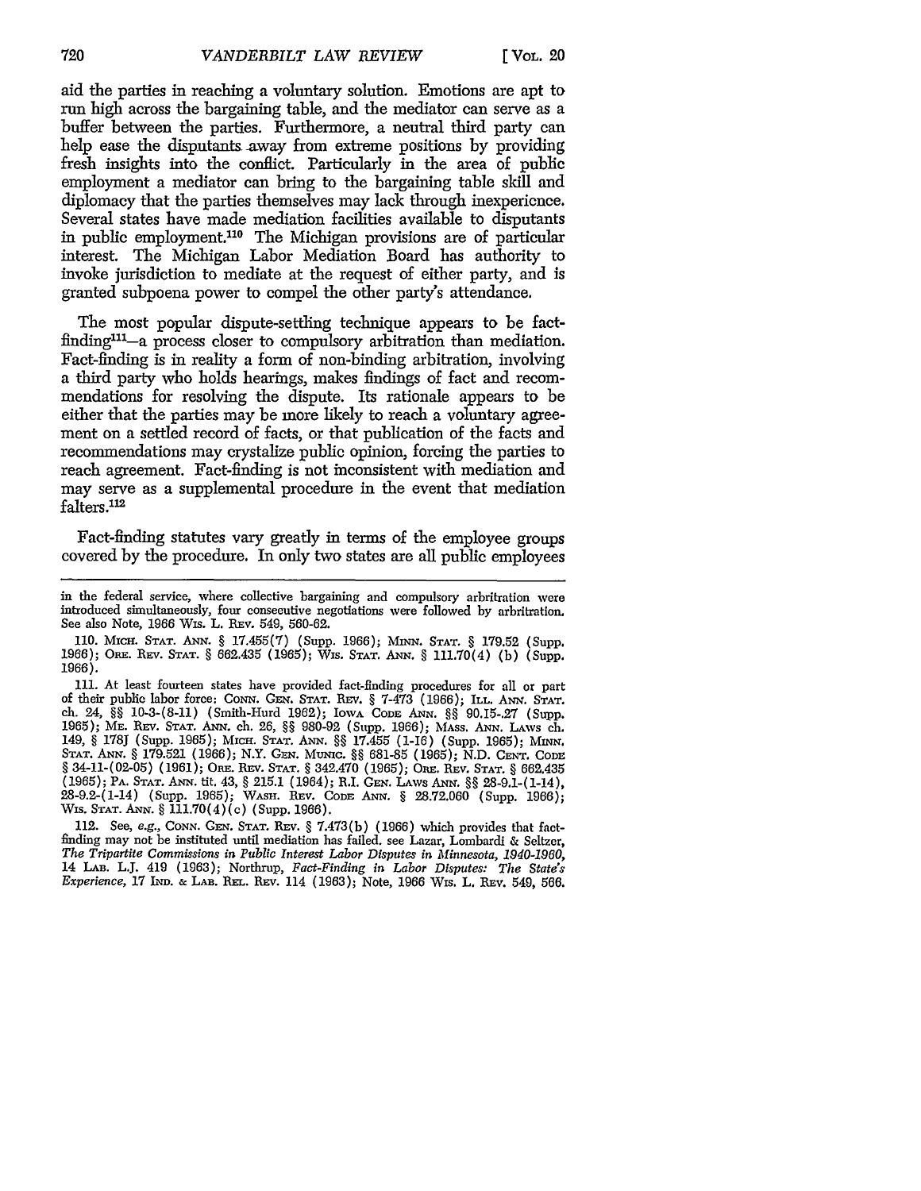aid the parties in reaching a voluntary solution. Emotions are apt to run high across the bargaining table, and the mediator can serve as a buffer between the parties. Furthermore, a neutral third party can help ease the disputants away from extreme positions by providing fresh insights into the conflict. Particularly in the area of public employment a mediator can bring to the bargaining table skill and diplomacy that the parties themselves may lack through inexperience. Several states have made mediation facilities available to disputants in public employment.[110] The Michigan provisions are of particular interest. The Michigan Labor Mediation Board has authority to invoke jurisdiction to mediate at the request of either party, and is granted subpoena power to compel the other party's attendance.

The most popular dispute-settling technique appears to be fact-finding[111]—a process closer to compulsory arbitration than mediation. Fact-finding is in reality a form of non-binding arbitration, involving a third party who holds hearings, makes findings of fact and recommendations for resolving the dispute. Its rationale appears to be either that the parties may be more likely to reach a voluntary agreement on a settled record of facts, or that publication of the facts and recommendations may crystalize public opinion, forcing the parties to reach agreement. Fact-finding is not inconsistent with mediation and may serve as a supplemental procedure in the event that mediation falters.[112]

Fact-finding statutes vary greatly in terms of the employee groups covered by the procedure. In only two states are all public employees

---

in the federal service, where collective bargaining and compulsory arbitration were introduced simultaneously, four consecutive negotiations were followed by arbitration. See also Note, 1966 Wis. L. Rev. 549, 560-62.

110. Mich. Stat. Ann. § 17.455(7) (Supp. 1966); Minn. Stat. § 179.52 (Supp. 1966); Ore. Rev. Stat. § 662.435 (1965); Wis. Stat. Ann. § 111.70(4) (b) (Supp. 1966).

111. At least fourteen states have provided fact-finding procedures for all or part of their public labor force: Conn. Gen. Stat. Rev. § 7-473 (1966); Ill. Ann. Stat. ch. 24, §§ 10-3-(8-11) (Smith-Hurd 1962); Iowa Code Ann. §§ 90.15-.27 (Supp. 1965); Me. Rev. Stat. Ann. ch. 26, §§ 980-92 (Supp. 1966); Mass. Ann. Laws ch. 149, § 178J (Supp. 1965); Mich. Stat. Ann. §§ 17.455 (1-16) (Supp. 1965); Minn. Stat. Ann. § 179.521 (1966); N.Y. Gen. Munic. §§ 681-85 (1965); N.D. Cent. Code § 34-11-(02-05) (1961); Ore. Rev. Stat. § 342.470 (1965); Ore. Rev. Stat. § 662.435 (1965); Pa. Stat. Ann. tit. 43, § 215.1 (1964); R.I. Gen. Laws Ann. §§ 28-9.1-(1-14), 28-9.2-(1-14) (Supp. 1965); Wash. Rev. Code Ann. § 28.72.060 (Supp. 1966); Wis. Stat. Ann. § 111.70(4)(c) (Supp. 1966).

112. See, *e.g.*, Conn. Gen. Stat. Rev. § 7.473(b) (1966) which provides that fact-finding may not be instituted until mediation has failed. see Lazar, Lombardi & Seltzer, *The Tripartite Commissions in Public Interest Labor Disputes in Minnesota, 1940-1960*, 14 Lab. L.J. 419 (1963); Northrup, *Fact-Finding in Labor Disputes: The State's Experience*, 17 Ind. & Lab. Rel. Rev. 114 (1963); Note, 1966 Wis. L. Rev. 549, 566.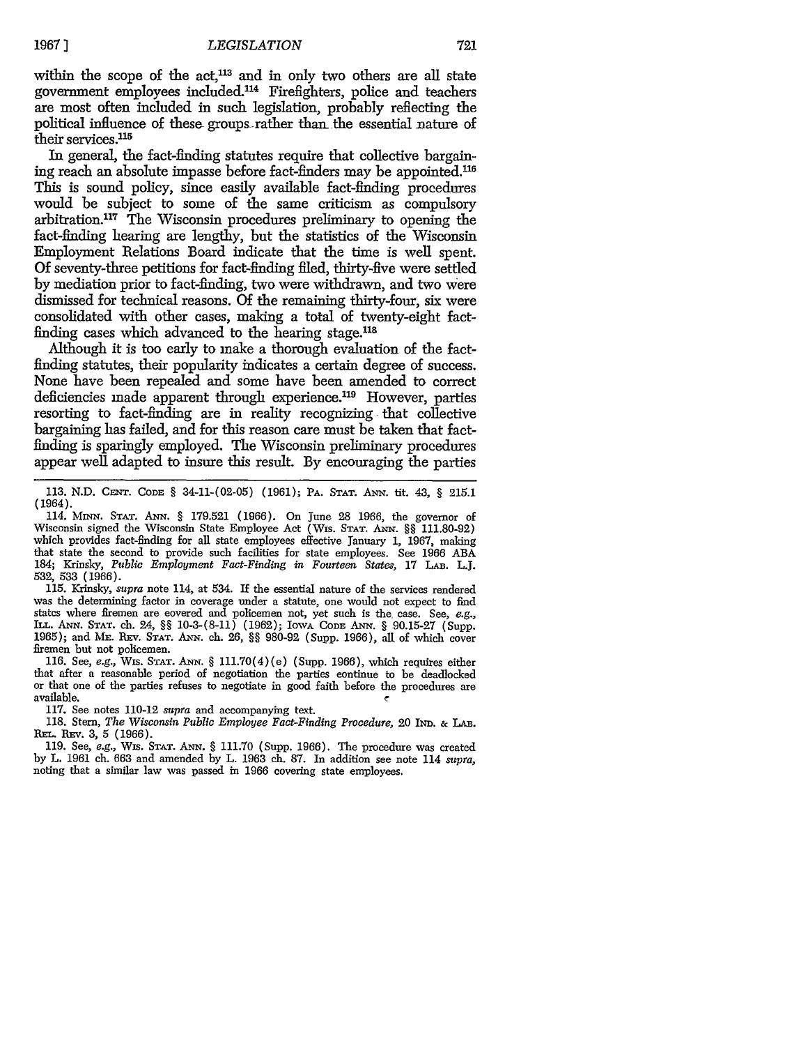within the scope of the act,[113] and in only two others are all state government employees included.[114] Firefighters, police and teachers are most often included in such legislation, probably reflecting the political influence of these groups rather than the essential nature of their services.[115]

In general, the fact-finding statutes require that collective bargaining reach an absolute impasse before fact-finders may be appointed.[116] This is sound policy, since easily available fact-finding procedures would be subject to some of the same criticism as compulsory arbitration.[117] The Wisconsin procedures preliminary to opening the fact-finding hearing are lengthy, but the statistics of the Wisconsin Employment Relations Board indicate that the time is well spent. Of seventy-three petitions for fact-finding filed, thirty-five were settled by mediation prior to fact-finding, two were withdrawn, and two were dismissed for technical reasons. Of the remaining thirty-four, six were consolidated with other cases, making a total of twenty-eight fact-finding cases which advanced to the hearing stage.[118]

Although it is too early to make a thorough evaluation of the fact-finding statutes, their popularity indicates a certain degree of success. None have been repealed and some have been amended to correct deficiencies made apparent through experience.[119] However, parties resorting to fact-finding are in reality recognizing that collective bargaining has failed, and for this reason care must be taken that fact-finding is sparingly employed. The Wisconsin preliminary procedures appear well adapted to insure this result. By encouraging the parties

---

113. N.D. CENT. CODE § 34-11-(02-05) (1961); PA. STAT. ANN. tit. 43, § 215.1 (1964).

114. MINN. STAT. ANN. § 179.521 (1966). On June 28 1966, the governor of Wisconsin signed the Wisconsin State Employee Act (WIS. STAT. ANN. §§ 111.80-92) which provides fact-finding for all state employees effective January 1, 1967, making that state the second to provide such facilities for state employees. See 1966 ABA 184; Krinsky, *Public Employment Fact-Finding in Fourteen States*, 17 LAB. L.J. 532, 533 (1966).

115. Krinsky, *supra* note 114, at 534. If the essential nature of the services rendered was the determining factor in coverage under a statute, one would not expect to find states where firemen are covered and policemen not, yet such is the case. See, *e.g.*, ILL. ANN. STAT. ch. 24, §§ 10-3-(8-11) (1962); IOWA CODE ANN. § 90.15-27 (Supp. 1965); and ME. REV. STAT. ANN. ch. 26, §§ 980-92 (Supp. 1966), all of which cover firemen but not policemen.

116. See, *e.g.*, WIS. STAT. ANN. § 111.70(4)(e) (Supp. 1966), which requires either that after a reasonable period of negotiation the parties continue to be deadlocked or that one of the parties refuses to negotiate in good faith before the procedures are available.

117. See notes 110-12 *supra* and accompanying text.

118. Stern, *The Wisconsin Public Employee Fact-Finding Procedure*, 20 IND. & LAB. REL. REV. 3, 5 (1966).

119. See, *e.g.*, WIS. STAT. ANN. § 111.70 (Supp. 1966). The procedure was created by L. 1961 ch. 663 and amended by L. 1963 ch. 87. In addition see note 114 *supra*, noting that a similar law was passed in 1966 covering state employees.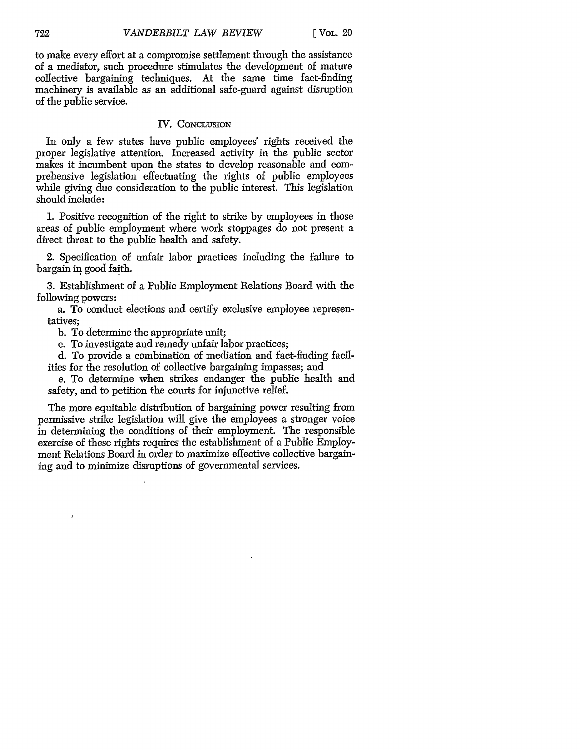to make every effort at a compromise settlement through the assistance of a mediator, such procedure stimulates the development of mature collective bargaining techniques. At the same time fact-finding machinery is available as an additional safe-guard against disruption of the public service.

## IV. CONCLUSION

In only a few states have public employees' rights received the proper legislative attention. Increased activity in the public sector makes it incumbent upon the states to develop reasonable and comprehensive legislation effectuating the rights of public employees while giving due consideration to the public interest. This legislation should include:

1. Positive recognition of the right to strike by employees in those areas of public employment where work stoppages do not present a direct threat to the public health and safety.

2. Specification of unfair labor practices including the failure to bargain in good faith.

3. Establishment of a Public Employment Relations Board with the following powers:

   a. To conduct elections and certify exclusive employee representatives;

   b. To determine the appropriate unit;

   c. To investigate and remedy unfair labor practices;

   d. To provide a combination of mediation and fact-finding facilities for the resolution of collective bargaining impasses; and

   e. To determine when strikes endanger the public health and safety, and to petition the courts for injunctive relief.

The more equitable distribution of bargaining power resulting from permissive strike legislation will give the employees a stronger voice in determining the conditions of their employment. The responsible exercise of these rights requires the establishment of a Public Employment Relations Board in order to maximize effective collective bargaining and to minimize disruptions of governmental services.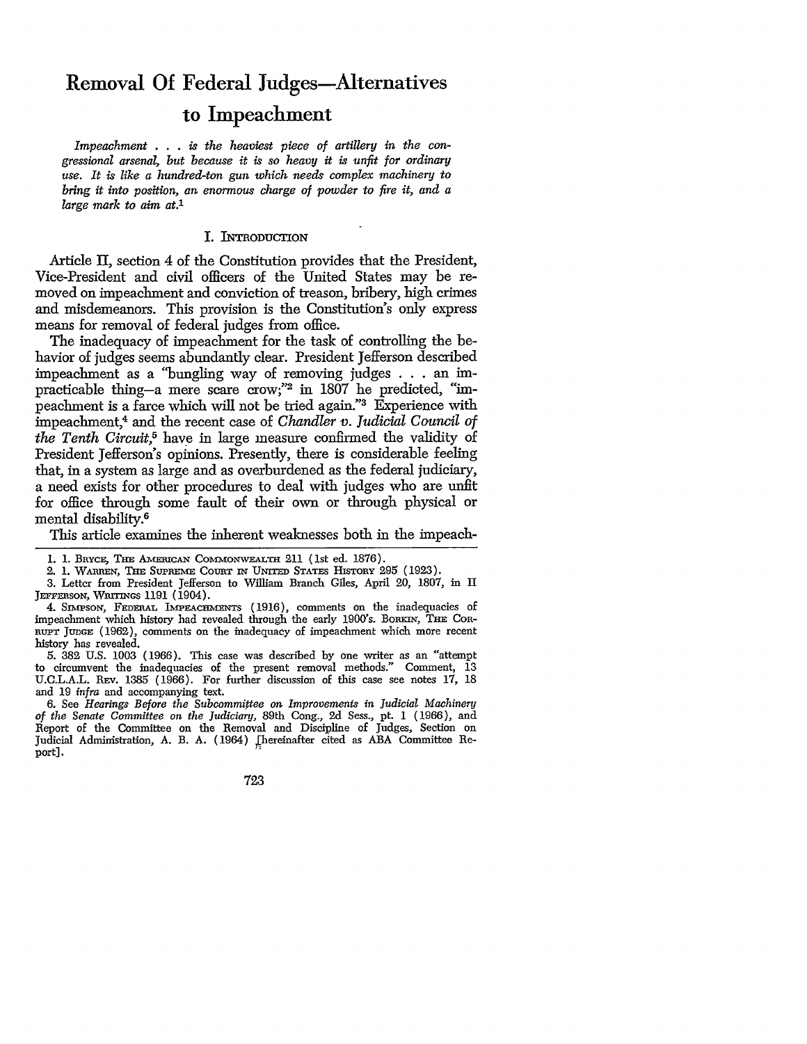# Removal Of Federal Judges—Alternatives to Impeachment

*Impeachment . . . is the heaviest piece of artillery in the congressional arsenal, but because it is so heavy it is unfit for ordinary use. It is like a hundred-ton gun which needs complex machinery to bring it into position, an enormous charge of powder to fire it, and a large mark to aim at.*[1]

## I. Introduction

Article II, section 4 of the Constitution provides that the President, Vice-President and civil officers of the United States may be removed on impeachment and conviction of treason, bribery, high crimes and misdemeanors. This provision is the Constitution's only express means for removal of federal judges from office.

The inadequacy of impeachment for the task of controlling the behavior of judges seems abundantly clear. President Jefferson described impeachment as a "bungling way of removing judges . . . an impracticable thing—a mere scare crow;"[2] in 1807 he predicted, "impeachment is a farce which will not be tried again."[3] Experience with impeachment,[4] and the recent case of *Chandler v. Judicial Council of the Tenth Circuit*,[5] have in large measure confirmed the validity of President Jefferson's opinions. Presently, there is considerable feeling that, in a system as large and as overburdened as the federal judiciary, a need exists for other procedures to deal with judges who are unfit for office through some fault of their own or through physical or mental disability.[6]

This article examines the inherent weaknesses both in the impeach-

---

1. 1. Bryce, The American Commonwealth 211 (1st ed. 1876).

2. 1. Warren, The Supreme Court in United States History 295 (1923).

3. Letter from President Jefferson to William Branch Giles, April 20, 1807, in II Jefferson, Writings 1191 (1904).

4. Simpson, Federal Impeachments (1916), comments on the inadequacies of impeachment which history had revealed through the early 1900's. Borkin, The Corrupt Judge (1962), comments on the inadequacy of impeachment which more recent history has revealed.

5. 382 U.S. 1003 (1966). This case was described by one writer as an "attempt to circumvent the inadequacies of the present removal methods." Comment, 13 U.C.L.A.L. Rev. 1385 (1966). For further discussion of this case see notes 17, 18 and 19 *infra* and accompanying text.

6. See *Hearings Before the Subcommittee on Improvements in Judicial Machinery of the Senate Committee on the Judiciary*, 89th Cong., 2d Sess., pt. 1 (1966), and Report of the Committee on the Removal and Discipline of Judges, Section on Judicial Administration, A. B. A. (1964) [hereinafter cited as ABA Committee Report].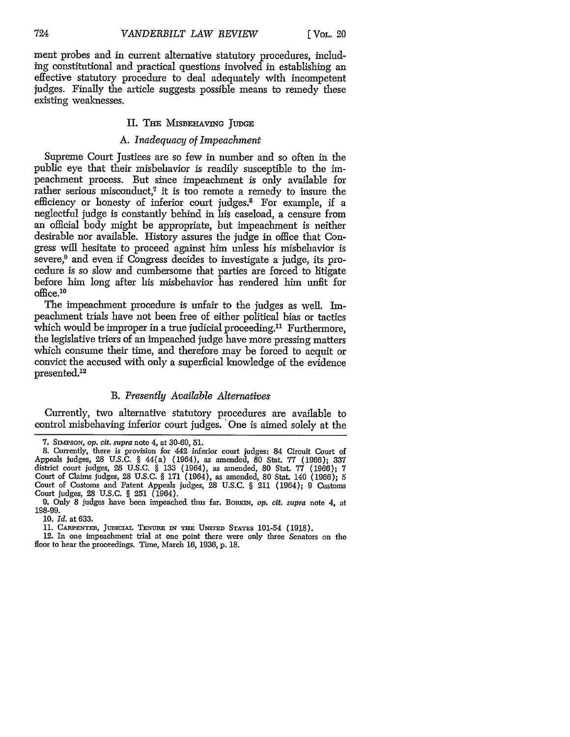ment probes and in current alternative statutory procedures, including constitutional and practical questions involved in establishing an effective statutory procedure to deal adequately with incompetent judges. Finally the article suggests possible means to remedy these existing weaknesses.

## II. The Misbehaving Judge

### A. *Inadequacy of Impeachment*

Supreme Court Justices are so few in number and so often in the public eye that their misbehavior is readily susceptible to the impeachment process. But since impeachment is only available for rather serious misconduct,[7] it is too remote a remedy to insure the efficiency or honesty of inferior court judges.[8] For example, if a neglectful judge is constantly behind in his caseload, a censure from an official body might be appropriate, but impeachment is neither desirable nor available. History assures the judge in office that Congress will hesitate to proceed against him unless his misbehavior is severe,[9] and even if Congress decides to investigate a judge, its procedure is so slow and cumbersome that parties are forced to litigate before him long after his misbehavior has rendered him unfit for office.[10]

The impeachment procedure is unfair to the judges as well. Impeachment trials have not been free of either political bias or tactics which would be improper in a true judicial proceeding.[11] Furthermore, the legislative triers of an impeached judge have more pressing matters which consume their time, and therefore may be forced to acquit or convict the accused with only a superficial knowledge of the evidence presented.[12]

### B. *Presently Available Alternatives*

Currently, two alternative statutory procedures are available to control misbehaving inferior court judges. One is aimed solely at the

---

7. Simpson, *op. cit. supra* note 4, at 30-60, 51.

8. Currently, there is provision for 442 inferior court judges: 84 Circuit Court of Appeals judges, 28 U.S.C. § 44(a) (1964), as amended, 80 Stat. 77 (1966); 337 district court judges, 28 U.S.C. § 133 (1964), as amended, 80 Stat. 77 (1966); 7 Court of Claims judges, 28 U.S.C. § 171 (1964), as amended, 80 Stat. 140 (1966); 5 Court of Customs and Patent Appeals judges, 28 U.S.C. § 211 (1964); 9 Customs Court judges, 28 U.S.C. § 251 (1964).

9. Only 8 judges have been impeached thus far. Borkin, *op. cit. supra* note 4, at 198-99.

10. *Id.* at 633.

11. Carpenter, Judicial Tenure in the United States 101-54 (1918).

12. In one impeachment trial at one point there were only three Senators on the floor to hear the proceedings. Time, March 16, 1936, p. 18.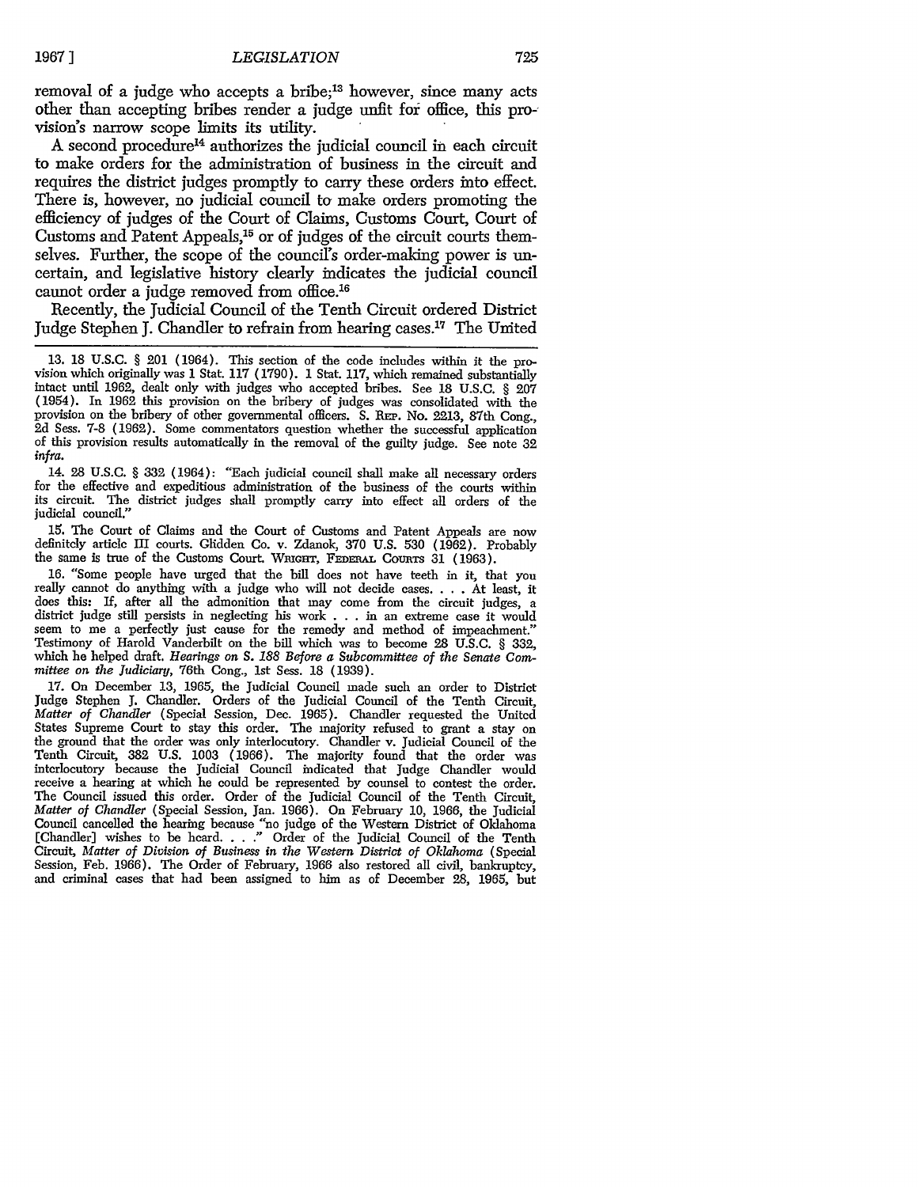removal of a judge who accepts a bribe;[13] however, since many acts other than accepting bribes render a judge unfit for office, this provision's narrow scope limits its utility.

A second procedure[14] authorizes the judicial council in each circuit to make orders for the administration of business in the circuit and requires the district judges promptly to carry these orders into effect. There is, however, no judicial council to make orders promoting the efficiency of judges of the Court of Claims, Customs Court, Court of Customs and Patent Appeals,[15] or of judges of the circuit courts themselves. Further, the scope of the council's order-making power is uncertain, and legislative history clearly indicates the judicial council cannot order a judge removed from office.[16]

Recently, the Judicial Council of the Tenth Circuit ordered District Judge Stephen J. Chandler to refrain from hearing cases.[17] The United

---

13. 18 U.S.C. § 201 (1964). This section of the code includes within it the provision which originally was 1 Stat. 117 (1790). 1 Stat. 117, which remained substantially intact until 1962, dealt only with judges who accepted bribes. See 18 U.S.C. § 207 (1954). In 1962 this provision on the bribery of judges was consolidated with the provision on the bribery of other governmental officers. S. REP. No. 2213, 87th Cong., 2d Sess. 7-8 (1962). Some commentators question whether the successful application of this provision results automatically in the removal of the guilty judge. See note 32 *infra*.

14. 28 U.S.C. § 332 (1964): "Each judicial council shall make all necessary orders for the effective and expeditious administration of the business of the courts within its circuit. The district judges shall promptly carry into effect all orders of the judicial council."

15. The Court of Claims and the Court of Customs and Patent Appeals are now definitely article III courts. Glidden Co. v. Zdanok, 370 U.S. 530 (1962). Probably the same is true of the Customs Court. WRIGHT, FEDERAL COURTS 31 (1963).

16. "Some people have urged that the bill does not have teeth in it, that you really cannot do anything with a judge who will not decide cases. . . . At least, it does this: If, after all the admonition that may come from the circuit judges, a district judge still persists in neglecting his work . . . in an extreme case it would seem to me a perfectly just cause for the remedy and method of impeachment." Testimony of Harold Vanderbilt on the bill which was to become 28 U.S.C. § 332, which he helped draft. *Hearings on S. 188 Before a Subcommittee of the Senate Committee on the Judiciary*, 76th Cong., 1st Sess. 18 (1939).

17. On December 13, 1965, the Judicial Council made such an order to District Judge Stephen J. Chandler. Orders of the Judicial Council of the Tenth Circuit, *Matter of Chandler* (Special Session, Dec. 1965). Chandler requested the United States Supreme Court to stay this order. The majority refused to grant a stay on the ground that the order was only interlocutory. Chandler v. Judicial Council of the Tenth Circuit, 382 U.S. 1003 (1966). The majority found that the order was interlocutory because the Judicial Council indicated that Judge Chandler would receive a hearing at which he could be represented by counsel to contest the order. The Council issued this order. Order of the Judicial Council of the Tenth Circuit, *Matter of Chandler* (Special Session, Jan. 1966). On February 10, 1966, the Judicial Council cancelled the hearing because "no judge of the Western District of Oklahoma [Chandler] wishes to be heard. . . ." Order of the Judicial Council of the Tenth Circuit, *Matter of Division of Business in the Western District of Oklahoma* (Special Session, Feb. 1966). The Order of February, 1966 also restored all civil, bankruptcy, and criminal cases that had been assigned to him as of December 28, 1965, but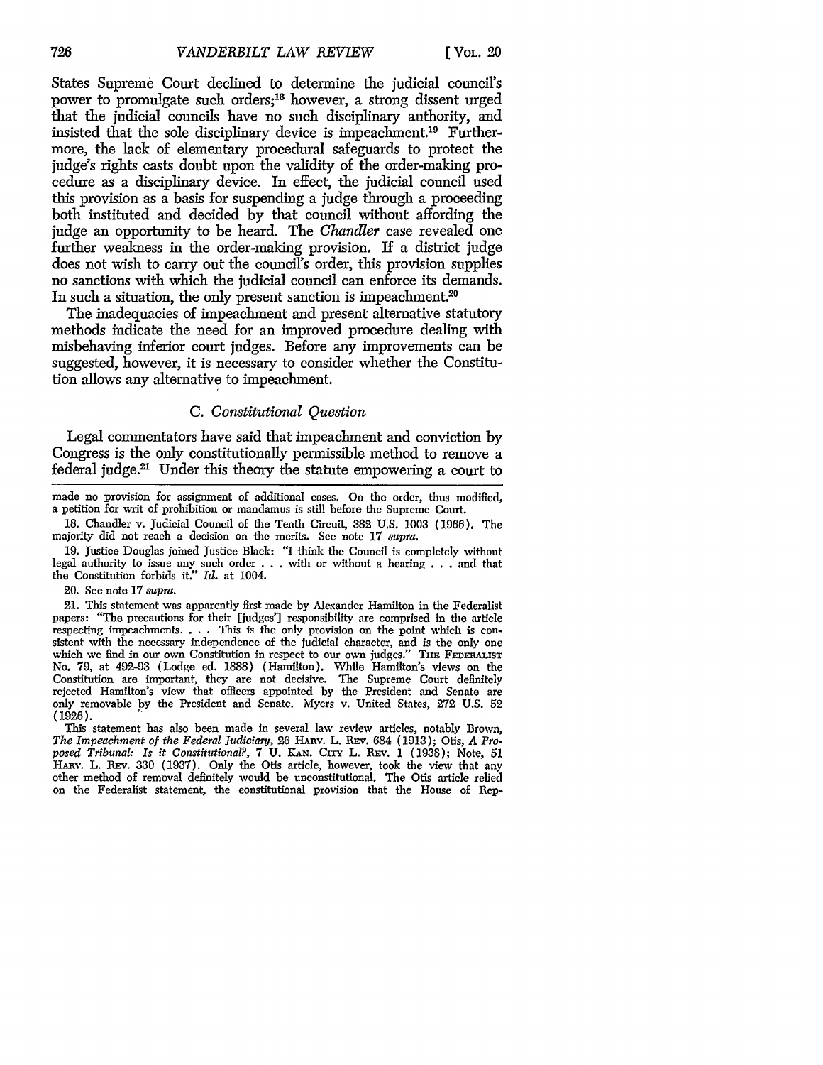States Supreme Court declined to determine the judicial council's power to promulgate such orders;[18] however, a strong dissent urged that the judicial councils have no such disciplinary authority, and insisted that the sole disciplinary device is impeachment.[19] Furthermore, the lack of elementary procedural safeguards to protect the judge's rights casts doubt upon the validity of the order-making procedure as a disciplinary device. In effect, the judicial council used this provision as a basis for suspending a judge through a proceeding both instituted and decided by that council without affording the judge an opportunity to be heard. The *Chandler* case revealed one further weakness in the order-making provision. If a district judge does not wish to carry out the council's order, this provision supplies no sanctions with which the judicial council can enforce its demands. In such a situation, the only present sanction is impeachment.[20]

The inadequacies of impeachment and present alternative statutory methods indicate the need for an improved procedure dealing with misbehaving inferior court judges. Before any improvements can be suggested, however, it is necessary to consider whether the Constitution allows any alternative to impeachment.

### C. *Constitutional Question*

Legal commentators have said that impeachment and conviction by Congress is the only constitutionally permissible method to remove a federal judge.[21] Under this theory the statute empowering a court to

---

made no provision for assignment of additional cases. On the order, thus modified, a petition for writ of prohibition or mandamus is still before the Supreme Court.

18. Chandler v. Judicial Council of the Tenth Circuit, 382 U.S. 1003 (1966). The majority did not reach a decision on the merits. See note 17 *supra*.

19. Justice Douglas joined Justice Black: "I think the Council is completely without legal authority to issue any such order . . . with or without a hearing . . . and that the Constitution forbids it." *Id.* at 1004.

20. See note 17 *supra*.

21. This statement was apparently first made by Alexander Hamilton in the Federalist papers: "The precautions for their [judges'] responsibility are comprised in the article respecting impeachments. . . . This is the only provision on the point which is consistent with the necessary independence of the judicial character, and is the only one which we find in our own Constitution in respect to our own judges." THE FEDERALIST No. 79, at 492-93 (Lodge ed. 1888) (Hamilton). While Hamilton's views on the Constitution are important, they are not decisive. The Supreme Court definitely rejected Hamilton's view that officers appointed by the President and Senate are only removable by the President and Senate. Myers v. United States, 272 U.S. 52 (1926).

This statement has also been made in several law review articles, notably Brown, *The Impeachment of the Federal Judiciary*, 26 HARV. L. REV. 684 (1913); Otis, *A Proposed Tribunal: Is it Constitutional?*, 7 U. KAN. CITY L. REV. 1 (1938); Note, 51 HARV. L. REV. 330 (1937). Only the Otis article, however, took the view that any other method of removal definitely would be unconstitutional. The Otis article relied on the Federalist statement, the constitutional provision that the House of Rep-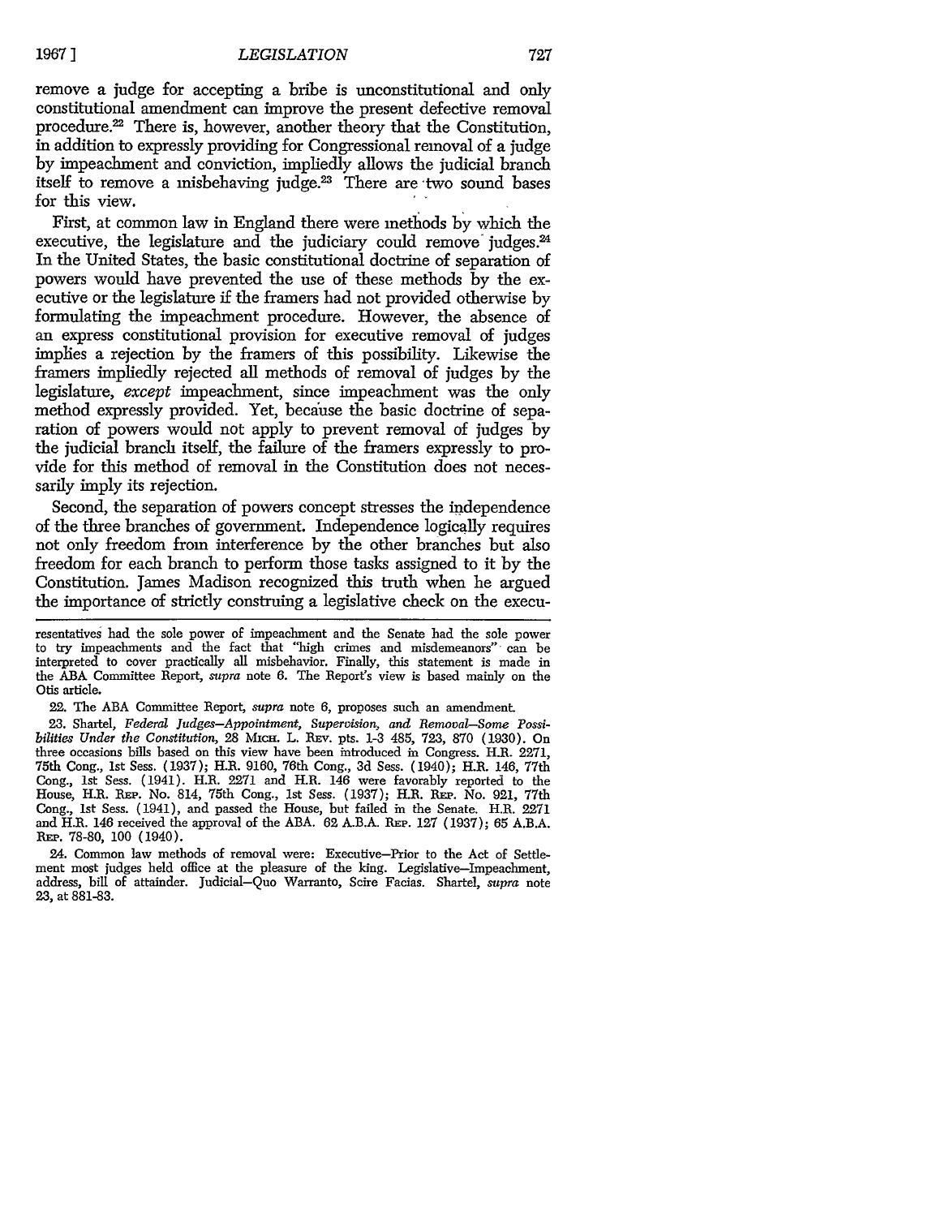remove a judge for accepting a bribe is unconstitutional and only constitutional amendment can improve the present defective removal procedure.[22] There is, however, another theory that the Constitution, in addition to expressly providing for Congressional removal of a judge by impeachment and conviction, impliedly allows the judicial branch itself to remove a misbehaving judge.[23] There are two sound bases for this view.

First, at common law in England there were methods by which the executive, the legislature and the judiciary could remove judges.[24] In the United States, the basic constitutional doctrine of separation of powers would have prevented the use of these methods by the executive or the legislature if the framers had not provided otherwise by formulating the impeachment procedure. However, the absence of an express constitutional provision for executive removal of judges implies a rejection by the framers of this possibility. Likewise the framers impliedly rejected all methods of removal of judges by the legislature, *except* impeachment, since impeachment was the only method expressly provided. Yet, because the basic doctrine of separation of powers would not apply to prevent removal of judges by the judicial branch itself, the failure of the framers expressly to provide for this method of removal in the Constitution does not necessarily imply its rejection.

Second, the separation of powers concept stresses the independence of the three branches of government. Independence logically requires not only freedom from interference by the other branches but also freedom for each branch to perform those tasks assigned to it by the Constitution. James Madison recognized this truth when he argued the importance of strictly construing a legislative check on the execu-

---

resentatives had the sole power of impeachment and the Senate had the sole power to try impeachments and the fact that "high crimes and misdemeanors" can be interpreted to cover practically all misbehavior. Finally, this statement is made in the ABA Committee Report, *supra* note 6. The Report's view is based mainly on the Otis article.

22. The ABA Committee Report, *supra* note 6, proposes such an amendment.

23. Shartel, *Federal Judges—Appointment, Supervision, and Removal—Some Possibilities Under the Constitution*, 28 MICH. L. REV. pts. 1-3 485, 723, 870 (1930). On three occasions bills based on this view have been introduced in Congress. H.R. 2271, 75th Cong., 1st Sess. (1937); H.R. 9160, 76th Cong., 3d Sess. (1940); H.R. 146, 77th Cong., 1st Sess. (1941). H.R. 2271 and H.R. 146 were favorably reported to the House, H.R. REP. No. 814, 75th Cong., 1st Sess. (1937); H.R. REP. No. 921, 77th Cong., 1st Sess. (1941), and passed the House, but failed in the Senate. H.R. 2271 and H.R. 146 received the approval of the ABA. 62 A.B.A. REP. 127 (1937); 65 A.B.A. REP. 78-80, 100 (1940).

24. Common law methods of removal were: Executive—Prior to the Act of Settlement most judges held office at the pleasure of the king. Legislative—Impeachment, address, bill of attainder. Judicial—Quo Warranto, Scire Facias. Shartel, *supra* note 23, at 881-83.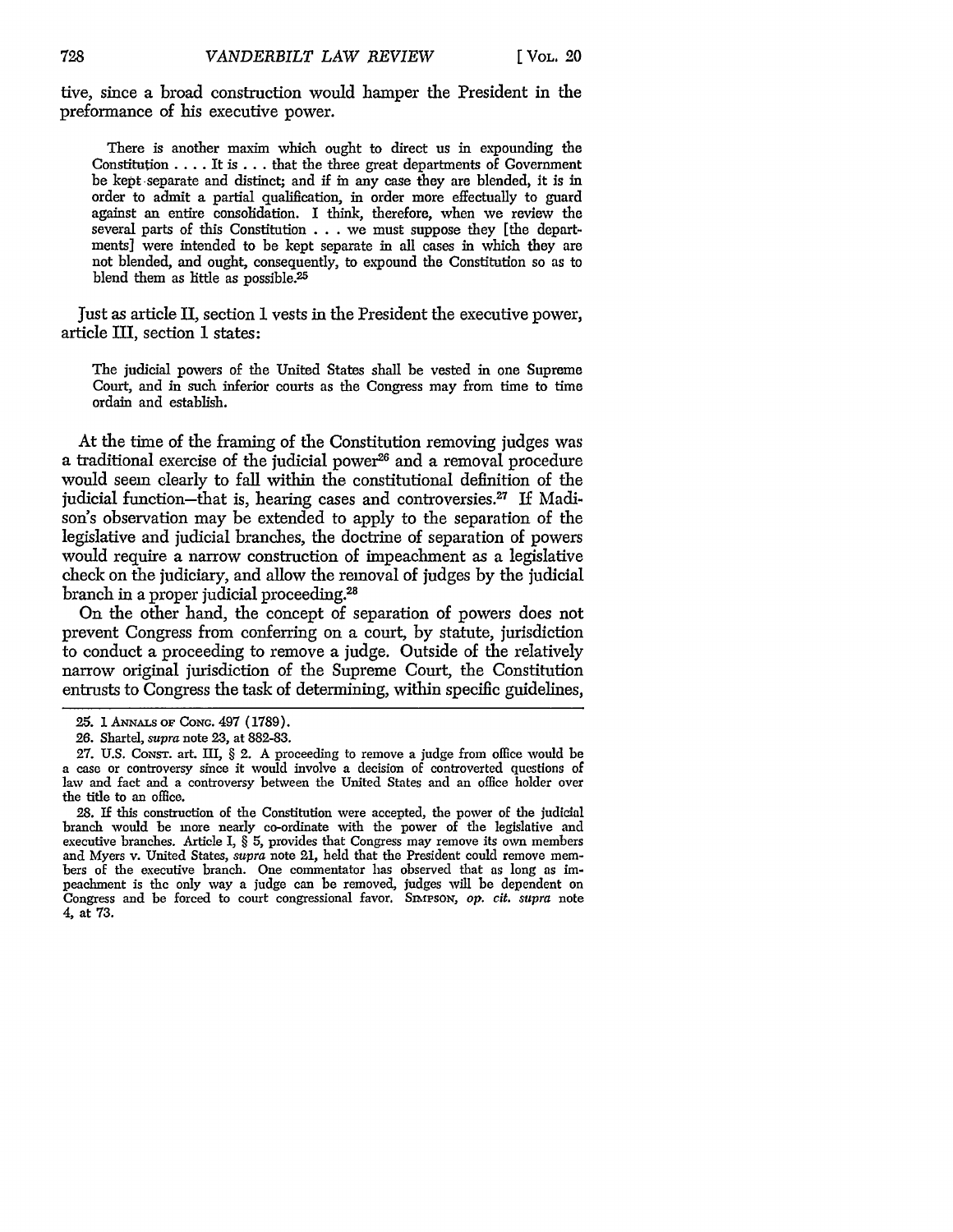tive, since a broad construction would hamper the President in the preformance of his executive power.

> There is another maxim which ought to direct us in expounding the Constitution . . . . It is . . . that the three great departments of Government be kept separate and distinct; and if in any case they are blended, it is in order to admit a partial qualification, in order more effectually to guard against an entire consolidation. I think, therefore, when we review the several parts of this Constitution . . . we must suppose they [the departments] were intended to be kept separate in all cases in which they are not blended, and ought, consequently, to expound the Constitution so as to blend them as little as possible.[25]

Just as article II, section 1 vests in the President the executive power, article III, section 1 states:

> The judicial powers of the United States shall be vested in one Supreme Court, and in such inferior courts as the Congress may from time to time ordain and establish.

At the time of the framing of the Constitution removing judges was a traditional exercise of the judicial power[26] and a removal procedure would seem clearly to fall within the constitutional definition of the judicial function—that is, hearing cases and controversies.[27] If Madison's observation may be extended to apply to the separation of the legislative and judicial branches, the doctrine of separation of powers would require a narrow construction of impeachment as a legislative check on the judiciary, and allow the removal of judges by the judicial branch in a proper judicial proceeding.[28]

On the other hand, the concept of separation of powers does not prevent Congress from conferring on a court, by statute, jurisdiction to conduct a proceeding to remove a judge. Outside of the relatively narrow original jurisdiction of the Supreme Court, the Constitution entrusts to Congress the task of determining, within specific guidelines,

---

25. 1 ANNALS OF CONG. 497 (1789).

26. Shartel, *supra* note 23, at 882-83.

27. U.S. CONST. art. III, § 2. A proceeding to remove a judge from office would be a case or controversy since it would involve a decision of controverted questions of law and fact and a controversy between the United States and an office holder over the title to an office.

28. If this construction of the Constitution were accepted, the power of the judicial branch would be more nearly co-ordinate with the power of the legislative and executive branches. Article I, § 5, provides that Congress may remove its own members and Myers v. United States, *supra* note 21, held that the President could remove members of the executive branch. One commentator has observed that as long as impeachment is the only way a judge can be removed, judges will be dependent on Congress and be forced to court congressional favor. SIMPSON, *op. cit. supra* note 4, at 73.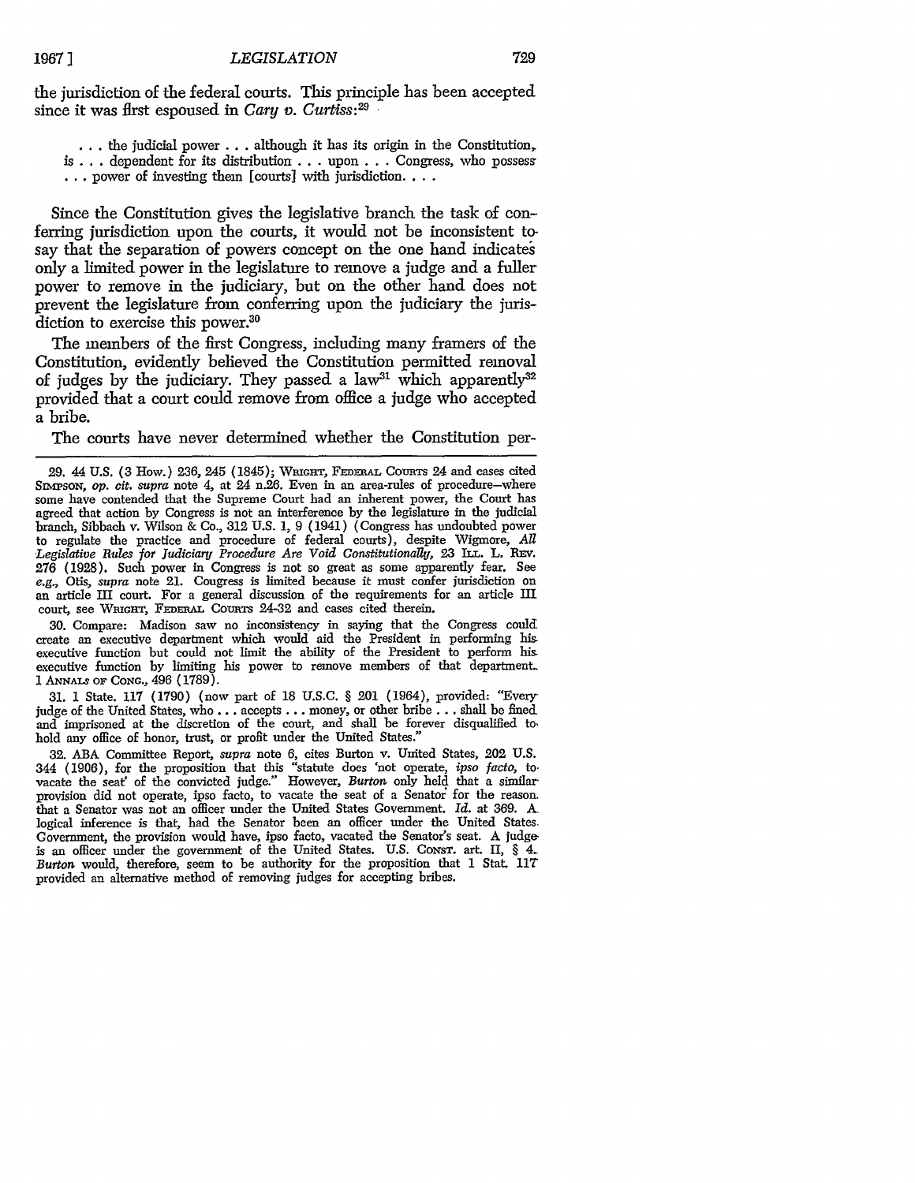the jurisdiction of the federal courts. This principle has been accepted since it was first espoused in *Cary v. Curtiss*:[29]

> . . . the judicial power . . . although it has its origin in the Constitution, is . . . dependent for its distribution . . . upon . . . Congress, who possess . . . power of investing them [courts] with jurisdiction. . . .

Since the Constitution gives the legislative branch the task of conferring jurisdiction upon the courts, it would not be inconsistent to say that the separation of powers concept on the one hand indicates only a limited power in the legislature to remove a judge and a fuller power to remove in the judiciary, but on the other hand does not prevent the legislature from conferring upon the judiciary the jurisdiction to exercise this power.[30]

The members of the first Congress, including many framers of the Constitution, evidently believed the Constitution permitted removal of judges by the judiciary. They passed a law[31] which apparently[32] provided that a court could remove from office a judge who accepted a bribe.

The courts have never determined whether the Constitution per-

---

29. 44 U.S. (3 How.) 236, 245 (1845); WRIGHT, FEDERAL COURTS 24 and cases cited SIMPSON, *op. cit. supra* note 4, at 24 n.26. Even in an area-rules of procedure—where some have contended that the Supreme Court had an inherent power, the Court has agreed that action by Congress is not an interference by the legislature in the judicial branch, Sibbach v. Wilson & Co., 312 U.S. 1, 9 (1941) (Congress has undoubted power to regulate the practice and procedure of federal courts), despite Wigmore, *All Legislative Rules for Judiciary Procedure Are Void Constitutionally*, 23 ILL. L. REV. 276 (1928). Such power in Congress is not so great as some apparently fear. See *e.g.*, Otis, *supra* note 21. Congress is limited because it must confer jurisdiction on an article III court. For a general discussion of the requirements for an article III court, see WRIGHT, FEDERAL COURTS 24-32 and cases cited therein.

30. Compare: Madison saw no inconsistency in saying that the Congress could create an executive department which would aid the President in performing his executive function but could not limit the ability of the President to perform his executive function by limiting his power to remove members of that department. 1 ANNALS OF CONG., 496 (1789).

31. 1 Stat. 117 (1790) (now part of 18 U.S.C. § 201 (1964), provided: "Every judge of the United States, who . . . accepts . . . money, or other bribe . . . shall be fined and imprisoned at the discretion of the court, and shall be forever disqualified to hold any office of honor, trust, or profit under the United States."

32. ABA Committee Report, *supra* note 6, cites Burton v. United States, 202 U.S. 344 (1906), for the proposition that this "statute does 'not operate, *ipso facto*, to vacate the seat' of the convicted judge." However, *Burton* only held that a similar provision did not operate, ipso facto, to vacate the seat of a Senator for the reason that a Senator was not an officer under the United States Government. *Id.* at 369. A logical inference is that, had the Senator been an officer under the United States Government, the provision would have, ipso facto, vacated the Senator's seat. A judge is an officer under the government of the United States. U.S. CONST. art. II, § 4. *Burton* would, therefore, seem to be authority for the proposition that 1 Stat. 117 provided an alternative method of removing judges for accepting bribes.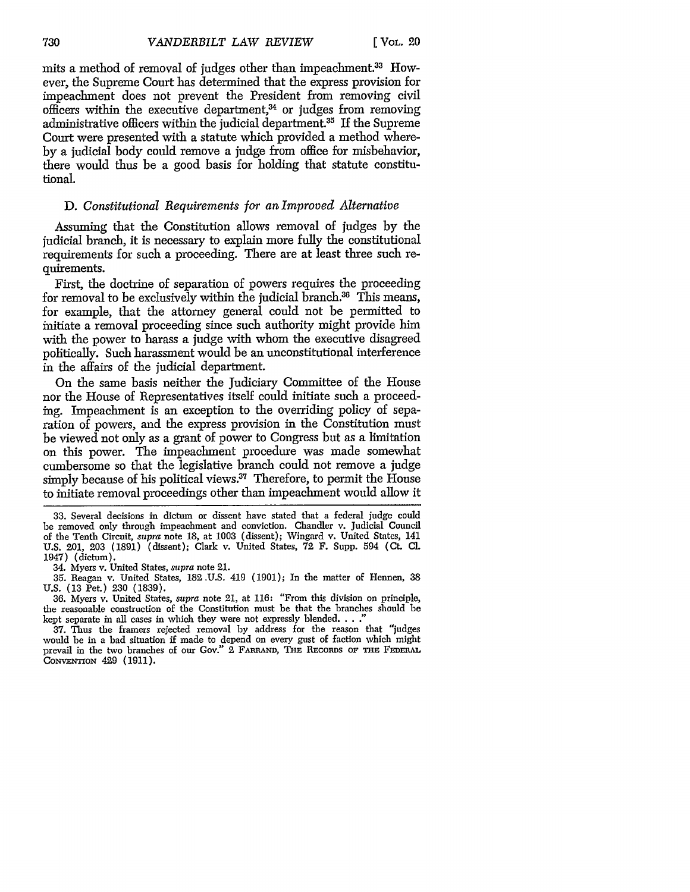mits a method of removal of judges other than impeachment.[33] However, the Supreme Court has determined that the express provision for impeachment does not prevent the President from removing civil officers within the executive department,[34] or judges from removing administrative officers within the judicial department.[35] If the Supreme Court were presented with a statute which provided a method whereby a judicial body could remove a judge from office for misbehavior, there would thus be a good basis for holding that statute constitutional.

### D. *Constitutional Requirements for an Improved Alternative*

Assuming that the Constitution allows removal of judges by the judicial branch, it is necessary to explain more fully the constitutional requirements for such a proceeding. There are at least three such requirements.

First, the doctrine of separation of powers requires the proceeding for removal to be exclusively within the judicial branch.[36] This means, for example, that the attorney general could not be permitted to initiate a removal proceeding since such authority might provide him with the power to harass a judge with whom the executive disagreed politically. Such harassment would be an unconstitutional interference in the affairs of the judicial department.

On the same basis neither the Judiciary Committee of the House nor the House of Representatives itself could initiate such a proceeding. Impeachment is an exception to the overriding policy of separation of powers, and the express provision in the Constitution must be viewed not only as a grant of power to Congress but as a limitation on this power. The impeachment procedure was made somewhat cumbersome so that the legislative branch could not remove a judge simply because of his political views.[37] Therefore, to permit the House to initiate removal proceedings other than impeachment would allow it

---

33. Several decisions in dictum or dissent have stated that a federal judge could be removed only through impeachment and conviction. Chandler v. Judicial Council of the Tenth Circuit, *supra* note 18, at 1003 (dissent); Wingard v. United States, 141 U.S. 201, 203 (1891) (dissent); Clark v. United States, 72 F. Supp. 594 (Ct. Cl. 1947) (dictum).

34. Myers v. United States, *supra* note 21.

35. Reagan v. United States, 182 U.S. 419 (1901); In the matter of Hennen, 38 U.S. (13 Pet.) 230 (1839).

36. Myers v. United States, *supra* note 21, at 116: "From this division on principle, the reasonable construction of the Constitution must be that the branches should be kept separate in all cases in which they were not expressly blended. . . ."

37. Thus the framers rejected removal by address for the reason that "judges would be in a bad situation if made to depend on every gust of faction which might prevail in the two branches of our Gov." 2 FARRAND, THE RECORDS OF THE FEDERAL CONVENTION 429 (1911).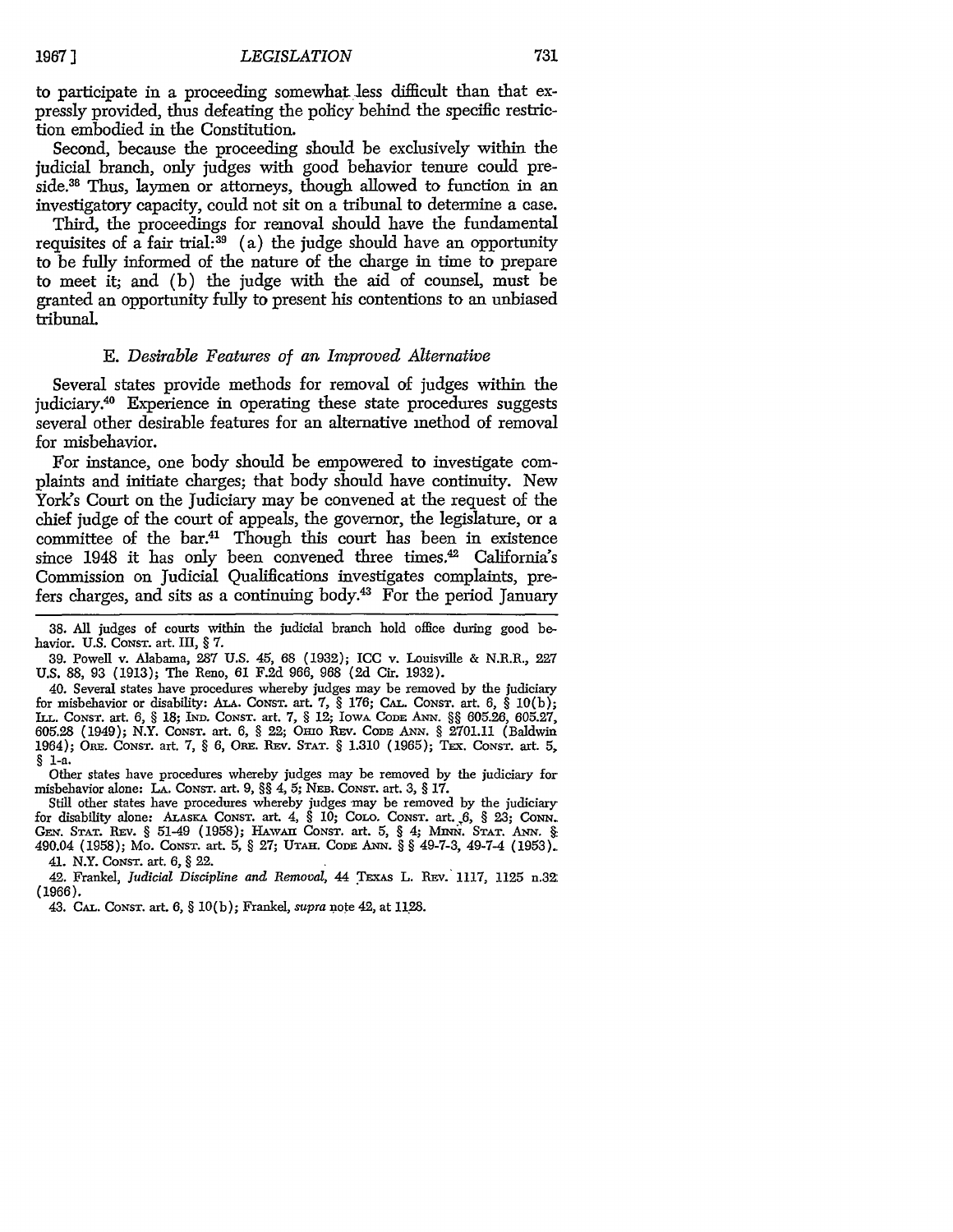to participate in a proceeding somewhat less difficult than that expressly provided, thus defeating the policy behind the specific restriction embodied in the Constitution.

Second, because the proceeding should be exclusively within the judicial branch, only judges with good behavior tenure could preside.[38] Thus, laymen or attorneys, though allowed to function in an investigatory capacity, could not sit on a tribunal to determine a case.

Third, the proceedings for removal should have the fundamental requisites of a fair trial:[39] (a) the judge should have an opportunity to be fully informed of the nature of the charge in time to prepare to meet it; and (b) the judge with the aid of counsel, must be granted an opportunity fully to present his contentions to an unbiased tribunal.

### E. *Desirable Features of an Improved Alternative*

Several states provide methods for removal of judges within the judiciary.[40] Experience in operating these state procedures suggests several other desirable features for an alternative method of removal for misbehavior.

For instance, one body should be empowered to investigate complaints and initiate charges; that body should have continuity. New York's Court on the Judiciary may be convened at the request of the chief judge of the court of appeals, the governor, the legislature, or a committee of the bar.[41] Though this court has been in existence since 1948 it has only been convened three times.[42] California's Commission on Judicial Qualifications investigates complaints, prefers charges, and sits as a continuing body.[43] For the period January

---

38. All judges of courts within the judicial branch hold office during good behavior. U.S. CONST. art. III, § 7.

39. Powell v. Alabama, 287 U.S. 45, 68 (1932); ICC v. Louisville & N.R.R., 227 U.S. 88, 93 (1913); The Reno, 61 F.2d 966, 968 (2d Cir. 1932).

40. Several states have procedures whereby judges may be removed by the judiciary for misbehavior or disability: ALA. CONST. art. 7, § 176; CAL. CONST. art. 6, § 10(b); ILL. CONST. art. 6, § 18; IND. CONST. art. 7, § 12; IOWA CODE ANN. §§ 605.26, 605.27, 605.28 (1949); N.Y. CONST. art. 6, § 22; OHIO REV. CODE ANN. § 2701.11 (Baldwin 1964); ORE. CONST. art. 7, § 6, ORE. REV. STAT. § 1.310 (1965); TEX. CONST. art. 5, § 1-a.

Other states have procedures whereby judges may be removed by the judiciary for misbehavior alone: LA. CONST. art. 9, §§ 4, 5; NEB. CONST. art. 3, § 17.

Still other states have procedures whereby judges may be removed by the judiciary for disability alone: ALASKA CONST. art. 4, § 10; COLO. CONST. art. 6, § 23; CONN. GEN. STAT. REV. § 51-49 (1958); HAWAII CONST. art. 5, § 4; MINN. STAT. ANN. § 490.04 (1958); MO. CONST. art. 5, § 27; UTAH. CODE ANN. §§ 49-7-3, 49-7-4 (1953).

41. N.Y. CONST. art. 6, § 22.

42. Frankel, *Judicial Discipline and Removal*, 44 TEXAS L. REV. 1117, 1125 n.32 (1966).

43. CAL. CONST. art. 6, § 10(b); Frankel, *supra* note 42, at 1128.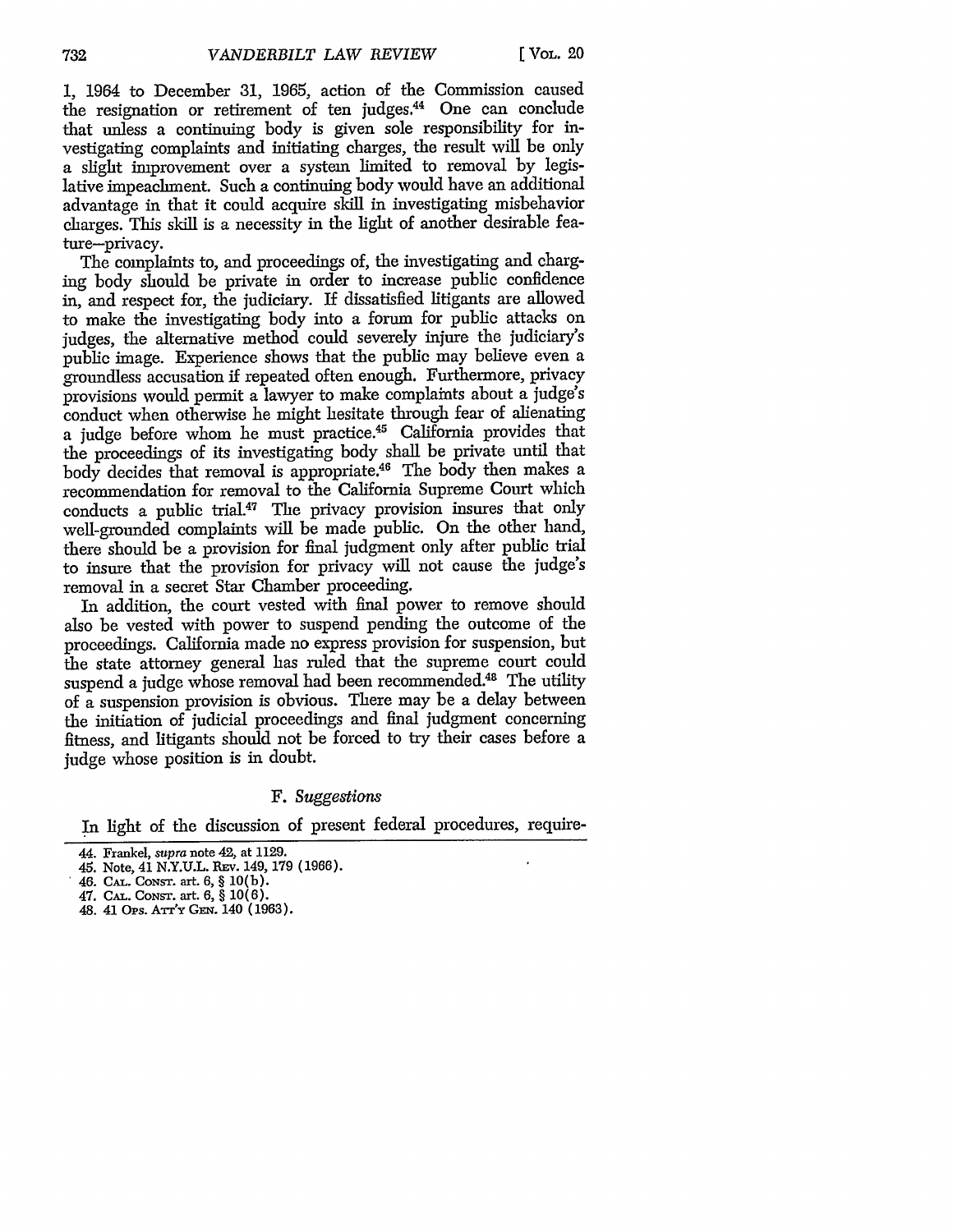1, 1964 to December 31, 1965, action of the Commission caused the resignation or retirement of ten judges.[44] One can conclude that unless a continuing body is given sole responsibility for investigating complaints and initiating charges, the result will be only a slight improvement over a system limited to removal by legislative impeachment. Such a continuing body would have an additional advantage in that it could acquire skill in investigating misbehavior charges. This skill is a necessity in the light of another desirable feature—privacy.

The complaints to, and proceedings of, the investigating and charging body should be private in order to increase public confidence in, and respect for, the judiciary. If dissatisfied litigants are allowed to make the investigating body into a forum for public attacks on judges, the alternative method could severely injure the judiciary's public image. Experience shows that the public may believe even a groundless accusation if repeated often enough. Furthermore, privacy provisions would permit a lawyer to make complaints about a judge's conduct when otherwise he might hesitate through fear of alienating a judge before whom he must practice.[45] California provides that the proceedings of its investigating body shall be private until that body decides that removal is appropriate.[46] The body then makes a recommendation for removal to the California Supreme Court which conducts a public trial.[47] The privacy provision insures that only well-grounded complaints will be made public. On the other hand, there should be a provision for final judgment only after public trial to insure that the provision for privacy will not cause the judge's removal in a secret Star Chamber proceeding.

In addition, the court vested with final power to remove should also be vested with power to suspend pending the outcome of the proceedings. California made no express provision for suspension, but the state attorney general has ruled that the supreme court could suspend a judge whose removal had been recommended.[48] The utility of a suspension provision is obvious. There may be a delay between the initiation of judicial proceedings and final judgment concerning fitness, and litigants should not be forced to try their cases before a judge whose position is in doubt.

### F. *Suggestions*

In light of the discussion of present federal procedures, require-

---

44. Frankel, *supra* note 42, at 1129.
45. Note, 41 N.Y.U.L. Rev. 149, 179 (1966).
46. Cal. Const. art. 6, § 10(b).
47. Cal. Const. art. 6, § 10(6).
48. 41 Ops. Att'y Gen. 140 (1963).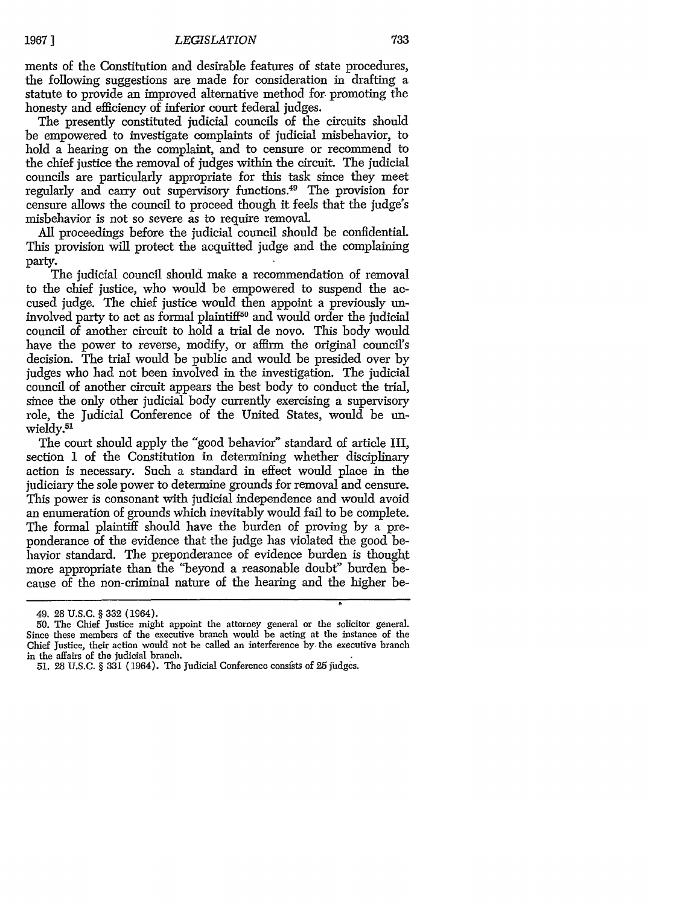ments of the Constitution and desirable features of state procedures, the following suggestions are made for consideration in drafting a statute to provide an improved alternative method for promoting the honesty and efficiency of inferior court federal judges.

The presently constituted judicial councils of the circuits should be empowered to investigate complaints of judicial misbehavior, to hold a hearing on the complaint, and to censure or recommend to the chief justice the removal of judges within the circuit. The judicial councils are particularly appropriate for this task since they meet regularly and carry out supervisory functions.[49] The provision for censure allows the council to proceed though it feels that the judge's misbehavior is not so severe as to require removal.

All proceedings before the judicial council should be confidential. This provision will protect the acquitted judge and the complaining party.

The judicial council should make a recommendation of removal to the chief justice, who would be empowered to suspend the accused judge. The chief justice would then appoint a previously uninvolved party to act as formal plaintiff[50] and would order the judicial council of another circuit to hold a trial de novo. This body would have the power to reverse, modify, or affirm the original council's decision. The trial would be public and would be presided over by judges who had not been involved in the investigation. The judicial council of another circuit appears the best body to conduct the trial, since the only other judicial body currently exercising a supervisory role, the Judicial Conference of the United States, would be unwieldy.[51]

The court should apply the "good behavior" standard of article III, section 1 of the Constitution in determining whether disciplinary action is necessary. Such a standard in effect would place in the judiciary the sole power to determine grounds for removal and censure. This power is consonant with judicial independence and would avoid an enumeration of grounds which inevitably would fail to be complete. The formal plaintiff should have the burden of proving by a preponderance of the evidence that the judge has violated the good behavior standard. The preponderance of evidence burden is thought more appropriate than the "beyond a reasonable doubt" burden because of the non-criminal nature of the hearing and the higher be-

---

49. 28 U.S.C. § 332 (1964).

50. The Chief Justice might appoint the attorney general or the solicitor general. Since these members of the executive branch would be acting at the instance of the Chief Justice, their action would not be called an interference by the executive branch in the affairs of the judicial branch.

51. 28 U.S.C. § 331 (1964). The Judicial Conference consists of 25 judges.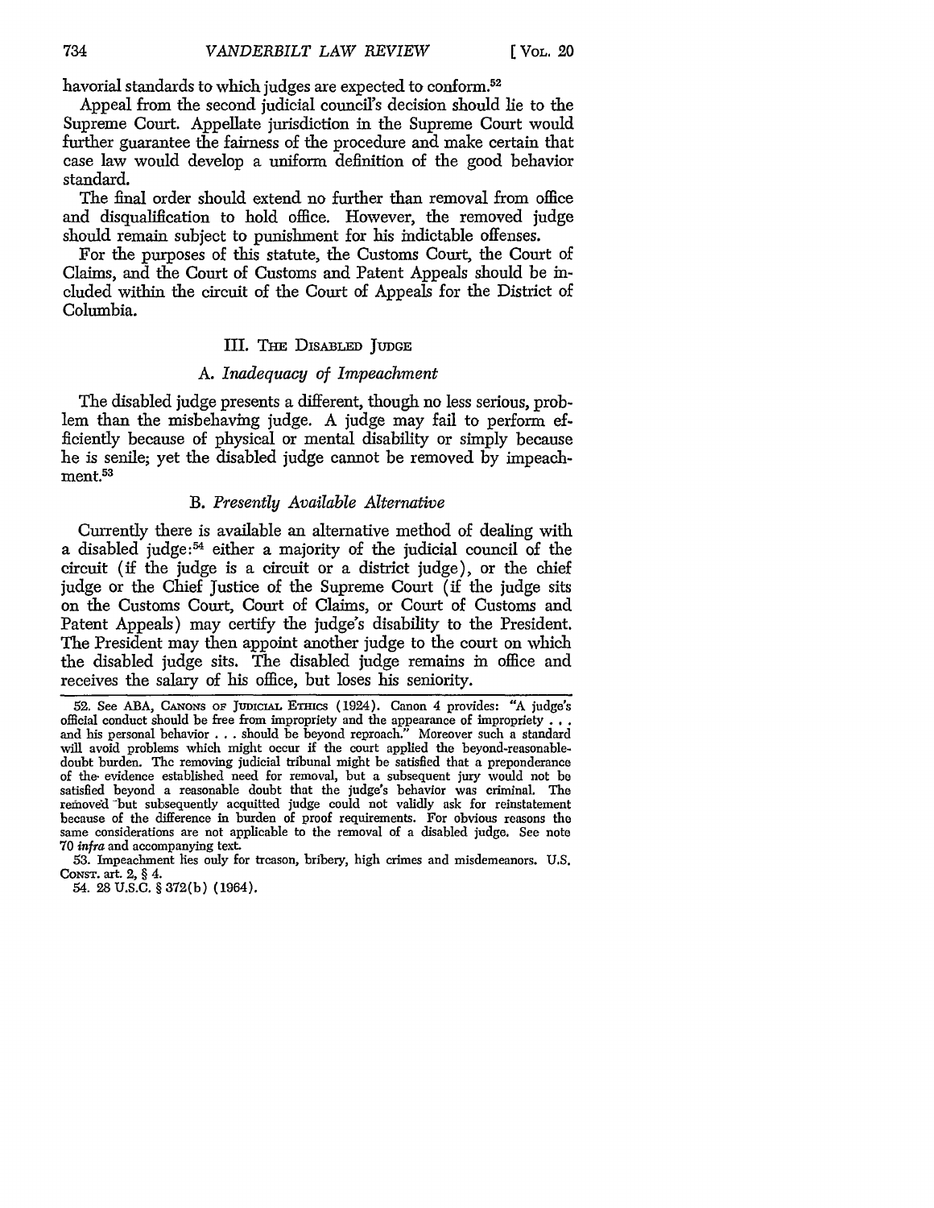havorial standards to which judges are expected to conform.[52]

Appeal from the second judicial council's decision should lie to the Supreme Court. Appellate jurisdiction in the Supreme Court would further guarantee the fairness of the procedure and make certain that case law would develop a uniform definition of the good behavior standard.

The final order should extend no further than removal from office and disqualification to hold office. However, the removed judge should remain subject to punishment for his indictable offenses.

For the purposes of this statute, the Customs Court, the Court of Claims, and the Court of Customs and Patent Appeals should be included within the circuit of the Court of Appeals for the District of Columbia.

## III. The Disabled Judge

### A. *Inadequacy of Impeachment*

The disabled judge presents a different, though no less serious, problem than the misbehaving judge. A judge may fail to perform efficiently because of physical or mental disability or simply because he is senile; yet the disabled judge cannot be removed by impeachment.[53]

### B. *Presently Available Alternative*

Currently there is available an alternative method of dealing with a disabled judge:[54] either a majority of the judicial council of the circuit (if the judge is a circuit or a district judge), or the chief judge or the Chief Justice of the Supreme Court (if the judge sits on the Customs Court, Court of Claims, or Court of Customs and Patent Appeals) may certify the judge's disability to the President. The President may then appoint another judge to the court on which the disabled judge sits. The disabled judge remains in office and receives the salary of his office, but loses his seniority.

---

52. See ABA, Canons of Judicial Ethics (1924). Canon 4 provides: "A judge's official conduct should be free from impropriety and the appearance of impropriety . . . and his personal behavior . . . should be beyond reproach." Moreover such a standard will avoid problems which might occur if the court applied the beyond-reasonable-doubt burden. The removing judicial tribunal might be satisfied that a preponderance of the evidence established need for removal, but a subsequent jury would not be satisfied beyond a reasonable doubt that the judge's behavior was criminal. The removed but subsequently acquitted judge could not validly ask for reinstatement because of the difference in burden of proof requirements. For obvious reasons the same considerations are not applicable to the removal of a disabled judge. See note 70 *infra* and accompanying text.

53. Impeachment lies only for treason, bribery, high crimes and misdemeanors. U.S. Const. art. 2, § 4.

54. 28 U.S.C. § 372(b) (1964).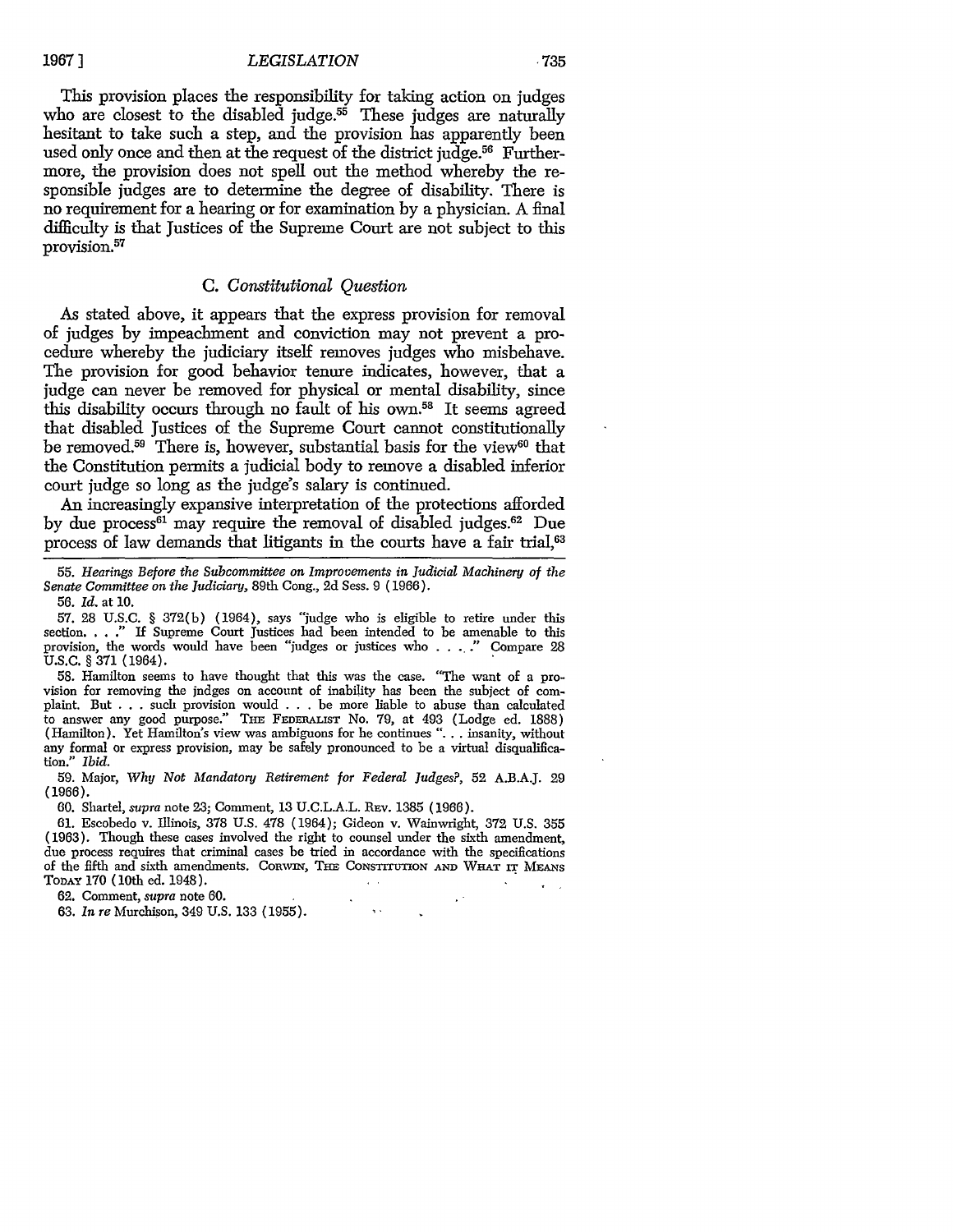This provision places the responsibility for taking action on judges who are closest to the disabled judge.[55] These judges are naturally hesitant to take such a step, and the provision has apparently been used only once and then at the request of the district judge.[56] Furthermore, the provision does not spell out the method whereby the responsible judges are to determine the degree of disability. There is no requirement for a hearing or for examination by a physician. A final difficulty is that Justices of the Supreme Court are not subject to this provision.[57]

### C. *Constitutional Question*

As stated above, it appears that the express provision for removal of judges by impeachment and conviction may not prevent a procedure whereby the judiciary itself removes judges who misbehave. The provision for good behavior tenure indicates, however, that a judge can never be removed for physical or mental disability, since this disability occurs through no fault of his own.[58] It seems agreed that disabled Justices of the Supreme Court cannot constitutionally be removed.[59] There is, however, substantial basis for the view[60] that the Constitution permits a judicial body to remove a disabled inferior court judge so long as the judge's salary is continued.

An increasingly expansive interpretation of the protections afforded by due process[61] may require the removal of disabled judges.[62] Due process of law demands that litigants in the courts have a fair trial,[63]

55. *Hearings Before the Subcommittee on Improvements in Judicial Machinery of the Senate Committee on the Judiciary*, 89th Cong., 2d Sess. 9 (1966).

56. *Id.* at 10.

57. 28 U.S.C. § 372(b) (1964), says "judge who is eligible to retire under this section. . . ." If Supreme Court Justices had been intended to be amenable to this provision, the words would have been "judges or justices who . . . ." Compare 28 U.S.C. § 371 (1964).

58. Hamilton seems to have thought that this was the case. "The want of a provision for removing the judges on account of inability has been the subject of complaint. But . . . such provision would . . . be more liable to abuse than calculated to answer any good purpose." THE FEDERALIST No. 79, at 493 (Lodge ed. 1888) (Hamilton). Yet Hamilton's view was ambiguous for he continues ". . . insanity, without any formal or express provision, may be safely pronounced to be a virtual disqualification." *Ibid.*

59. Major, *Why Not Mandatory Retirement for Federal Judges?*, 52 A.B.A.J. 29 (1966).

60. Shartel, *supra* note 23; Comment, 13 U.C.L.A.L. REV. 1385 (1966).

61. Escobedo v. Illinois, 378 U.S. 478 (1964); Gideon v. Wainwright, 372 U.S. 355 (1963). Though these cases involved the right to counsel under the sixth amendment, due process requires that criminal cases be tried in accordance with the specifications of the fifth and sixth amendments. CORWIN, THE CONSTITUTION AND WHAT IT MEANS TODAY 170 (10th ed. 1948).

62. Comment, *supra* note 60.

63. *In re* Murchison, 349 U.S. 133 (1955).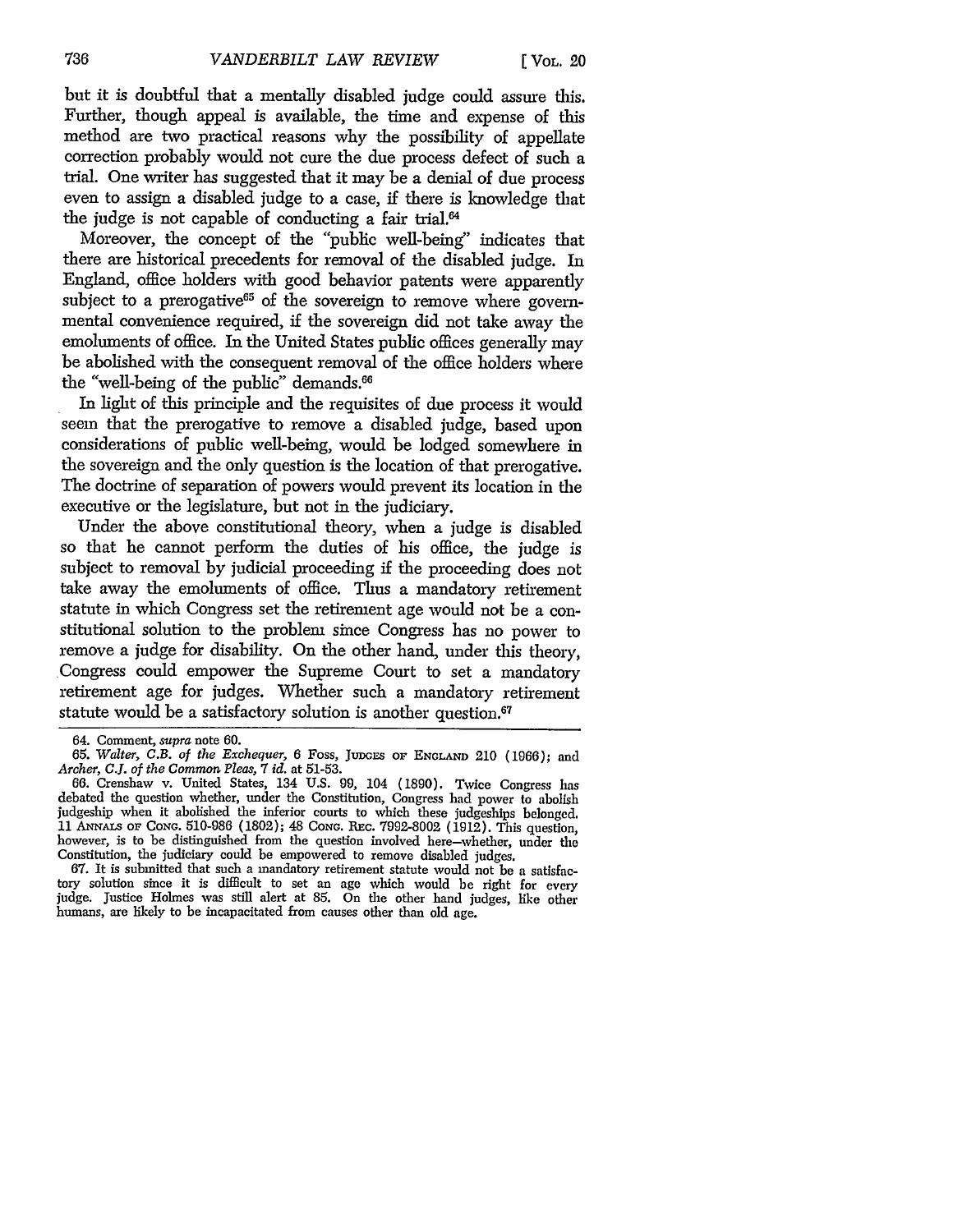but it is doubtful that a mentally disabled judge could assure this. Further, though appeal is available, the time and expense of this method are two practical reasons why the possibility of appellate correction probably would not cure the due process defect of such a trial. One writer has suggested that it may be a denial of due process even to assign a disabled judge to a case, if there is knowledge that the judge is not capable of conducting a fair trial.[64]

Moreover, the concept of the "public well-being" indicates that there are historical precedents for removal of the disabled judge. In England, office holders with good behavior patents were apparently subject to a prerogative[65] of the sovereign to remove where governmental convenience required, if the sovereign did not take away the emoluments of office. In the United States public offices generally may be abolished with the consequent removal of the office holders where the "well-being of the public" demands.[66]

In light of this principle and the requisites of due process it would seem that the prerogative to remove a disabled judge, based upon considerations of public well-being, would be lodged somewhere in the sovereign and the only question is the location of that prerogative. The doctrine of separation of powers would prevent its location in the executive or the legislature, but not in the judiciary.

Under the above constitutional theory, when a judge is disabled so that he cannot perform the duties of his office, the judge is subject to removal by judicial proceeding if the proceeding does not take away the emoluments of office. Thus a mandatory retirement statute in which Congress set the retirement age would not be a constitutional solution to the problem since Congress has no power to remove a judge for disability. On the other hand, under this theory, Congress could empower the Supreme Court to set a mandatory retirement age for judges. Whether such a mandatory retirement statute would be a satisfactory solution is another question.[67]

---

64. Comment, *supra* note 60.

65. *Walter, C.B. of the Exchequer*, 6 Foss, Judges of England 210 (1966); and *Archer, C.J. of the Common Pleas*, 7 *id.* at 51-53.

66. Crenshaw v. United States, 134 U.S. 99, 104 (1890). Twice Congress has debated the question whether, under the Constitution, Congress had power to abolish judgeship when it abolished the inferior courts to which these judgeships belonged. 11 Annals of Cong. 510-986 (1802); 48 Cong. Rec. 7992-8002 (1912). This question, however, is to be distinguished from the question involved here—whether, under the Constitution, the judiciary could be empowered to remove disabled judges.

67. It is submitted that such a mandatory retirement statute would not be a satisfactory solution since it is difficult to set an age which would be right for every judge. Justice Holmes was still alert at 85. On the other hand judges, like other humans, are likely to be incapacitated from causes other than old age.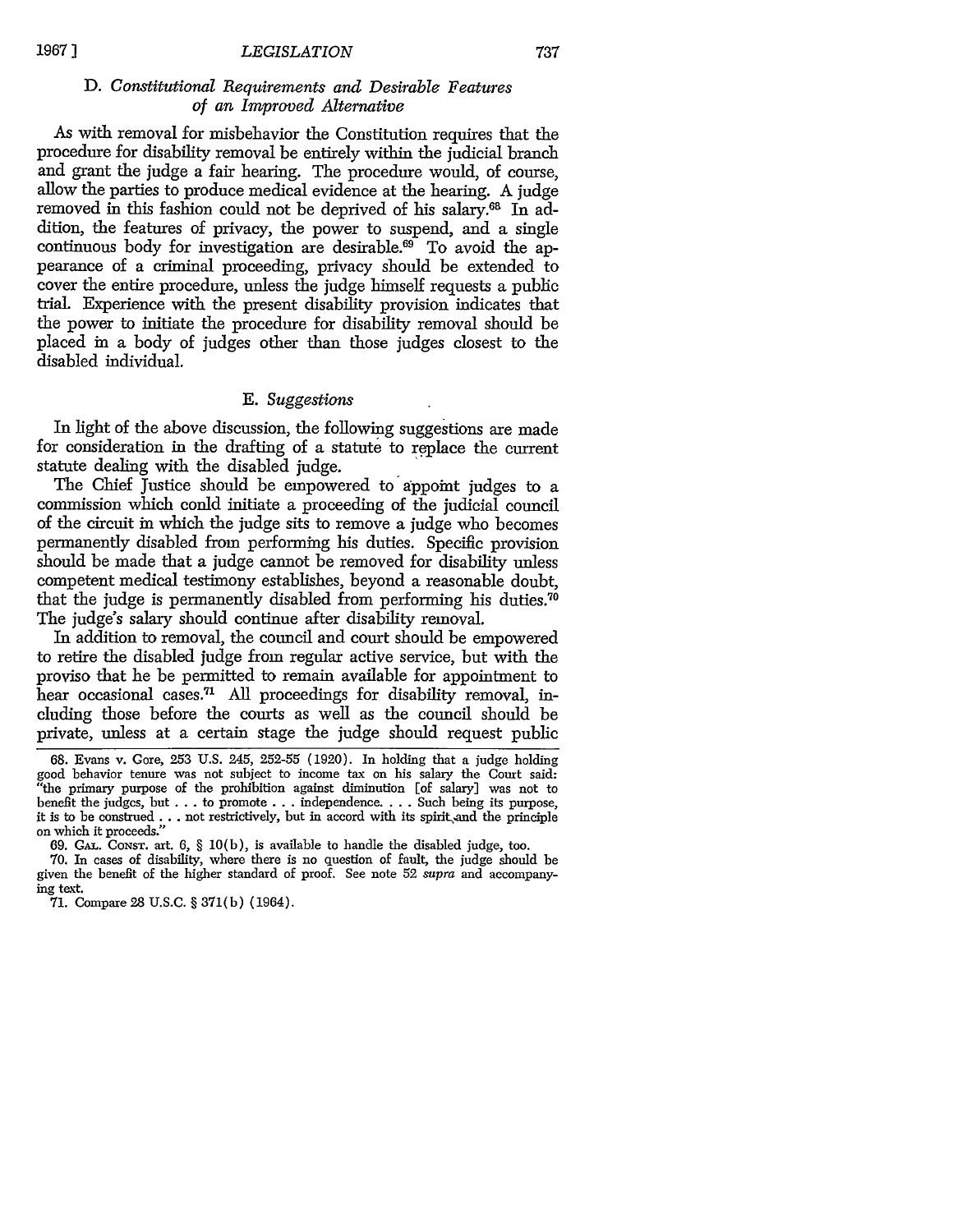### D. *Constitutional Requirements and Desirable Features of an Improved Alternative*

As with removal for misbehavior the Constitution requires that the procedure for disability removal be entirely within the judicial branch and grant the judge a fair hearing. The procedure would, of course, allow the parties to produce medical evidence at the hearing. A judge removed in this fashion could not be deprived of his salary.[68] In addition, the features of privacy, the power to suspend, and a single continuous body for investigation are desirable.[69] To avoid the appearance of a criminal proceeding, privacy should be extended to cover the entire procedure, unless the judge himself requests a public trial. Experience with the present disability provision indicates that the power to initiate the procedure for disability removal should be placed in a body of judges other than those judges closest to the disabled individual.

### E. *Suggestions*

In light of the above discussion, the following suggestions are made for consideration in the drafting of a statute to replace the current statute dealing with the disabled judge.

The Chief Justice should be empowered to appoint judges to a commission which conld initiate a proceeding of the judicial council of the circuit in which the judge sits to remove a judge who becomes permanently disabled from performing his duties. Specific provision should be made that a judge cannot be removed for disability unless competent medical testimony establishes, beyond a reasonable doubt, that the judge is permanently disabled from performing his duties.[70] The judge's salary should continue after disability removal.

In addition to removal, the council and court should be empowered to retire the disabled judge from regular active service, but with the proviso that he be permitted to remain available for appointment to hear occasional cases.[71] All proceedings for disability removal, including those before the courts as well as the council should be private, unless at a certain stage the judge should request public

---

68. Evans v. Gore, 253 U.S. 245, 252-55 (1920). In holding that a judge holding good behavior tenure was not subject to income tax on his salary the Court said: "the primary purpose of the prohibition against diminution [of salary] was not to benefit the judges, but . . . to promote . . . independence. . . . Such being its purpose, it is to be construed . . . not restrictively, but in accord with its spirit and the principle on which it proceeds."

69. CAL. CONST. art. 6, § 10(b), is available to handle the disabled judge, too.

70. In cases of disability, where there is no question of fault, the judge should be given the benefit of the higher standard of proof. See note 52 *supra* and accompanying text.

71. Compare 28 U.S.C. § 371(b) (1964).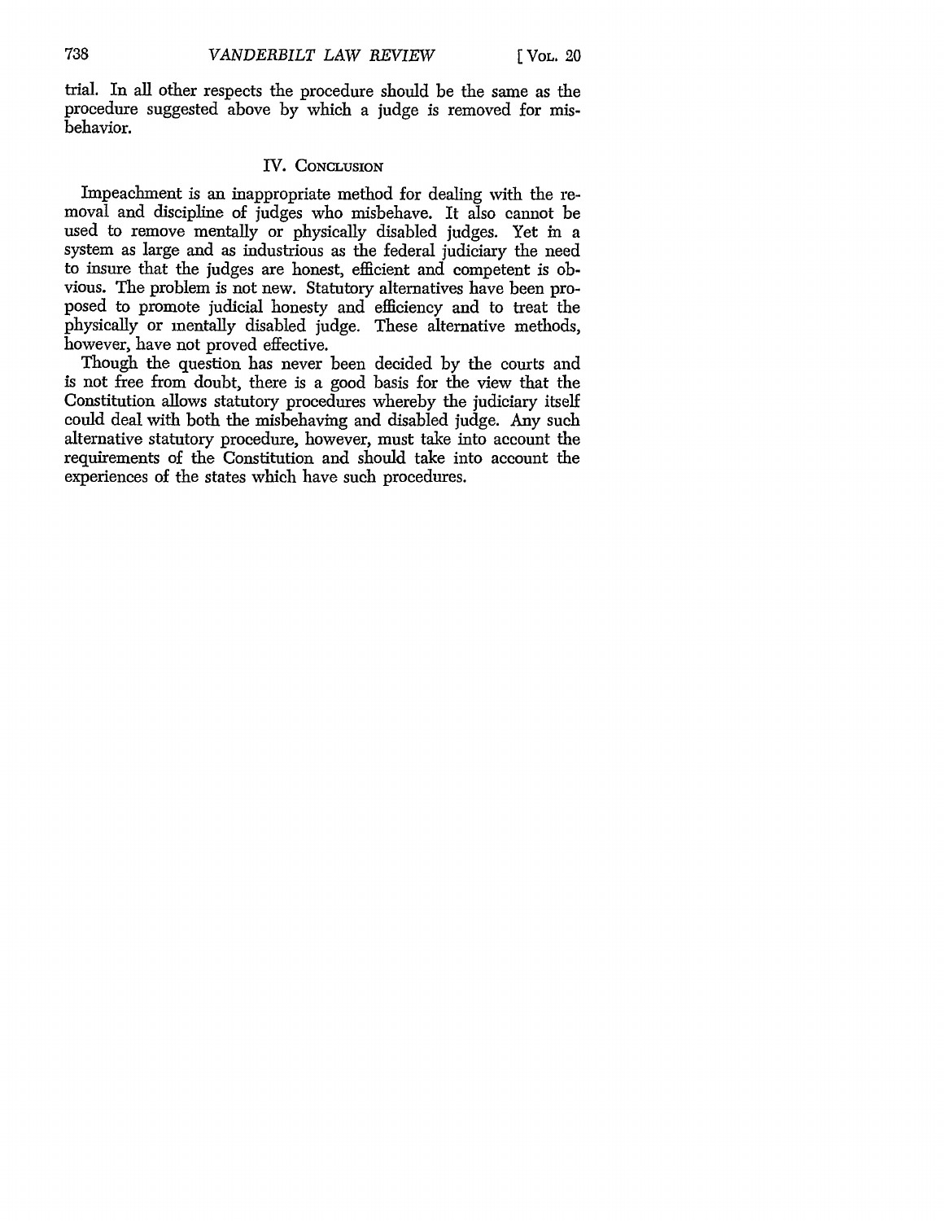trial. In all other respects the procedure should be the same as the procedure suggested above by which a judge is removed for misbehavior.

## IV. Conclusion

Impeachment is an inappropriate method for dealing with the removal and discipline of judges who misbehave. It also cannot be used to remove mentally or physically disabled judges. Yet in a system as large and as industrious as the federal judiciary the need to insure that the judges are honest, efficient and competent is obvious. The problem is not new. Statutory alternatives have been proposed to promote judicial honesty and efficiency and to treat the physically or mentally disabled judge. These alternative methods, however, have not proved effective.

Though the question has never been decided by the courts and is not free from doubt, there is a good basis for the view that the Constitution allows statutory procedures whereby the judiciary itself could deal with both the misbehaving and disabled judge. Any such alternative statutory procedure, however, must take into account the requirements of the Constitution and should take into account the experiences of the states which have such procedures.